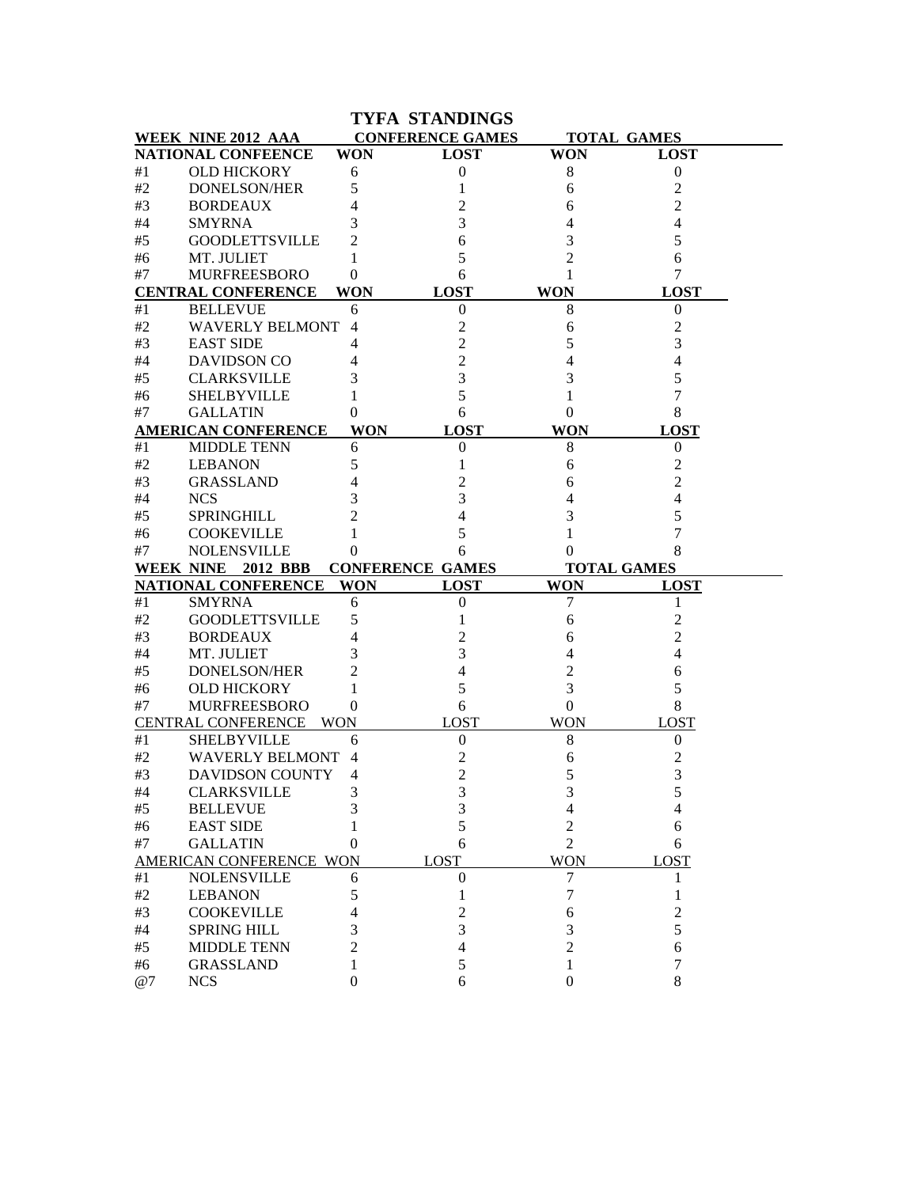# TYFA STANDINGS

| WEEK NINE 2012 AAA | | CONFERENCE GAMES | | TOTAL GAMES | |
|---|---|---|---|---|---|
| **NATIONAL CONFENCE** | | **WON** | **LOST** | **WON** | **LOST** |
| #1 | OLD HICKORY | 6 | 0 | 8 | 0 |
| #2 | DONELSON/HER | 5 | 1 | 6 | 2 |
| #3 | BORDEAUX | 4 | 2 | 6 | 2 |
| #4 | SMYRNA | 3 | 3 | 4 | 4 |
| #5 | GOODLETTSVILLE | 2 | 6 | 3 | 5 |
| #6 | MT. JULIET | 1 | 5 | 2 | 6 |
| #7 | MURFREESBORO | 0 | 6 | 1 | 7 |
| **CENTRAL CONFERENCE** | | **WON** | **LOST** | **WON** | **LOST** |
| #1 | BELLEVUE | 6 | 0 | 8 | 0 |
| #2 | WAVERLY BELMONT | 4 | 2 | 6 | 2 |
| #3 | EAST SIDE | 4 | 2 | 5 | 3 |
| #4 | DAVIDSON CO | 4 | 2 | 4 | 4 |
| #5 | CLARKSVILLE | 3 | 3 | 3 | 5 |
| #6 | SHELBYVILLE | 1 | 5 | 1 | 7 |
| #7 | GALLATIN | 0 | 6 | 0 | 8 |
| **AMERICAN CONFERENCE** | | **WON** | **LOST** | **WON** | **LOST** |
| #1 | MIDDLE TENN | 6 | 0 | 8 | 0 |
| #2 | LEBANON | 5 | 1 | 6 | 2 |
| #3 | GRASSLAND | 4 | 2 | 6 | 2 |
| #4 | NCS | 3 | 3 | 4 | 4 |
| #5 | SPRINGHILL | 2 | 4 | 3 | 5 |
| #6 | COOKEVILLE | 1 | 5 | 1 | 7 |
| #7 | NOLENSVILLE | 0 | 6 | 0 | 8 |

| WEEK NINE 2012 BBB | | CONFERENCE GAMES | | TOTAL GAMES | |
|---|---|---|---|---|---|
| **NATIONAL CONFERENCE** | | **WON** | **LOST** | **WON** | **LOST** |
| #1 | SMYRNA | 6 | 0 | 7 | 1 |
| #2 | GOODLETTSVILLE | 5 | 1 | 6 | 2 |
| #3 | BORDEAUX | 4 | 2 | 6 | 2 |
| #4 | MT. JULIET | 3 | 3 | 4 | 4 |
| #5 | DONELSON/HER | 2 | 4 | 2 | 6 |
| #6 | OLD HICKORY | 1 | 5 | 3 | 5 |
| #7 | MURFREESBORO | 0 | 6 | 0 | 8 |
| CENTRAL CONFERENCE | | WON | LOST | WON | LOST |
| #1 | SHELBYVILLE | 6 | 0 | 8 | 0 |
| #2 | WAVERLY BELMONT | 4 | 2 | 6 | 2 |
| #3 | DAVIDSON COUNTY | 4 | 2 | 5 | 3 |
| #4 | CLARKSVILLE | 3 | 3 | 3 | 5 |
| #5 | BELLEVUE | 3 | 3 | 4 | 4 |
| #6 | EAST SIDE | 1 | 5 | 2 | 6 |
| #7 | GALLATIN | 0 | 6 | 2 | 6 |
| AMERICAN CONFERENCE | | WON | LOST | WON | LOST |
| #1 | NOLENSVILLE | 6 | 0 | 7 | 1 |
| #2 | LEBANON | 5 | 1 | 7 | 1 |
| #3 | COOKEVILLE | 4 | 2 | 6 | 2 |
| #4 | SPRING HILL | 3 | 3 | 3 | 5 |
| #5 | MIDDLE TENN | 2 | 4 | 2 | 6 |
| #6 | GRASSLAND | 1 | 5 | 1 | 7 |
| @7 | NCS | 0 | 6 | 0 | 8 |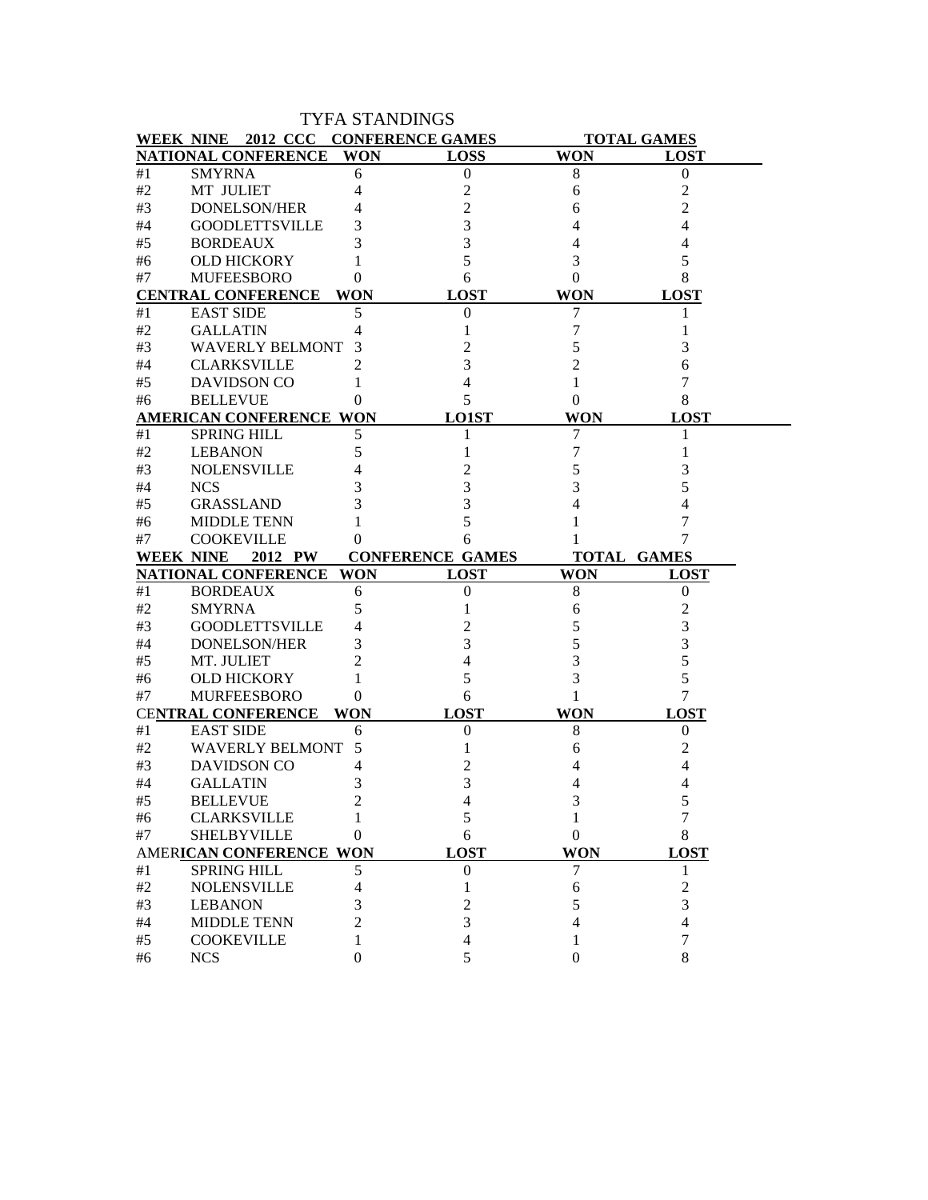# TYFA STANDINGS

| WEEK NINE 2012 CCC | | CONFERENCE GAMES | | TOTAL GAMES | |
|---|---|---|---|---|---|
| **NATIONAL CONFERENCE** | | **WON** | **LOSS** | **WON** | **LOST** |
| #1 | SMYRNA | 6 | 0 | 8 | 0 |
| #2 | MT JULIET | 4 | 2 | 6 | 2 |
| #3 | DONELSON/HER | 4 | 2 | 6 | 2 |
| #4 | GOODLETTSVILLE | 3 | 3 | 4 | 4 |
| #5 | BORDEAUX | 3 | 3 | 4 | 4 |
| #6 | OLD HICKORY | 1 | 5 | 3 | 5 |
| #7 | MUFEESBORO | 0 | 6 | 0 | 8 |
| **CENTRAL CONFERENCE** | | **WON** | **LOST** | **WON** | **LOST** |
| #1 | EAST SIDE | 5 | 0 | 7 | 1 |
| #2 | GALLATIN | 4 | 1 | 7 | 1 |
| #3 | WAVERLY BELMONT | 3 | 2 | 5 | 3 |
| #4 | CLARKSVILLE | 2 | 3 | 2 | 6 |
| #5 | DAVIDSON CO | 1 | 4 | 1 | 7 |
| #6 | BELLEVUE | 0 | 5 | 0 | 8 |
| **AMERICAN CONFERENCE** | | **WON** | **LO1ST** | **WON** | **LOST** |
| #1 | SPRING HILL | 5 | 1 | 7 | 1 |
| #2 | LEBANON | 5 | 1 | 7 | 1 |
| #3 | NOLENSVILLE | 4 | 2 | 5 | 3 |
| #4 | NCS | 3 | 3 | 3 | 5 |
| #5 | GRASSLAND | 3 | 3 | 4 | 4 |
| #6 | MIDDLE TENN | 1 | 5 | 1 | 7 |
| #7 | COOKEVILLE | 0 | 6 | 1 | 7 |

| WEEK NINE 2012 PW | | CONFERENCE GAMES | | TOTAL GAMES | |
|---|---|---|---|---|---|
| **NATIONAL CONFERENCE** | | **WON** | **LOST** | **WON** | **LOST** |
| #1 | BORDEAUX | 6 | 0 | 8 | 0 |
| #2 | SMYRNA | 5 | 1 | 6 | 2 |
| #3 | GOODLETTSVILLE | 4 | 2 | 5 | 3 |
| #4 | DONELSON/HER | 3 | 3 | 5 | 3 |
| #5 | MT. JULIET | 2 | 4 | 3 | 5 |
| #6 | OLD HICKORY | 1 | 5 | 3 | 5 |
| #7 | MURFEESBORO | 0 | 6 | 1 | 7 |
| **CENTRAL CONFERENCE** | | **WON** | **LOST** | **WON** | **LOST** |
| #1 | EAST SIDE | 6 | 0 | 8 | 0 |
| #2 | WAVERLY BELMONT | 5 | 1 | 6 | 2 |
| #3 | DAVIDSON CO | 4 | 2 | 4 | 4 |
| #4 | GALLATIN | 3 | 3 | 4 | 4 |
| #5 | BELLEVUE | 2 | 4 | 3 | 5 |
| #6 | CLARKSVILLE | 1 | 5 | 1 | 7 |
| #7 | SHELBYVILLE | 0 | 6 | 0 | 8 |
| **AMERICAN CONFERENCE** | | **WON** | **LOST** | **WON** | **LOST** |
| #1 | SPRING HILL | 5 | 0 | 7 | 1 |
| #2 | NOLENSVILLE | 4 | 1 | 6 | 2 |
| #3 | LEBANON | 3 | 2 | 5 | 3 |
| #4 | MIDDLE TENN | 2 | 3 | 4 | 4 |
| #5 | COOKEVILLE | 1 | 4 | 1 | 7 |
| #6 | NCS | 0 | 5 | 0 | 8 |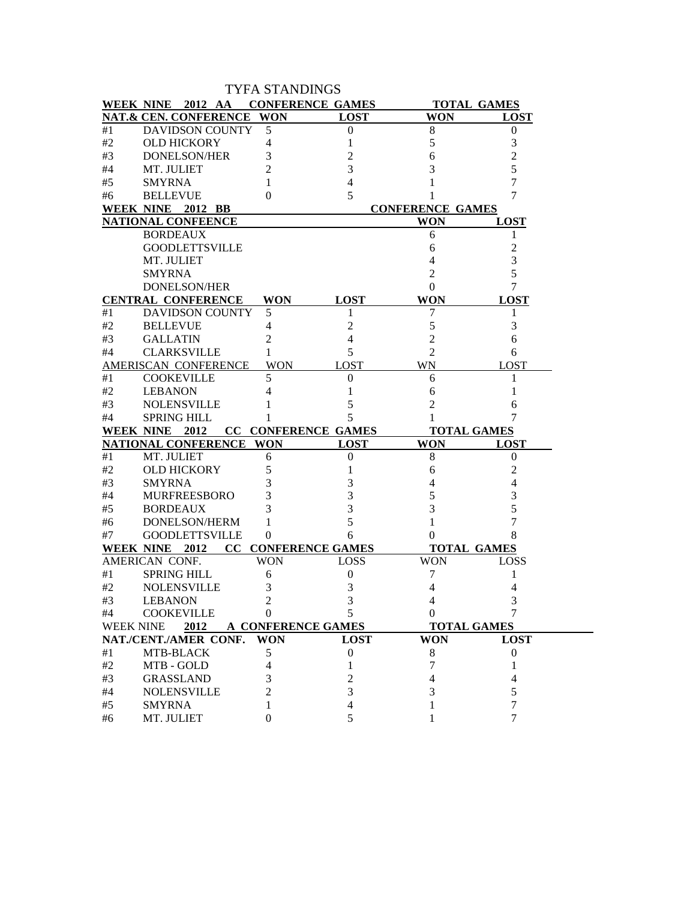# TYFA STANDINGS

| WEEK NINE 2012 AA | | CONFERENCE GAMES | | TOTAL GAMES | |
|---|---|---|---|---|---|
| **NAT.& CEN. CONFERENCE** | | **WON** | **LOST** | **WON** | **LOST** |
| #1 | DAVIDSON COUNTY | 5 | 0 | 8 | 0 |
| #2 | OLD HICKORY | 4 | 1 | 5 | 3 |
| #3 | DONELSON/HER | 3 | 2 | 6 | 2 |
| #4 | MT. JULIET | 2 | 3 | 3 | 5 |
| #5 | SMYRNA | 1 | 4 | 1 | 7 |
| #6 | BELLEVUE | 0 | 5 | 1 | 7 |

| WEEK NINE 2012 BB | | | | CONFERENCE GAMES | |
|---|---|---|---|---|---|
| **NATIONAL CONFEENCE** | | | | **WON** | **LOST** |
| | BORDEAUX | | | 6 | 1 |
| | GOODLETTSVILLE | | | 6 | 2 |
| | MT. JULIET | | | 4 | 3 |
| | SMYRNA | | | 2 | 5 |
| | DONELSON/HER | | | 0 | 7 |
| **CENTRAL CONFERENCE** | | **WON** | **LOST** | **WON** | **LOST** |
| #1 | DAVIDSON COUNTY | 5 | 1 | 7 | 1 |
| #2 | BELLEVUE | 4 | 2 | 5 | 3 |
| #3 | GALLATIN | 2 | 4 | 2 | 6 |
| #4 | CLARKSVILLE | 1 | 5 | 2 | 6 |
| AMERISCAN CONFERENCE | | WON | LOST | WN | LOST |
| #1 | COOKEVILLE | 5 | 0 | 6 | 1 |
| #2 | LEBANON | 4 | 1 | 6 | 1 |
| #3 | NOLENSVILLE | 1 | 5 | 2 | 6 |
| #4 | SPRING HILL | 1 | 5 | 1 | 7 |

| WEEK NINE 2012 CC | | CONFERENCE GAMES | | TOTAL GAMES | |
|---|---|---|---|---|---|
| **NATIONAL CONFERENCE** | | **WON** | **LOST** | **WON** | **LOST** |
| #1 | MT. JULIET | 6 | 0 | 8 | 0 |
| #2 | OLD HICKORY | 5 | 1 | 6 | 2 |
| #3 | SMYRNA | 3 | 3 | 4 | 4 |
| #4 | MURFREESBORO | 3 | 3 | 5 | 3 |
| #5 | BORDEAUX | 3 | 3 | 3 | 5 |
| #6 | DONELSON/HERM | 1 | 5 | 1 | 7 |
| #7 | GOODLETTSVILLE | 0 | 6 | 0 | 8 |

| WEEK NINE 2012 CC | | CONFERENCE GAMES | | TOTAL GAMES | |
|---|---|---|---|---|---|
| AMERICAN CONF. | | WON | LOSS | WON | LOSS |
| #1 | SPRING HILL | 6 | 0 | 7 | 1 |
| #2 | NOLENSVILLE | 3 | 3 | 4 | 4 |
| #3 | LEBANON | 2 | 3 | 4 | 3 |
| #4 | COOKEVILLE | 0 | 5 | 0 | 7 |

| WEEK NINE 2012 | | A CONFERENCE GAMES | | TOTAL GAMES | |
|---|---|---|---|---|---|
| **NAT./CENT./AMER CONF.** | | **WON** | **LOST** | **WON** | **LOST** |
| #1 | MTB-BLACK | 5 | 0 | 8 | 0 |
| #2 | MTB - GOLD | 4 | 1 | 7 | 1 |
| #3 | GRASSLAND | 3 | 2 | 4 | 4 |
| #4 | NOLENSVILLE | 2 | 3 | 3 | 5 |
| #5 | SMYRNA | 1 | 4 | 1 | 7 |
| #6 | MT. JULIET | 0 | 5 | 1 | 7 |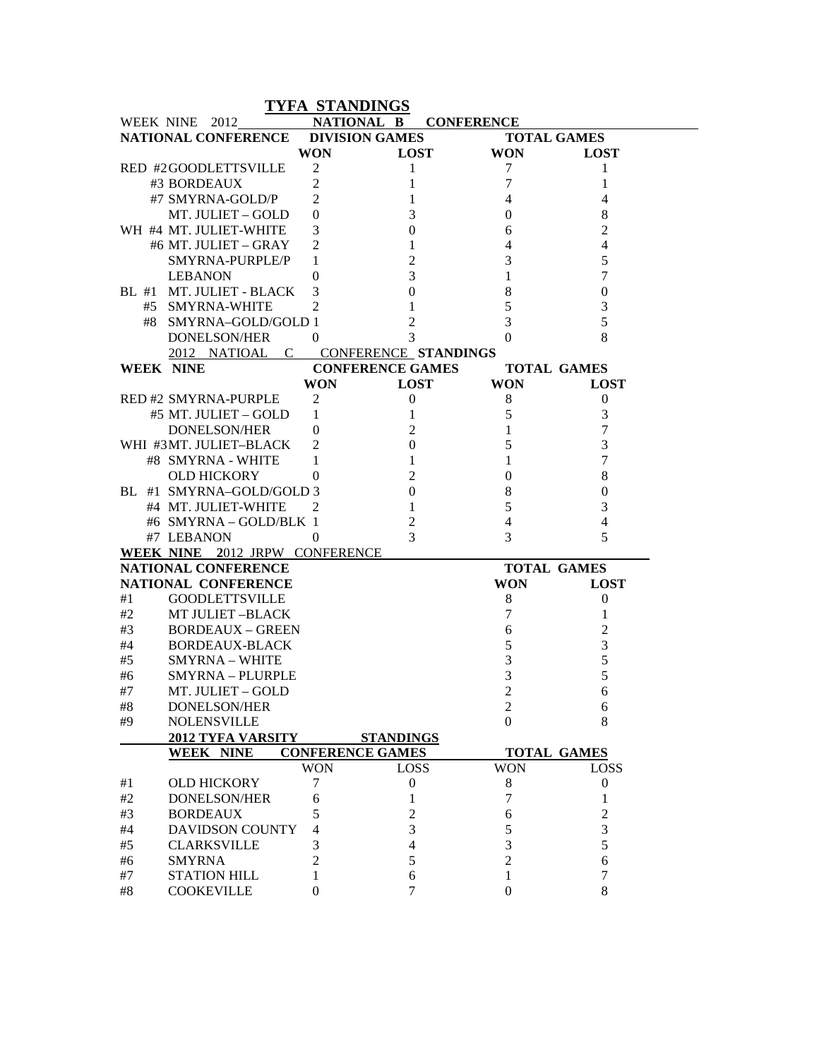# TYFA STANDINGS

WEEK NINE 2012 **NATIONAL B CONFERENCE**

| **NATIONAL CONFERENCE** | **DIVISION GAMES** | | **TOTAL GAMES** | |
|---|---|---|---|---|
| | **WON** | **LOST** | **WON** | **LOST** |
| RED #2 GOODLETTSVILLE | 2 | 1 | 7 | 1 |
| #3 BORDEAUX | 2 | 1 | 7 | 1 |
| #7 SMYRNA-GOLD/P | 2 | 1 | 4 | 4 |
| MT. JULIET – GOLD | 0 | 3 | 0 | 8 |
| WH #4 MT. JULIET-WHITE | 3 | 0 | 6 | 2 |
| #6 MT. JULIET – GRAY | 2 | 1 | 4 | 4 |
| SMYRNA-PURPLE/P | 1 | 2 | 3 | 5 |
| LEBANON | 0 | 3 | 1 | 7 |
| BL #1 MT. JULIET - BLACK | 3 | 0 | 8 | 0 |
| #5 SMYRNA-WHITE | 2 | 1 | 5 | 3 |
| #8 SMYRNA–GOLD/GOLD | 1 | 2 | 3 | 5 |
| DONELSON/HER | 0 | 3 | 0 | 8 |

2012 NATIOAL C CONFERENCE **STANDINGS**

| **WEEK NINE** | **CONFERENCE GAMES** | | **TOTAL GAMES** | |
|---|---|---|---|---|
| | **WON** | **LOST** | **WON** | **LOST** |
| RED #2 SMYRNA-PURPLE | 2 | 0 | 8 | 0 |
| #5 MT. JULIET – GOLD | 1 | 1 | 5 | 3 |
| DONELSON/HER | 0 | 2 | 1 | 7 |
| WHI #3 MT. JULIET–BLACK | 2 | 0 | 5 | 3 |
| #8 SMYRNA - WHITE | 1 | 1 | 1 | 7 |
| OLD HICKORY | 0 | 2 | 0 | 8 |
| BL #1 SMYRNA–GOLD/GOLD | 3 | 0 | 8 | 0 |
| #4 MT. JULIET-WHITE | 2 | 1 | 5 | 3 |
| #6 SMYRNA – GOLD/BLK | 1 | 2 | 4 | 4 |
| #7 LEBANON | 0 | 3 | 3 | 5 |

**WEEK NINE 2012 JRPW CONFERENCE**

| | **NATIONAL CONFERENCE** | **TOTAL GAMES** | |
|---|---|---|---|
| | **NATIONAL CONFERENCE** | **WON** | **LOST** |
| #1 | GOODLETTSVILLE | 8 | 0 |
| #2 | MT JULIET –BLACK | 7 | 1 |
| #3 | BORDEAUX – GREEN | 6 | 2 |
| #4 | BORDEAUX-BLACK | 5 | 3 |
| #5 | SMYRNA – WHITE | 3 | 5 |
| #6 | SMYRNA – PLURPLE | 3 | 5 |
| #7 | MT. JULIET – GOLD | 2 | 6 |
| #8 | DONELSON/HER | 2 | 6 |
| #9 | NOLENSVILLE | 0 | 8 |

**2012 TYFA VARSITY STANDINGS**

| | **WEEK NINE** | **CONFERENCE GAMES** | | **TOTAL GAMES** | |
|---|---|---|---|---|---|
| | | WON | LOSS | WON | LOSS |
| #1 | OLD HICKORY | 7 | 0 | 8 | 0 |
| #2 | DONELSON/HER | 6 | 1 | 7 | 1 |
| #3 | BORDEAUX | 5 | 2 | 6 | 2 |
| #4 | DAVIDSON COUNTY | 4 | 3 | 5 | 3 |
| #5 | CLARKSVILLE | 3 | 4 | 3 | 5 |
| #6 | SMYRNA | 2 | 5 | 2 | 6 |
| #7 | STATION HILL | 1 | 6 | 1 | 7 |
| #8 | COOKEVILLE | 0 | 7 | 0 | 8 |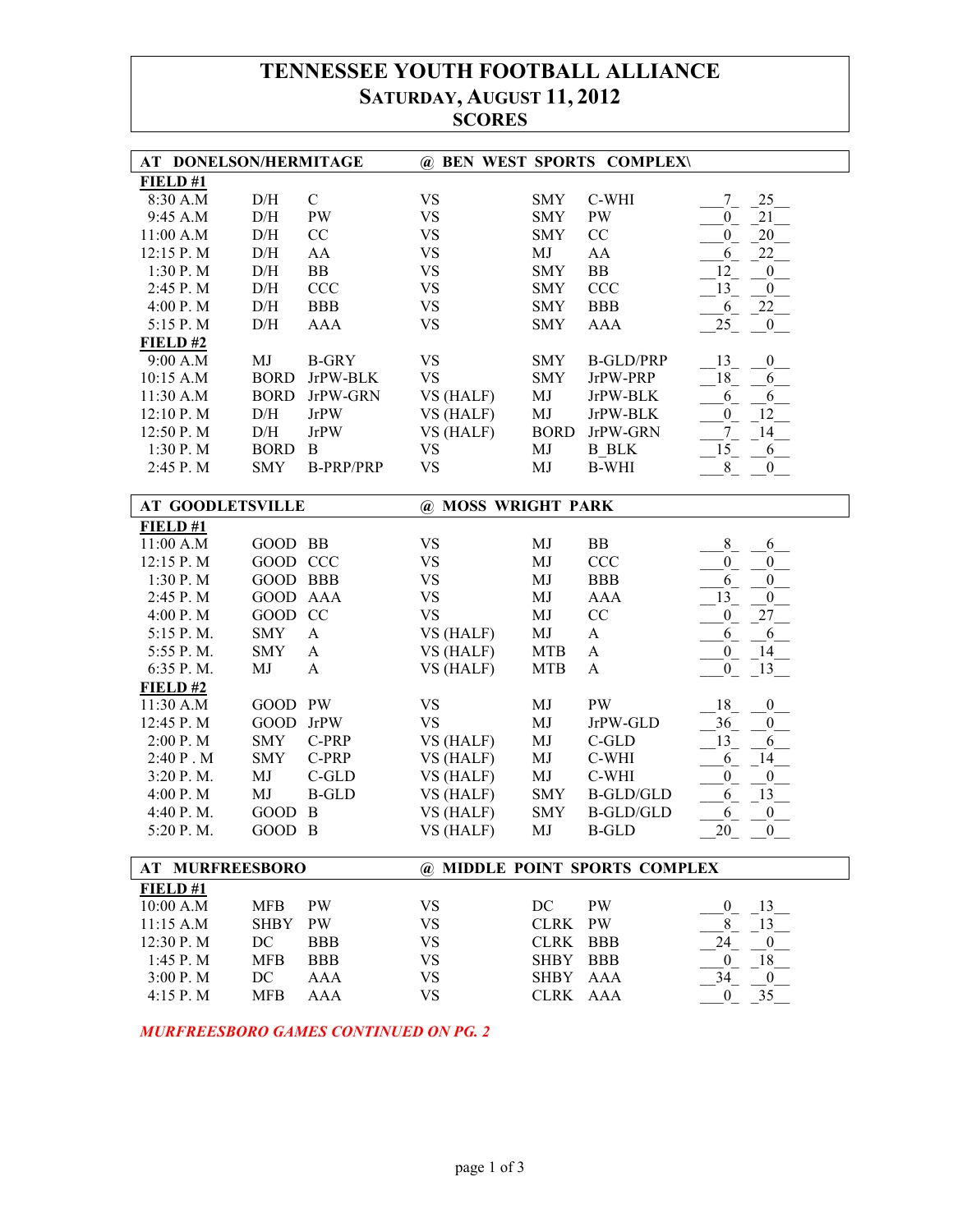# TENNESSEE YOUTH FOOTBALL ALLIANCE
## SATURDAY, AUGUST 11, 2012
## SCORES

**AT DONELSON/HERMITAGE — @ BEN WEST SPORTS COMPLEX\**

**FIELD #1**

| Time | Team | Division | | Team | Division | Score | Score |
|---|---|---|---|---|---|---|---|
| 8:30 A.M | D/H | C | VS | SMY | C-WHI | 7 | 25 |
| 9:45 A.M | D/H | PW | VS | SMY | PW | 0 | 21 |
| 11:00 A.M | D/H | CC | VS | SMY | CC | 0 | 20 |
| 12:15 P. M | D/H | AA | VS | MJ | AA | 6 | 22 |
| 1:30 P. M | D/H | BB | VS | SMY | BB | 12 | 0 |
| 2:45 P. M | D/H | CCC | VS | SMY | CCC | 13 | 0 |
| 4:00 P. M | D/H | BBB | VS | SMY | BBB | 6 | 22 |
| 5:15 P. M | D/H | AAA | VS | SMY | AAA | 25 | 0 |

**FIELD #2**

| Time | Team | Division | | Team | Division | Score | Score |
|---|---|---|---|---|---|---|---|
| 9:00 A.M | MJ | B-GRY | VS | SMY | B-GLD/PRP | 13 | 0 |
| 10:15 A.M | BORD | JrPW-BLK | VS | SMY | JrPW-PRP | 18 | 6 |
| 11:30 A.M | BORD | JrPW-GRN | VS (HALF) | MJ | JrPW-BLK | 6 | 6 |
| 12:10 P. M | D/H | JrPW | VS (HALF) | MJ | JrPW-BLK | 0 | 12 |
| 12:50 P. M | D/H | JrPW | VS (HALF) | BORD | JrPW-GRN | 7 | 14 |
| 1:30 P. M | BORD | B | VS | MJ | B_BLK | 15 | 6 |
| 2:45 P. M | SMY | B-PRP/PRP | VS | MJ | B-WHI | 8 | 0 |

**AT GOODLETSVILLE — @ MOSS WRIGHT PARK**

**FIELD #1**

| Time | Team | Division | | Team | Division | Score | Score |
|---|---|---|---|---|---|---|---|
| 11:00 A.M | GOOD | BB | VS | MJ | BB | 8 | 6 |
| 12:15 P. M | GOOD | CCC | VS | MJ | CCC | 0 | 0 |
| 1:30 P. M | GOOD | BBB | VS | MJ | BBB | 6 | 0 |
| 2:45 P. M | GOOD | AAA | VS | MJ | AAA | 13 | 0 |
| 4:00 P. M | GOOD | CC | VS | MJ | CC | 0 | 27 |
| 5:15 P. M. | SMY | A | VS (HALF) | MJ | A | 6 | 6 |
| 5:55 P. M. | SMY | A | VS (HALF) | MTB | A | 0 | 14 |
| 6:35 P. M. | MJ | A | VS (HALF) | MTB | A | 0 | 13 |

**FIELD #2**

| Time | Team | Division | | Team | Division | Score | Score |
|---|---|---|---|---|---|---|---|
| 11:30 A.M | GOOD | PW | VS | MJ | PW | 18 | 0 |
| 12:45 P. M | GOOD | JrPW | VS | MJ | JrPW-GLD | 36 | 0 |
| 2:00 P. M | SMY | C-PRP | VS (HALF) | MJ | C-GLD | 13 | 6 |
| 2:40 P . M | SMY | C-PRP | VS (HALF) | MJ | C-WHI | 6 | 14 |
| 3:20 P. M. | MJ | C-GLD | VS (HALF) | MJ | C-WHI | 0 | 0 |
| 4:00 P. M | MJ | B-GLD | VS (HALF) | SMY | B-GLD/GLD | 6 | 13 |
| 4:40 P. M. | GOOD | B | VS (HALF) | SMY | B-GLD/GLD | 6 | 0 |
| 5:20 P. M. | GOOD | B | VS (HALF) | MJ | B-GLD | 20 | 0 |

**AT MURFREESBORO — @ MIDDLE POINT SPORTS COMPLEX**

**FIELD #1**

| Time | Team | Division | | Team | Division | Score | Score |
|---|---|---|---|---|---|---|---|
| 10:00 A.M | MFB | PW | VS | DC | PW | 0 | 13 |
| 11:15 A.M | SHBY | PW | VS | CLRK | PW | 8 | 13 |
| 12:30 P. M | DC | BBB | VS | CLRK | BBB | 24 | 0 |
| 1:45 P. M | MFB | BBB | VS | SHBY | BBB | 0 | 18 |
| 3:00 P. M | DC | AAA | VS | SHBY | AAA | 34 | 0 |
| 4:15 P. M | MFB | AAA | VS | CLRK | AAA | 0 | 35 |

***MURFREESBORO GAMES CONTINUED ON PG. 2***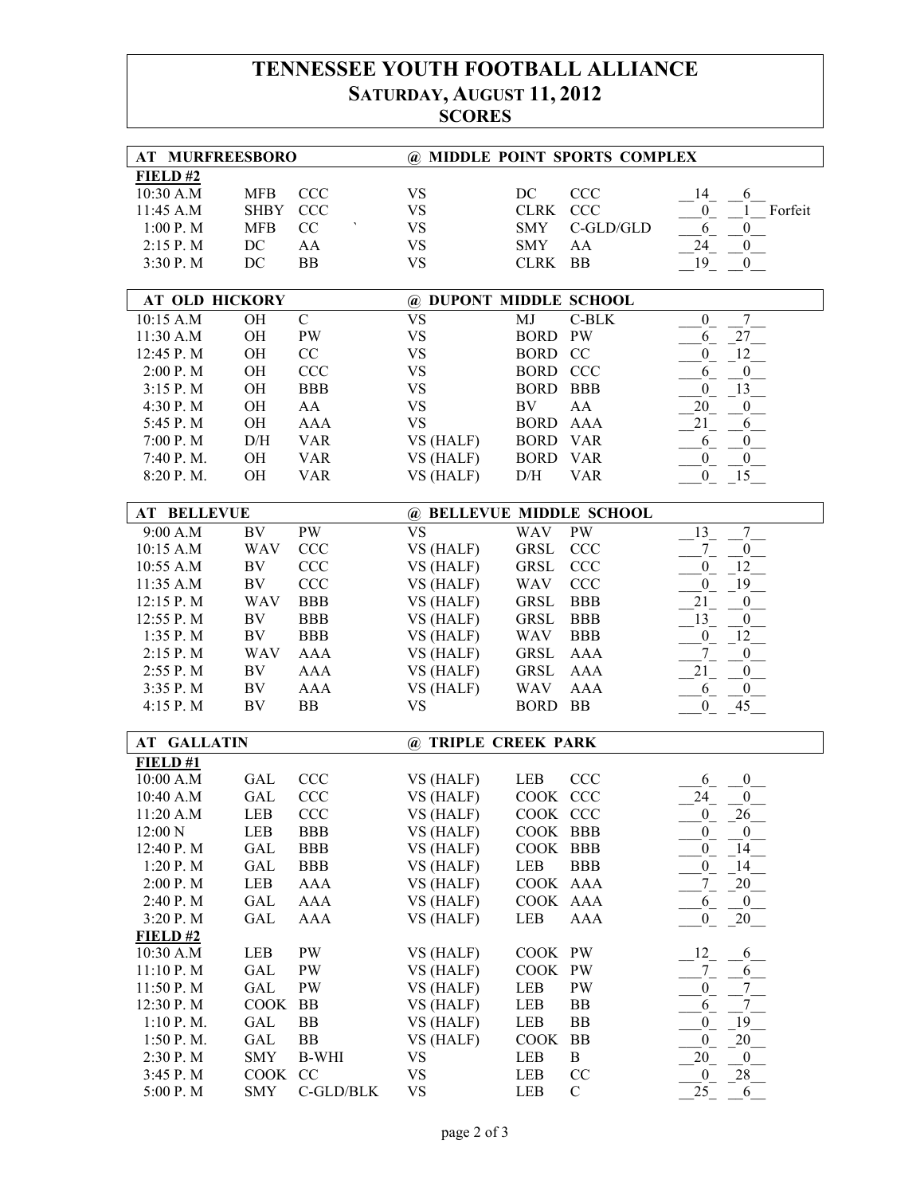# TENNESSEE YOUTH FOOTBALL ALLIANCE
## SATURDAY, AUGUST 11, 2012
### SCORES

**AT MURFREESBORO — @ MIDDLE POINT SPORTS COMPLEX**

**FIELD #2**

| Time | Team | Div | | Team | Div | Score | Score | |
|---|---|---|---|---|---|---|---|---|
| 10:30 A.M | MFB | CCC | VS | DC | CCC | 14 | 6 | |
| 11:45 A.M | SHBY | CCC | VS | CLRK | CCC | 0 | 1 | Forfeit |
| 1:00 P. M | MFB | CC | VS | SMY | C-GLD/GLD | 6 | 0 | |
| 2:15 P. M | DC | AA | VS | SMY | AA | 24 | 0 | |
| 3:30 P. M | DC | BB | VS | CLRK | BB | 19 | 0 | |

**AT OLD HICKORY — @ DUPONT MIDDLE SCHOOL**

| Time | Team | Div | | Team | Div | Score | Score |
|---|---|---|---|---|---|---|---|
| 10:15 A.M | OH | C | VS | MJ | C-BLK | 0 | 7 |
| 11:30 A.M | OH | PW | VS | BORD | PW | 6 | 27 |
| 12:45 P. M | OH | CC | VS | BORD | CC | 0 | 12 |
| 2:00 P. M | OH | CCC | VS | BORD | CCC | 6 | 0 |
| 3:15 P. M | OH | BBB | VS | BORD | BBB | 0 | 13 |
| 4:30 P. M | OH | AA | VS | BV | AA | 20 | 0 |
| 5:45 P. M | OH | AAA | VS | BORD | AAA | 21 | 6 |
| 7:00 P. M | D/H | VAR | VS (HALF) | BORD | VAR | 6 | 0 |
| 7:40 P. M. | OH | VAR | VS (HALF) | BORD | VAR | 0 | 0 |
| 8:20 P. M. | OH | VAR | VS (HALF) | D/H | VAR | 0 | 15 |

**AT BELLEVUE — @ BELLEVUE MIDDLE SCHOOL**

| Time | Team | Div | | Team | Div | Score | Score |
|---|---|---|---|---|---|---|---|
| 9:00 A.M | BV | PW | VS | WAV | PW | 13 | 7 |
| 10:15 A.M | WAV | CCC | VS (HALF) | GRSL | CCC | 7 | 0 |
| 10:55 A.M | BV | CCC | VS (HALF) | GRSL | CCC | 0 | 12 |
| 11:35 A.M | BV | CCC | VS (HALF) | WAV | CCC | 0 | 19 |
| 12:15 P. M | WAV | BBB | VS (HALF) | GRSL | BBB | 21 | 0 |
| 12:55 P. M | BV | BBB | VS (HALF) | GRSL | BBB | 13 | 0 |
| 1:35 P. M | BV | BBB | VS (HALF) | WAV | BBB | 0 | 12 |
| 2:15 P. M | WAV | AAA | VS (HALF) | GRSL | AAA | 7 | 0 |
| 2:55 P. M | BV | AAA | VS (HALF) | GRSL | AAA | 21 | 0 |
| 3:35 P. M | BV | AAA | VS (HALF) | WAV | AAA | 6 | 0 |
| 4:15 P. M | BV | BB | VS | BORD | BB | 0 | 45 |

**AT GALLATIN — @ TRIPLE CREEK PARK**

**FIELD #1**

| Time | Team | Div | | Team | Div | Score | Score |
|---|---|---|---|---|---|---|---|
| 10:00 A.M | GAL | CCC | VS (HALF) | LEB | CCC | 6 | 0 |
| 10:40 A.M | GAL | CCC | VS (HALF) | COOK | CCC | 24 | 0 |
| 11:20 A.M | LEB | CCC | VS (HALF) | COOK | CCC | 0 | 26 |
| 12:00 N | LEB | BBB | VS (HALF) | COOK | BBB | 0 | 0 |
| 12:40 P. M | GAL | BBB | VS (HALF) | COOK | BBB | 0 | 14 |
| 1:20 P. M | GAL | BBB | VS (HALF) | LEB | BBB | 0 | 14 |
| 2:00 P. M | LEB | AAA | VS (HALF) | COOK | AAA | 7 | 20 |
| 2:40 P. M | GAL | AAA | VS (HALF) | COOK | AAA | 6 | 0 |
| 3:20 P. M | GAL | AAA | VS (HALF) | LEB | AAA | 0 | 20 |

**FIELD #2**

| Time | Team | Div | | Team | Div | Score | Score |
|---|---|---|---|---|---|---|---|
| 10:30 A.M | LEB | PW | VS (HALF) | COOK | PW | 12 | 6 |
| 11:10 P. M | GAL | PW | VS (HALF) | COOK | PW | 7 | 6 |
| 11:50 P. M | GAL | PW | VS (HALF) | LEB | PW | 0 | 7 |
| 12:30 P. M | COOK | BB | VS (HALF) | LEB | BB | 6 | 7 |
| 1:10 P. M. | GAL | BB | VS (HALF) | LEB | BB | 0 | 19 |
| 1:50 P. M. | GAL | BB | VS (HALF) | COOK | BB | 0 | 20 |
| 2:30 P. M | SMY | B-WHI | VS | LEB | B | 20 | 0 |
| 3:45 P. M | COOK | CC | VS | LEB | CC | 0 | 28 |
| 5:00 P. M | SMY | C-GLD/BLK | VS | LEB | C | 25 | 6 |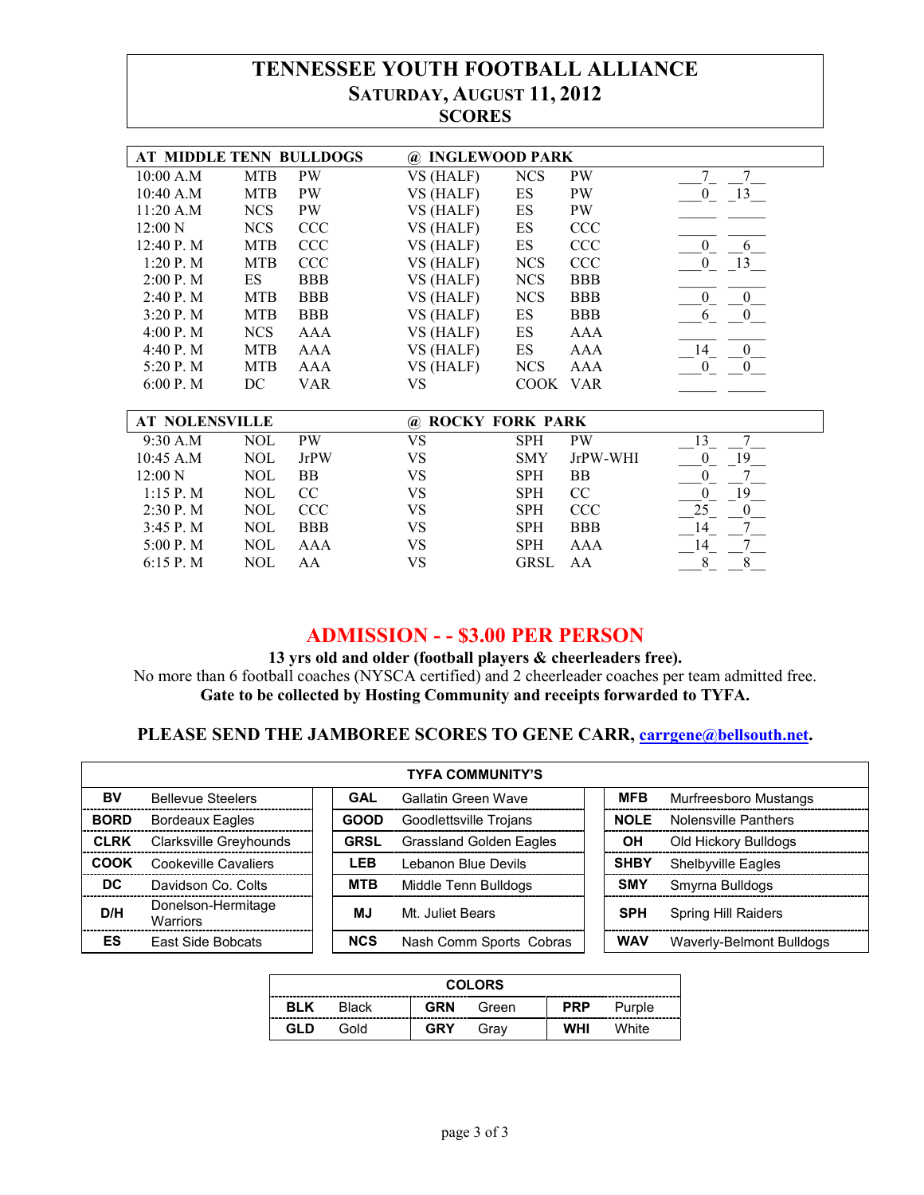# TENNESSEE YOUTUBE FOOTBALL ALLIANCE

# TENNESSEE YOUTH FOOTBALL ALLIANCE
## Saturday, August 11, 2012
## SCORES

| AT MIDDLE TENN BULLDOGS | | | @ INGLEWOOD PARK | | | | |
|---|---|---|---|---|---|---|---|
| 10:00 A.M | MTB | PW | VS (HALF) | NCS | PW | 7 | 7 |
| 10:40 A.M | MTB | PW | VS (HALF) | ES | PW | 0 | 13 |
| 11:20 A.M | NCS | PW | VS (HALF) | ES | PW | | |
| 12:00 N | NCS | CCC | VS (HALF) | ES | CCC | | |
| 12:40 P. M | MTB | CCC | VS (HALF) | ES | CCC | 0 | 6 |
| 1:20 P. M | MTB | CCC | VS (HALF) | NCS | CCC | 0 | 13 |
| 2:00 P. M | ES | BBB | VS (HALF) | NCS | BBB | | |
| 2:40 P. M | MTB | BBB | VS (HALF) | NCS | BBB | 0 | 0 |
| 3:20 P. M | MTB | BBB | VS (HALF) | ES | BBB | 6 | 0 |
| 4:00 P. M | NCS | AAA | VS (HALF) | ES | AAA | | |
| 4:40 P. M | MTB | AAA | VS (HALF) | ES | AAA | 14 | 0 |
| 5:20 P. M | MTB | AAA | VS (HALF) | NCS | AAA | 0 | 0 |
| 6:00 P. M | DC | VAR | VS | COOK | VAR | | |

| AT NOLENSVILLE | | | @ ROCKY FORK PARK | | | | |
|---|---|---|---|---|---|---|---|
| 9:30 A.M | NOL | PW | VS | SPH | PW | 13 | 7 |
| 10:45 A.M | NOL | JrPW | VS | SMY | JrPW-WHI | 0 | 19 |
| 12:00 N | NOL | BB | VS | SPH | BB | 0 | 7 |
| 1:15 P. M | NOL | CC | VS | SPH | CC | 0 | 19 |
| 2:30 P. M | NOL | CCC | VS | SPH | CCC | 25 | 0 |
| 3:45 P. M | NOL | BBB | VS | SPH | BBB | 14 | 7 |
| 5:00 P. M | NOL | AAA | VS | SPH | AAA | 14 | 7 |
| 6:15 P. M | NOL | AA | VS | GRSL | AA | 8 | 8 |

## ADMISSION - - $3.00 PER PERSON

**13 yrs old and older (football players & cheerleaders free).**
No more than 6 football coaches (NYSCA certified) and 2 cheerleader coaches per team admitted free.
**Gate to be collected by Hosting Community and receipts forwarded to TYFA.**

**PLEASE SEND THE JAMBOREE SCORES TO GENE CARR, carrgene@bellsouth.net.**

| TYFA COMMUNITY'S | | | | | |
|---|---|---|---|---|---|
| **BV** | Bellevue Steelers | **GAL** | Gallatin Green Wave | **MFB** | Murfreesboro Mustangs |
| **BORD** | Bordeaux Eagles | **GOOD** | Goodlettsville Trojans | **NOLE** | Nolensville Panthers |
| **CLRK** | Clarksville Greyhounds | **GRSL** | Grassland Golden Eagles | **OH** | Old Hickory Bulldogs |
| **COOK** | Cookeville Cavaliers | **LEB** | Lebanon Blue Devils | **SHBY** | Shelbyville Eagles |
| **DC** | Davidson Co. Colts | **MTB** | Middle Tenn Bulldogs | **SMY** | Smyrna Bulldogs |
| **D/H** | Donelson-Hermitage Warriors | **MJ** | Mt. Juliet Bears | **SPH** | Spring Hill Raiders |
| **ES** | East Side Bobcats | **NCS** | Nash Comm Sports Cobras | **WAV** | Waverly-Belmont Bulldogs |

| COLORS | | | | | |
|---|---|---|---|---|---|
| **BLK** | Black | **GRN** | Green | **PRP** | Purple |
| **GLD** | Gold | **GRY** | Gray | **WHI** | White |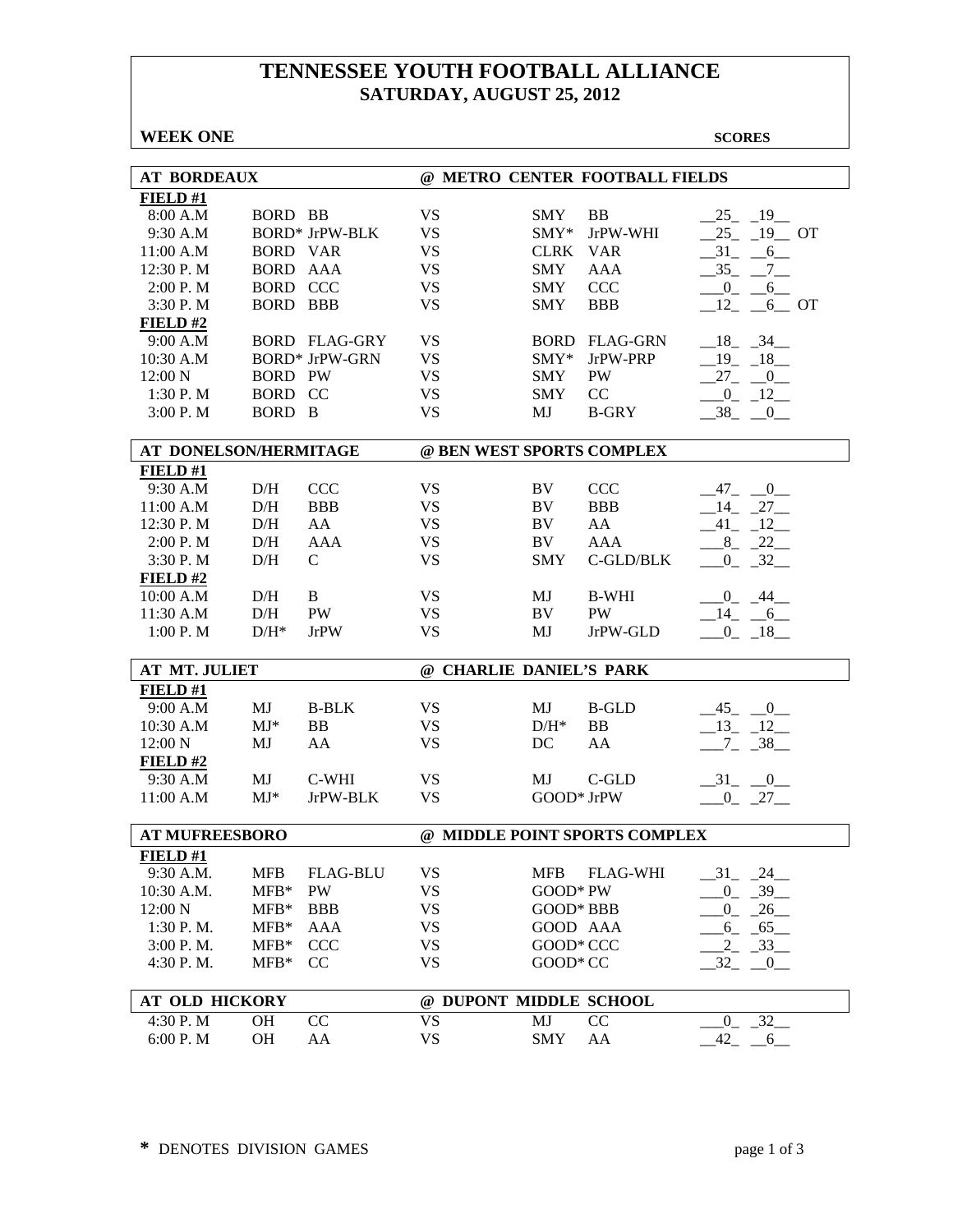# TENNESSEE YOUTH FOOTBALL ALLIANCE
## SATURDAY, AUGUST 25, 2012

**WEEK ONE** **SCORES**

| AT BORDEAUX | | | @ METRO CENTER FOOTBALL FIELDS | | | |
|---|---|---|---|---|---|---|
| **FIELD #1** | | | | | | |
| 8:00 A.M | BORD | BB | VS | SMY | BB | 25 19 |
| 9:30 A.M | BORD* | JrPW-BLK | VS | SMY* | JrPW-WHI | 25 19 OT |
| 11:00 A.M | BORD | VAR | VS | CLRK | VAR | 31 6 |
| 12:30 P. M | BORD | AAA | VS | SMY | AAA | 35 7 |
| 2:00 P. M | BORD | CCC | VS | SMY | CCC | 0 6 |
| 3:30 P. M | BORD | BBB | VS | SMY | BBB | 12 6 OT |
| **FIELD #2** | | | | | | |
| 9:00 A.M | BORD | FLAG-GRY | VS | BORD | FLAG-GRN | 18 34 |
| 10:30 A.M | BORD* | JrPW-GRN | VS | SMY* | JrPW-PRP | 19 18 |
| 12:00 N | BORD | PW | VS | SMY | PW | 27 0 |
| 1:30 P. M | BORD | CC | VS | SMY | CC | 0 12 |
| 3:00 P. M | BORD | B | VS | MJ | B-GRY | 38 0 |

| AT DONELSON/HERMITAGE | | | @ BEN WEST SPORTS COMPLEX | | | |
|---|---|---|---|---|---|---|
| **FIELD #1** | | | | | | |
| 9:30 A.M | D/H | CCC | VS | BV | CCC | 47 0 |
| 11:00 A.M | D/H | BBB | VS | BV | BBB | 14 27 |
| 12:30 P. M | D/H | AA | VS | BV | AA | 41 12 |
| 2:00 P. M | D/H | AAA | VS | BV | AAA | 8 22 |
| 3:30 P. M | D/H | C | VS | SMY | C-GLD/BLK | 0 32 |
| **FIELD #2** | | | | | | |
| 10:00 A.M | D/H | B | VS | MJ | B-WHI | 0 44 |
| 11:30 A.M | D/H | PW | VS | BV | PW | 14 6 |
| 1:00 P. M | D/H* | JrPW | VS | MJ | JrPW-GLD | 0 18 |

| AT MT. JULIET | | | @ CHARLIE DANIEL'S PARK | | | |
|---|---|---|---|---|---|---|
| **FIELD #1** | | | | | | |
| 9:00 A.M | MJ | B-BLK | VS | MJ | B-GLD | 45 0 |
| 10:30 A.M | MJ* | BB | VS | D/H* | BB | 13 12 |
| 12:00 N | MJ | AA | VS | DC | AA | 7 38 |
| **FIELD #2** | | | | | | |
| 9:30 A.M | MJ | C-WHI | VS | MJ | C-GLD | 31 0 |
| 11:00 A.M | MJ* | JrPW-BLK | VS | GOOD* | JrPW | 0 27 |

| AT MUFREESBORO | | | @ MIDDLE POINT SPORTS COMPLEX | | | |
|---|---|---|---|---|---|---|
| **FIELD #1** | | | | | | |
| 9:30 A.M. | MFB | FLAG-BLU | VS | MFB | FLAG-WHI | 31 24 |
| 10:30 A.M. | MFB* | PW | VS | GOOD* | PW | 0 39 |
| 12:00 N | MFB* | BBB | VS | GOOD* | BBB | 0 26 |
| 1:30 P. M. | MFB* | AAA | VS | GOOD | AAA | 6 65 |
| 3:00 P. M. | MFB* | CCC | VS | GOOD* | CCC | 2 33 |
| 4:30 P. M. | MFB* | CC | VS | GOOD* | CC | 32 0 |

| AT OLD HICKORY | | | @ DUPONT MIDDLE SCHOOL | | | |
|---|---|---|---|---|---|---|
| 4:30 P. M | OH | CC | VS | MJ | CC | 0 32 |
| 6:00 P. M | OH | AA | VS | SMY | AA | 42 6 |

**\*** DENOTES DIVISION GAMES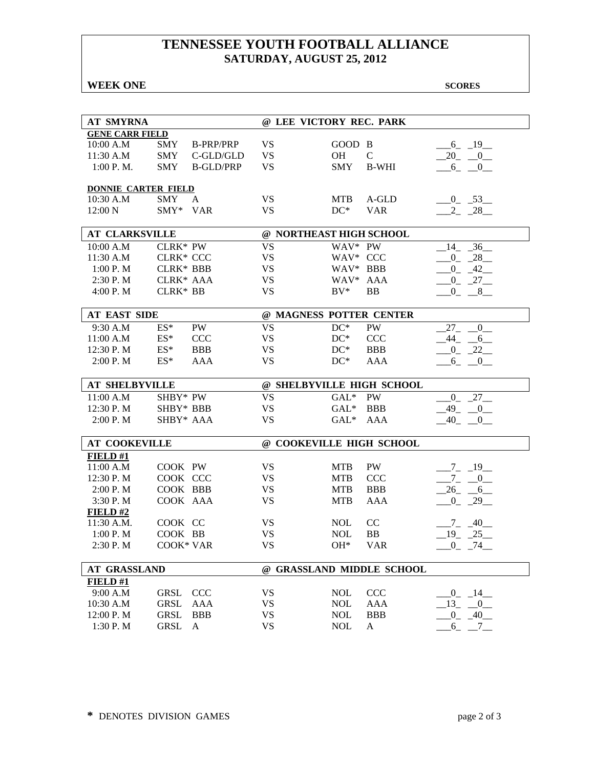# TENNESSEE YOUTH FOOTBALL ALLIANCE
## SATURDAY, AUGUST 25, 2012

**WEEK ONE** **SCORES**

| **AT SMYRNA** | | | **@ LEE VICTORY REC. PARK** | | | |
|---|---|---|---|---|---|---|
| **GENE CARR FIELD** | | | | | | |
| 10:00 A.M | SMY | B-PRP/PRP | VS | GOOD | B | 6 19 |
| 11:30 A.M | SMY | C-GLD/GLD | VS | OH | C | 20 0 |
| 1:00 P. M. | SMY | B-GLD/PRP | VS | SMY | B-WHI | 6 0 |
| **DONNIE CARTER FIELD** | | | | | | |
| 10:30 A.M | SMY | A | VS | MTB | A-GLD | 0 53 |
| 12:00 N | SMY* | VAR | VS | DC* | VAR | 2 28 |

| **AT CLARKSVILLE** | | | **@ NORTHEAST HIGH SCHOOL** | | | |
|---|---|---|---|---|---|---|
| 10:00 A.M | CLRK* | PW | VS | WAV* | PW | 14 36 |
| 11:30 A.M | CLRK* | CCC | VS | WAV* | CCC | 0 28 |
| 1:00 P. M | CLRK* | BBB | VS | WAV* | BBB | 0 42 |
| 2:30 P. M | CLRK* | AAA | VS | WAV* | AAA | 0 27 |
| 4:00 P. M | CLRK* | BB | VS | BV* | BB | 0 8 |

| **AT EAST SIDE** | | | **@ MAGNESS POTTER CENTER** | | | |
|---|---|---|---|---|---|---|
| 9:30 A.M | ES* | PW | VS | DC* | PW | 27 0 |
| 11:00 A.M | ES* | CCC | VS | DC* | CCC | 44 6 |
| 12:30 P. M | ES* | BBB | VS | DC* | BBB | 0 22 |
| 2:00 P. M | ES* | AAA | VS | DC* | AAA | 6 0 |

| **AT SHELBYVILLE** | | | **@ SHELBYVILLE HIGH SCHOOL** | | | |
|---|---|---|---|---|---|---|
| 11:00 A.M | SHBY* | PW | VS | GAL* | PW | 0 27 |
| 12:30 P. M | SHBY* | BBB | VS | GAL* | BBB | 49 0 |
| 2:00 P. M | SHBY* | AAA | VS | GAL* | AAA | 40 0 |

| **AT COOKEVILLE** | | | **@ COOKEVILLE HIGH SCHOOL** | | | |
|---|---|---|---|---|---|---|
| **FIELD #1** | | | | | | |
| 11:00 A.M | COOK | PW | VS | MTB | PW | 7 19 |
| 12:30 P. M | COOK | CCC | VS | MTB | CCC | 7 0 |
| 2:00 P. M | COOK | BBB | VS | MTB | BBB | 26 6 |
| 3:30 P. M | COOK | AAA | VS | MTB | AAA | 0 29 |
| **FIELD #2** | | | | | | |
| 11:30 A.M. | COOK | CC | VS | NOL | CC | 7 40 |
| 1:00 P. M | COOK | BB | VS | NOL | BB | 19 25 |
| 2:30 P. M | COOK* | VAR | VS | OH* | VAR | 0 74 |

| **AT GRASSLAND** | | | **@ GRASSLAND MIDDLE SCHOOL** | | | |
|---|---|---|---|---|---|---|
| **FIELD #1** | | | | | | |
| 9:00 A.M | GRSL | CCC | VS | NOL | CCC | 0 14 |
| 10:30 A.M | GRSL | AAA | VS | NOL | AAA | 13 0 |
| 12:00 P. M | GRSL | BBB | VS | NOL | BBB | 0 40 |
| 1:30 P. M | GRSL | A | VS | NOL | A | 6 7 |

**\*** DENOTES DIVISION GAMES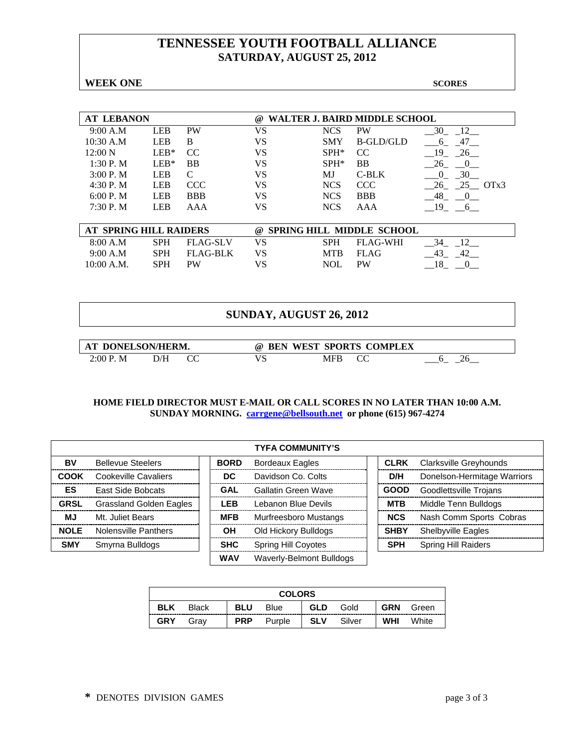# TENNESSEE YOUTH FOOTBALL ALLIANCE
## SATURDAY, AUGUST 25, 2012

**WEEK ONE** **SCORES**

| AT LEBANON | | | @ WALTER J. BAIRD MIDDLE SCHOOL | | | |
|---|---|---|---|---|---|---|
| 9:00 A.M | LEB | PW | VS | NCS | PW | 30 12 |
| 10:30 A.M | LEB | B | VS | SMY | B-GLD/GLD | 6 47 |
| 12:00 N | LEB* | CC | VS | SPH* | CC | 19 26 |
| 1:30 P. M | LEB* | BB | VS | SPH* | BB | 26 0 |
| 3:00 P. M | LEB | C | VS | MJ | C-BLK | 0 30 |
| 4:30 P. M | LEB | CCC | VS | NCS | CCC | 26 25 OTx3 |
| 6:00 P. M | LEB | BBB | VS | NCS | BBB | 48 0 |
| 7:30 P. M | LEB | AAA | VS | NCS | AAA | 19 6 |

| AT SPRING HILL RAIDERS | | | @ SPRING HILL MIDDLE SCHOOL | | | |
|---|---|---|---|---|---|---|
| 8:00 A.M | SPH | FLAG-SLV | VS | SPH | FLAG-WHI | 34 12 |
| 9:00 A.M | SPH | FLAG-BLK | VS | MTB | FLAG | 43 42 |
| 10:00 A.M. | SPH | PW | VS | NOL | PW | 18 0 |

## SUNDAY, AUGUST 26, 2012

| AT DONELSON/HERM. | | | @ BEN WEST SPORTS COMPLEX | | | |
|---|---|---|---|---|---|---|
| 2:00 P. M | D/H | CC | VS | MFB | CC | 6 26 |

**HOME FIELD DIRECTOR MUST E-MAIL OR CALL SCORES IN NO LATER THAN 10:00 A.M. SUNDAY MORNING. [carrgene@bellsouth.net](mailto:carrgene@bellsouth.net) or phone (615) 967-4274**

| TYFA COMMUNITY'S | | | | | |
|---|---|---|---|---|---|
| **BV** | Bellevue Steelers | **BORD** | Bordeaux Eagles | **CLRK** | Clarksville Greyhounds |
| **COOK** | Cookeville Cavaliers | **DC** | Davidson Co. Colts | **D/H** | Donelson-Hermitage Warriors |
| **ES** | East Side Bobcats | **GAL** | Gallatin Green Wave | **GOOD** | Goodlettsville Trojans |
| **GRSL** | Grassland Golden Eagles | **LEB** | Lebanon Blue Devils | **MTB** | Middle Tenn Bulldogs |
| **MJ** | Mt. Juliet Bears | **MFB** | Murfreesboro Mustangs | **NCS** | Nash Comm Sports Cobras |
| **NOLE** | Nolensville Panthers | **OH** | Old Hickory Bulldogs | **SHBY** | Shelbyville Eagles |
| **SMY** | Smyrna Bulldogs | **SHC** | Spring Hill Coyotes | **SPH** | Spring Hill Raiders |
| | | **WAV** | Waverly-Belmont Bulldogs | | |

| COLORS | | | | | | | |
|---|---|---|---|---|---|---|---|
| **BLK** | Black | **BLU** | Blue | **GLD** | Gold | **GRN** | Green |
| **GRY** | Gray | **PRP** | Purple | **SLV** | Silver | **WHI** | White |

**\*** DENOTES DIVISION GAMES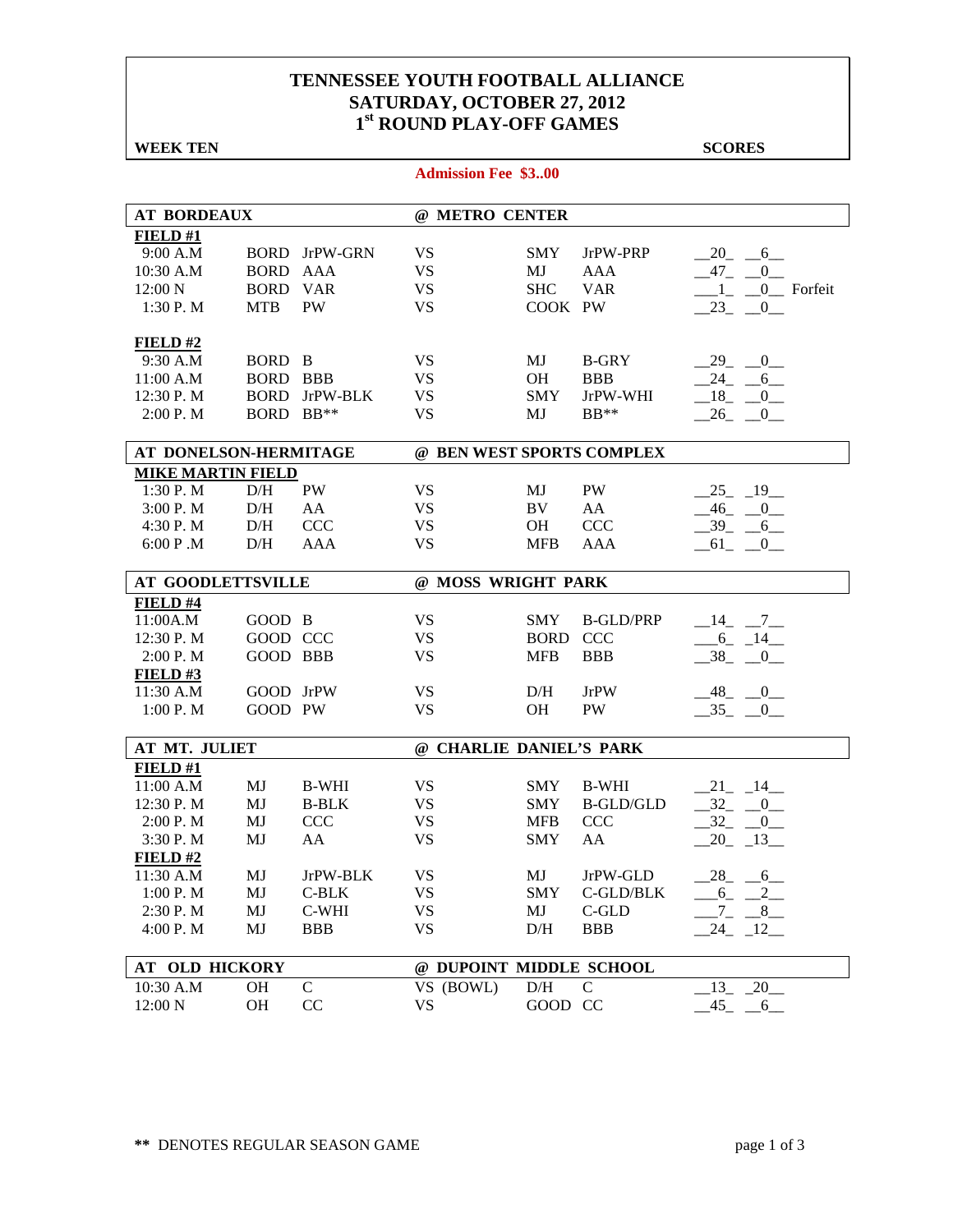# TENNESSEE YOUTH FOOTBALL ALLIANCE
## SATURDAY, OCTOBER 27, 2012
## 1st ROUND PLAY-OFF GAMES

**WEEK TEN** **SCORES**

**Admission Fee $3..00**

| AT BORDEAUX | | | @ METRO CENTER | | | |
|---|---|---|---|---|---|---|
| **FIELD #1** | | | | | | |
| 9:00 A.M | BORD | JrPW-GRN | VS | SMY | JrPW-PRP | __20_ __6__ |
| 10:30 A.M | BORD | AAA | VS | MJ | AAA | __47_ __0__ |
| 12:00 N | BORD | VAR | VS | SHC | VAR | ___1_ __0__ Forfeit |
| 1:30 P. M | MTB | PW | VS | COOK | PW | __23_ __0__ |
| **FIELD #2** | | | | | | |
| 9:30 A.M | BORD | B | VS | MJ | B-GRY | __29_ __0__ |
| 11:00 A.M | BORD | BBB | VS | OH | BBB | __24_ __6__ |
| 12:30 P. M | BORD | JrPW-BLK | VS | SMY | JrPW-WHI | __18_ __0__ |
| 2:00 P. M | BORD | BB** | VS | MJ | BB** | __26_ __0__ |

| AT DONELSON-HERMITAGE | | | @ BEN WEST SPORTS COMPLEX | | | |
|---|---|---|---|---|---|---|
| **MIKE MARTIN FIELD** | | | | | | |
| 1:30 P. M | D/H | PW | VS | MJ | PW | __25_ _19__ |
| 3:00 P. M | D/H | AA | VS | BV | AA | __46_ __0__ |
| 4:30 P. M | D/H | CCC | VS | OH | CCC | __39_ __6__ |
| 6:00 P .M | D/H | AAA | VS | MFB | AAA | __61_ __0__ |

| AT GOODLETTSVILLE | | | @ MOSS WRIGHT PARK | | | |
|---|---|---|---|---|---|---|
| **FIELD #4** | | | | | | |
| 11:00A.M | GOOD | B | VS | SMY | B-GLD/PRP | __14_ __7__ |
| 12:30 P. M | GOOD | CCC | VS | BORD | CCC | ___6_ _14__ |
| 2:00 P. M | GOOD | BBB | VS | MFB | BBB | __38_ __0__ |
| **FIELD #3** | | | | | | |
| 11:30 A.M | GOOD | JrPW | VS | D/H | JrPW | __48_ __0__ |
| 1:00 P. M | GOOD | PW | VS | OH | PW | __35_ __0__ |

| AT MT. JULIET | | | @ CHARLIE DANIEL'S PARK | | | |
|---|---|---|---|---|---|---|
| **FIELD #1** | | | | | | |
| 11:00 A.M | MJ | B-WHI | VS | SMY | B-WHI | __21_ _14__ |
| 12:30 P. M | MJ | B-BLK | VS | SMY | B-GLD/GLD | __32_ __0__ |
| 2:00 P. M | MJ | CCC | VS | MFB | CCC | __32_ __0__ |
| 3:30 P. M | MJ | AA | VS | SMY | AA | __20_ _13__ |
| **FIELD #2** | | | | | | |
| 11:30 A.M | MJ | JrPW-BLK | VS | MJ | JrPW-GLD | __28_ __6__ |
| 1:00 P. M | MJ | C-BLK | VS | SMY | C-GLD/BLK | ___6_ __2__ |
| 2:30 P. M | MJ | C-WHI | VS | MJ | C-GLD | ___7_ __8__ |
| 4:00 P. M | MJ | BBB | VS | D/H | BBB | __24_ _12__ |

| AT OLD HICKORY | | | @ DUPOINT MIDDLE SCHOOL | | | |
|---|---|---|---|---|---|---|
| 10:30 A.M | OH | C | VS (BOWL) | D/H | C | __13_ _20__ |
| 12:00 N | OH | CC | VS | GOOD | CC | __45_ __6__ |

** DENOTES REGULAR SEASON GAME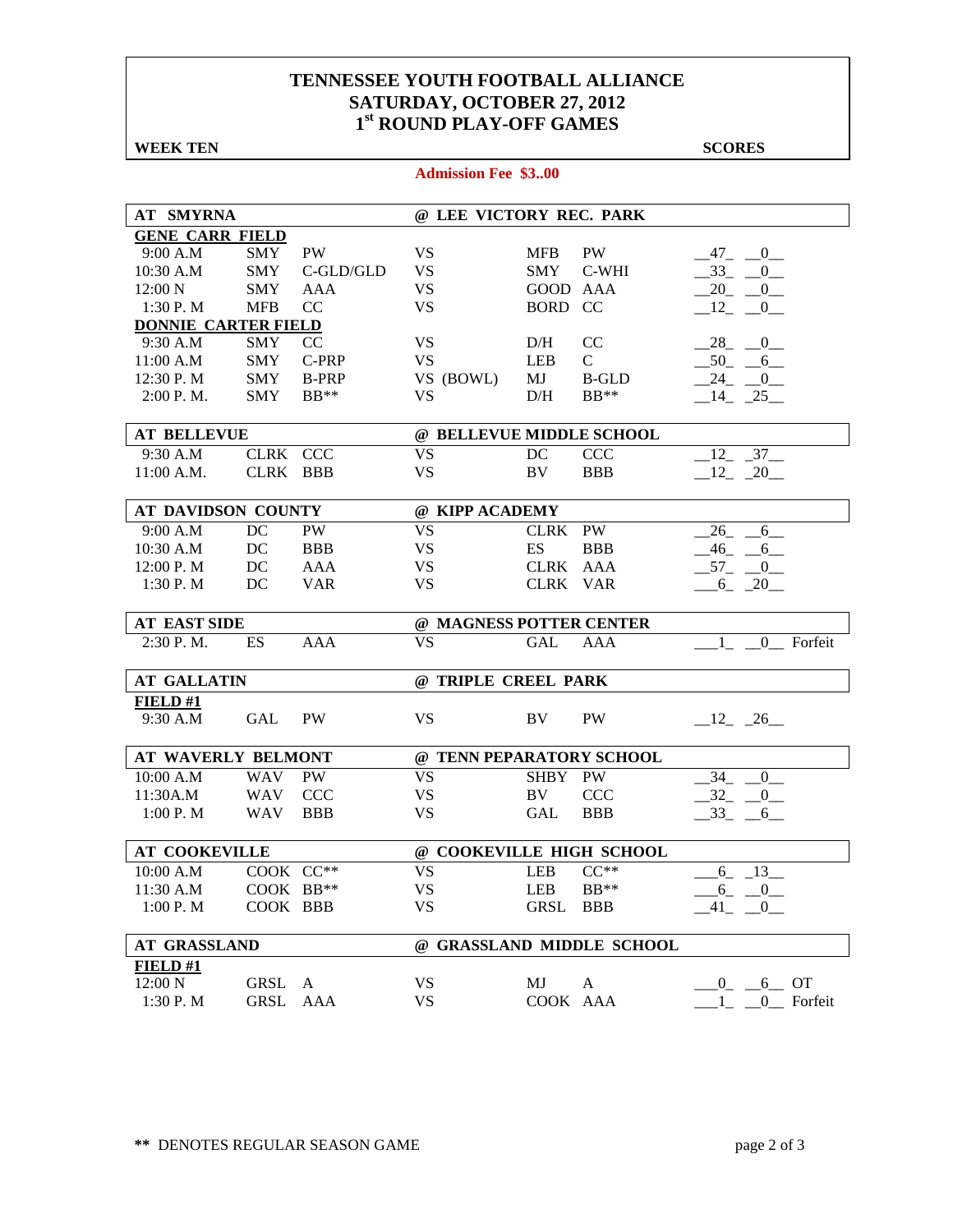# TENNESSEE YOUTH FOOTBALL ALLIANCE
## SATURDAY, OCTOBER 27, 2012
## 1st ROUND PLAY-OFF GAMES

**WEEK TEN** **SCORES**

**Admission Fee $3..00**

| AT SMYRNA | | | @ LEE VICTORY REC. PARK | | | |
|---|---|---|---|---|---|---|
| **GENE CARR FIELD** | | | | | | |
| 9:00 A.M | SMY | PW | VS | MFB | PW | _47_ _0_ |
| 10:30 A.M | SMY | C-GLD/GLD | VS | SMY | C-WHI | _33_ _0_ |
| 12:00 N | SMY | AAA | VS | GOOD | AAA | _20_ _0_ |
| 1:30 P. M | MFB | CC | VS | BORD | CC | _12_ _0_ |
| **DONNIE CARTER FIELD** | | | | | | |
| 9:30 A.M | SMY | CC | VS | D/H | CC | _28_ _0_ |
| 11:00 A.M | SMY | C-PRP | VS | LEB | C | _50_ _6_ |
| 12:30 P. M | SMY | B-PRP | VS (BOWL) | MJ | B-GLD | _24_ _0_ |
| 2:00 P. M. | SMY | BB** | VS | D/H | BB** | _14_ _25_ |

| AT BELLEVUE | | | @ BELLEVUE MIDDLE SCHOOL | | | |
|---|---|---|---|---|---|---|
| 9:30 A.M | CLRK | CCC | VS | DC | CCC | _12_ _37_ |
| 11:00 A.M. | CLRK | BBB | VS | BV | BBB | _12_ _20_ |

| AT DAVIDSON COUNTY | | | @ KIPP ACADEMY | | | |
|---|---|---|---|---|---|---|
| 9:00 A.M | DC | PW | VS | CLRK | PW | _26_ _6_ |
| 10:30 A.M | DC | BBB | VS | ES | BBB | _46_ _6_ |
| 12:00 P. M | DC | AAA | VS | CLRK | AAA | _57_ _0_ |
| 1:30 P. M | DC | VAR | VS | CLRK | VAR | _6_ _20_ |

| AT EAST SIDE | | | @ MAGNESS POTTER CENTER | | | |
|---|---|---|---|---|---|---|
| 2:30 P. M. | ES | AAA | VS | GAL | AAA | _1_ _0_ Forfeit |

| AT GALLATIN | | | @ TRIPLE CREEL PARK | | | |
|---|---|---|---|---|---|---|
| **FIELD #1** | | | | | | |
| 9:30 A.M | GAL | PW | VS | BV | PW | _12_ _26_ |

| AT WAVERLY BELMONT | | | @ TENN PEPARATORY SCHOOL | | | |
|---|---|---|---|---|---|---|
| 10:00 A.M | WAV | PW | VS | SHBY | PW | _34_ _0_ |
| 11:30A.M | WAV | CCC | VS | BV | CCC | _32_ _0_ |
| 1:00 P. M | WAV | BBB | VS | GAL | BBB | _33_ _6_ |

| AT COOKEVILLE | | | @ COOKEVILLE HIGH SCHOOL | | | |
|---|---|---|---|---|---|---|
| 10:00 A.M | COOK | CC** | VS | LEB | CC** | _6_ _13_ |
| 11:30 A.M | COOK | BB** | VS | LEB | BB** | _6_ _0_ |
| 1:00 P. M | COOK | BBB | VS | GRSL | BBB | _41_ _0_ |

| AT GRASSLAND | | | @ GRASSLAND MIDDLE SCHOOL | | | |
|---|---|---|---|---|---|---|
| **FIELD #1** | | | | | | |
| 12:00 N | GRSL | A | VS | MJ | A | _0_ _6_ OT |
| 1:30 P. M | GRSL | AAA | VS | COOK | AAA | _1_ _0_ Forfeit |

** DENOTES REGULAR SEASON GAME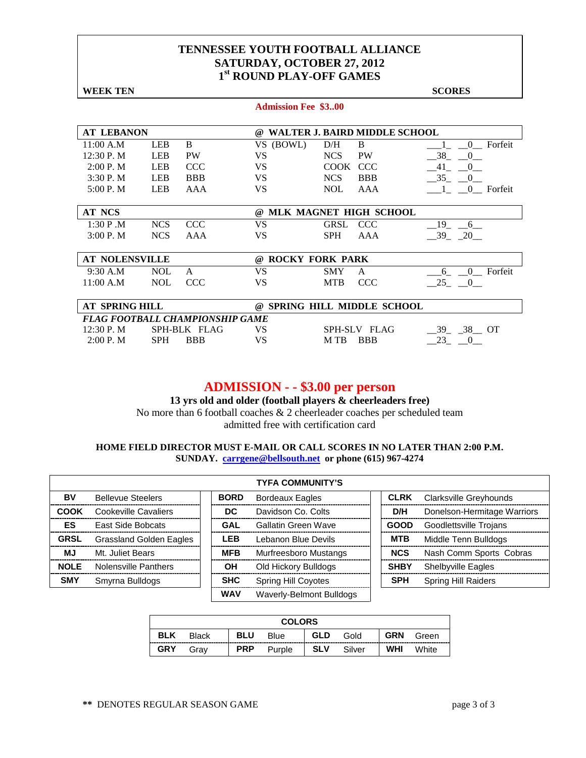# TENNESSEE YOUTH FOOTBALL ALLIANCE
## SATURDAY, OCTOBER 27, 2012
## 1st ROUND PLAY-OFF GAMES

**WEEK TEN** **SCORES**

**Admission Fee $3..00**

| AT LEBANON | | | @ WALTER J. BAIRD MIDDLE SCHOOL | | | | | |
|---|---|---|---|---|---|---|---|---|
| 11:00 A.M | LEB | B | VS (BOWL) | D/H | B | 1 | 0 | Forfeit |
| 12:30 P. M | LEB | PW | VS | NCS | PW | 38 | 0 | |
| 2:00 P. M | LEB | CCC | VS | COOK | CCC | 41 | 0 | |
| 3:30 P. M | LEB | BBB | VS | NCS | BBB | 35 | 0 | |
| 5:00 P. M | LEB | AAA | VS | NOL | AAA | 1 | 0 | Forfeit |

| AT NCS | | | @ MLK MAGNET HIGH SCHOOL | | | | | |
|---|---|---|---|---|---|---|---|---|
| 1:30 P .M | NCS | CCC | VS | GRSL | CCC | 19 | 6 | |
| 3:00 P. M | NCS | AAA | VS | SPH | AAA | 39 | 20 | |

| AT NOLENSVILLE | | | @ ROCKY FORK PARK | | | | | |
|---|---|---|---|---|---|---|---|---|
| 9:30 A.M | NOL | A | VS | SMY | A | 6 | 0 | Forfeit |
| 11:00 A.M | NOL | CCC | VS | MTB | CCC | 25 | 0 | |

| AT SPRING HILL | | | @ SPRING HILL MIDDLE SCHOOL | | | | | |
|---|---|---|---|---|---|---|---|---|
| *FLAG FOOTBALL CHAMPIONSHIP GAME* | | | | | | | | |
| 12:30 P. M | SPH-BLK | FLAG | VS | SPH-SLV | FLAG | 39 | 38 | OT |
| 2:00 P. M | SPH | BBB | VS | M TB | BBB | 23 | 0 | |

## ADMISSION - - $3.00 per person

**13 yrs old and older (football players & cheerleaders free)**

No more than 6 football coaches & 2 cheerleader coaches per scheduled team admitted free with certification card

**HOME FIELD DIRECTOR MUST E-MAIL OR CALL SCORES IN NO LATER THAN 2:00 P.M. SUNDAY. carrgene@bellsouth.net or phone (615) 967-4274**

| TYFA COMMUNITY'S | | | | | |
|---|---|---|---|---|---|
| BV | Bellevue Steelers | BORD | Bordeaux Eagles | CLRK | Clarksville Greyhounds |
| COOK | Cookeville Cavaliers | DC | Davidson Co. Colts | D/H | Donelson-Hermitage Warriors |
| ES | East Side Bobcats | GAL | Gallatin Green Wave | GOOD | Goodlettsville Trojans |
| GRSL | Grassland Golden Eagles | LEB | Lebanon Blue Devils | MTB | Middle Tenn Bulldogs |
| MJ | Mt. Juliet Bears | MFB | Murfreesboro Mustangs | NCS | Nash Comm Sports Cobras |
| NOLE | Nolensville Panthers | OH | Old Hickory Bulldogs | SHBY | Shelbyville Eagles |
| SMY | Smyrna Bulldogs | SHC | Spring Hill Coyotes | SPH | Spring Hill Raiders |
| | | WAV | Waverly-Belmont Bulldogs | | |

| COLORS | | | | | | | |
|---|---|---|---|---|---|---|---|
| BLK | Black | BLU | Blue | GLD | Gold | GRN | Green |
| GRY | Gray | PRP | Purple | SLV | Silver | WHI | White |

** DENOTES REGULAR SEASON GAME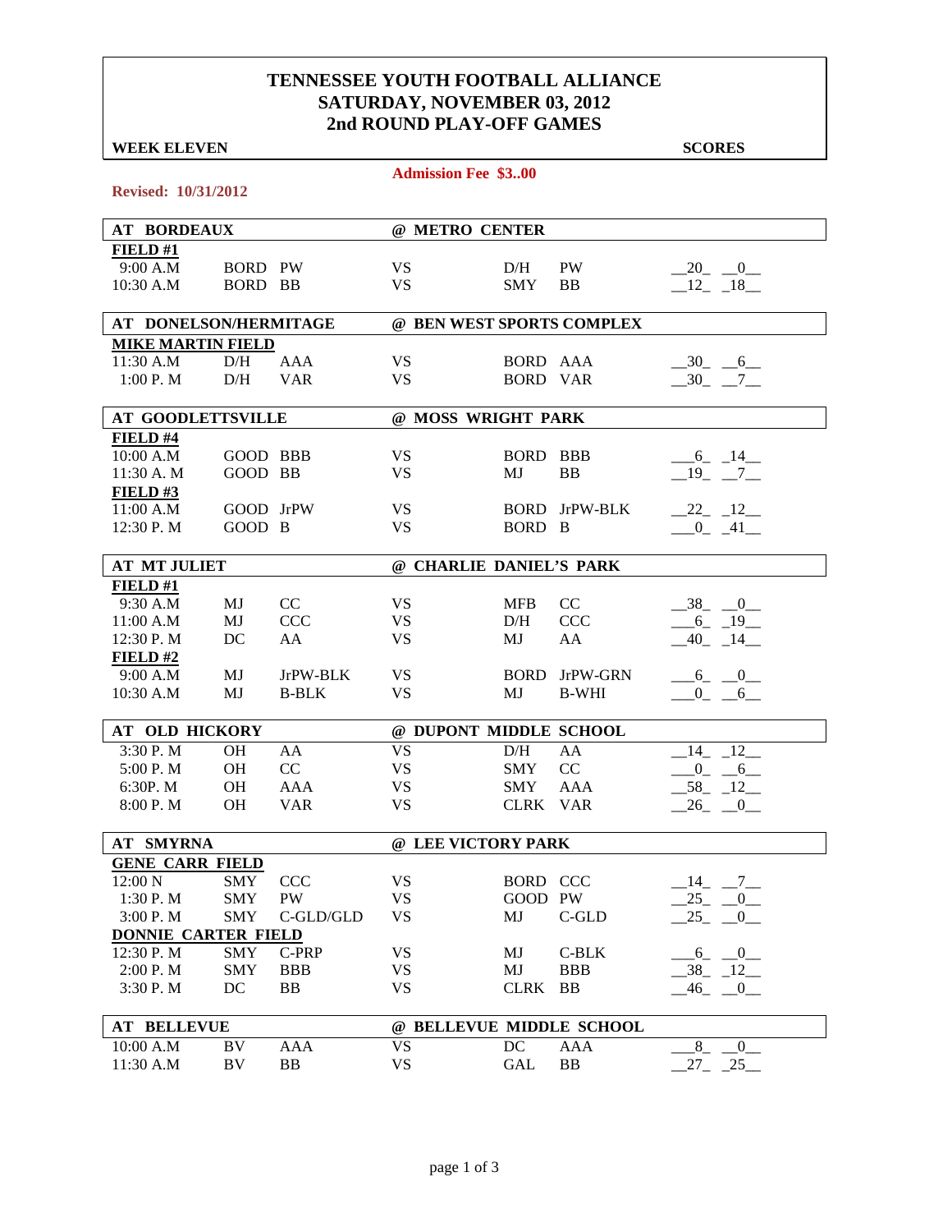# TENNESSEE YOUTH FOOTBALL ALLIANCE
## SATURDAY, NOVEMBER 03, 2012
## 2nd ROUND PLAY-OFF GAMES

**WEEK ELEVEN** **SCORES**

**Admission Fee $3..00**

**Revised: 10/31/2012**

| **AT BORDEAUX** | | | **@ METRO CENTER** | | | |
|---|---|---|---|---|---|---|
| **FIELD #1** | | | | | | |
| 9:00 A.M | BORD | PW | VS | D/H | PW | 20 0 |
| 10:30 A.M | BORD | BB | VS | SMY | BB | 12 18 |

| **AT DONELSON/HERMITAGE** | | | **@ BEN WEST SPORTS COMPLEX** | | | |
|---|---|---|---|---|---|---|
| **MIKE MARTIN FIELD** | | | | | | |
| 11:30 A.M | D/H | AAA | VS | BORD | AAA | 30 6 |
| 1:00 P. M | D/H | VAR | VS | BORD | VAR | 30 7 |

| **AT GOODLETTSVILLE** | | | **@ MOSS WRIGHT PARK** | | | |
|---|---|---|---|---|---|---|
| **FIELD #4** | | | | | | |
| 10:00 A.M | GOOD | BBB | VS | BORD | BBB | 6 14 |
| 11:30 A. M | GOOD | BB | VS | MJ | BB | 19 7 |
| **FIELD #3** | | | | | | |
| 11:00 A.M | GOOD | JrPW | VS | BORD | JrPW-BLK | 22 12 |
| 12:30 P. M | GOOD | B | VS | BORD | B | 0 41 |

| **AT MT JULIET** | | | **@ CHARLIE DANIEL'S PARK** | | | |
|---|---|---|---|---|---|---|
| **FIELD #1** | | | | | | |
| 9:30 A.M | MJ | CC | VS | MFB | CC | 38 0 |
| 11:00 A.M | MJ | CCC | VS | D/H | CCC | 6 19 |
| 12:30 P. M | DC | AA | VS | MJ | AA | 40 14 |
| **FIELD #2** | | | | | | |
| 9:00 A.M | MJ | JrPW-BLK | VS | BORD | JrPW-GRN | 6 0 |
| 10:30 A.M | MJ | B-BLK | VS | MJ | B-WHI | 0 6 |

| **AT OLD HICKORY** | | | **@ DUPONT MIDDLE SCHOOL** | | | |
|---|---|---|---|---|---|---|
| 3:30 P. M | OH | AA | VS | D/H | AA | 14 12 |
| 5:00 P. M | OH | CC | VS | SMY | CC | 0 6 |
| 6:30P. M | OH | AAA | VS | SMY | AAA | 58 12 |
| 8:00 P. M | OH | VAR | VS | CLRK | VAR | 26 0 |

| **AT SMYRNA** | | | **@ LEE VICTORY PARK** | | | |
|---|---|---|---|---|---|---|
| **GENE CARR FIELD** | | | | | | |
| 12:00 N | SMY | CCC | VS | BORD | CCC | 14 7 |
| 1:30 P. M | SMY | PW | VS | GOOD | PW | 25 0 |
| 3:00 P. M | SMY | C-GLD/GLD | VS | MJ | C-GLD | 25 0 |
| **DONNIE CARTER FIELD** | | | | | | |
| 12:30 P. M | SMY | C-PRP | VS | MJ | C-BLK | 6 0 |
| 2:00 P. M | SMY | BBB | VS | MJ | BBB | 38 12 |
| 3:30 P. M | DC | BB | VS | CLRK | BB | 46 0 |

| **AT BELLEVUE** | | | **@ BELLEVUE MIDDLE SCHOOL** | | | |
|---|---|---|---|---|---|---|
| 10:00 A.M | BV | AAA | VS | DC | AAA | 8 0 |
| 11:30 A.M | BV | BB | VS | GAL | BB | 27 25 |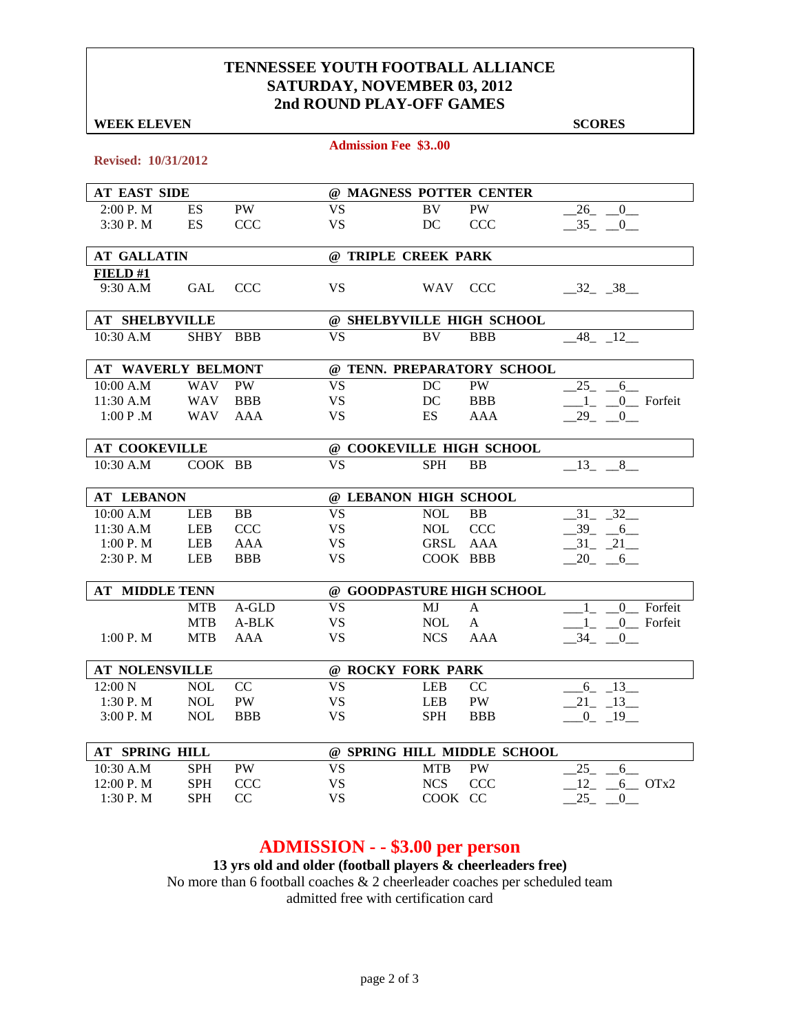# TENNESSEE YOUTH FOOTBALL ALLIANCE
## SATURDAY, NOVEMBER 03, 2012
## 2nd ROUND PLAY-OFF GAMES

**WEEK ELEVEN** **SCORES**

**Admission Fee $3..00**

**Revised: 10/31/2012**

| Time | Team | Division | | Team | Division | Score |
|---|---|---|---|---|---|---|
| **AT EAST SIDE** | | | **@ MAGNESS POTTER CENTER** | | | |
| 2:00 P. M | ES | PW | VS | BV | PW | 26 0 |
| 3:30 P. M | ES | CCC | VS | DC | CCC | 35 0 |
| **AT GALLATIN** | | | **@ TRIPLE CREEK PARK** | | | |
| **FIELD #1** | | | | | | |
| 9:30 A.M | GAL | CCC | VS | WAV | CCC | 32 38 |
| **AT SHELBYVILLE** | | | **@ SHELBYVILLE HIGH SCHOOL** | | | |
| 10:30 A.M | SHBY | BBB | VS | BV | BBB | 48 12 |
| **AT WAVERLY BELMONT** | | | **@ TENN. PREPARATORY SCHOOL** | | | |
| 10:00 A.M | WAV | PW | VS | DC | PW | 25 6 |
| 11:30 A.M | WAV | BBB | VS | DC | BBB | 1 0 Forfeit |
| 1:00 P .M | WAV | AAA | VS | ES | AAA | 29 0 |
| **AT COOKEVILLE** | | | **@ COOKEVILLE HIGH SCHOOL** | | | |
| 10:30 A.M | COOK | BB | VS | SPH | BB | 13 8 |
| **AT LEBANON** | | | **@ LEBANON HIGH SCHOOL** | | | |
| 10:00 A.M | LEB | BB | VS | NOL | BB | 31 32 |
| 11:30 A.M | LEB | CCC | VS | NOL | CCC | 39 6 |
| 1:00 P. M | LEB | AAA | VS | GRSL | AAA | 31 21 |
| 2:30 P. M | LEB | BBB | VS | COOK | BBB | 20 6 |
| **AT MIDDLE TENN** | | | **@ GOODPASTURE HIGH SCHOOL** | | | |
| | MTB | A-GLD | VS | MJ | A | 1 0 Forfeit |
| | MTB | A-BLK | VS | NOL | A | 1 0 Forfeit |
| 1:00 P. M | MTB | AAA | VS | NCS | AAA | 34 0 |
| **AT NOLENSVILLE** | | | **@ ROCKY FORK PARK** | | | |
| 12:00 N | NOL | CC | VS | LEB | CC | 6 13 |
| 1:30 P. M | NOL | PW | VS | LEB | PW | 21 13 |
| 3:00 P. M | NOL | BBB | VS | SPH | BBB | 0 19 |
| **AT SPRING HILL** | | | **@ SPRING HILL MIDDLE SCHOOL** | | | |
| 10:30 A.M | SPH | PW | VS | MTB | PW | 25 6 |
| 12:00 P. M | SPH | CCC | VS | NCS | CCC | 12 6 OTx2 |
| 1:30 P. M | SPH | CC | VS | COOK | CC | 25 0 |

## ADMISSION - - $3.00 per person

**13 yrs old and older (football players & cheerleaders free)**

No more than 6 football coaches & 2 cheerleader coaches per scheduled team admitted free with certification card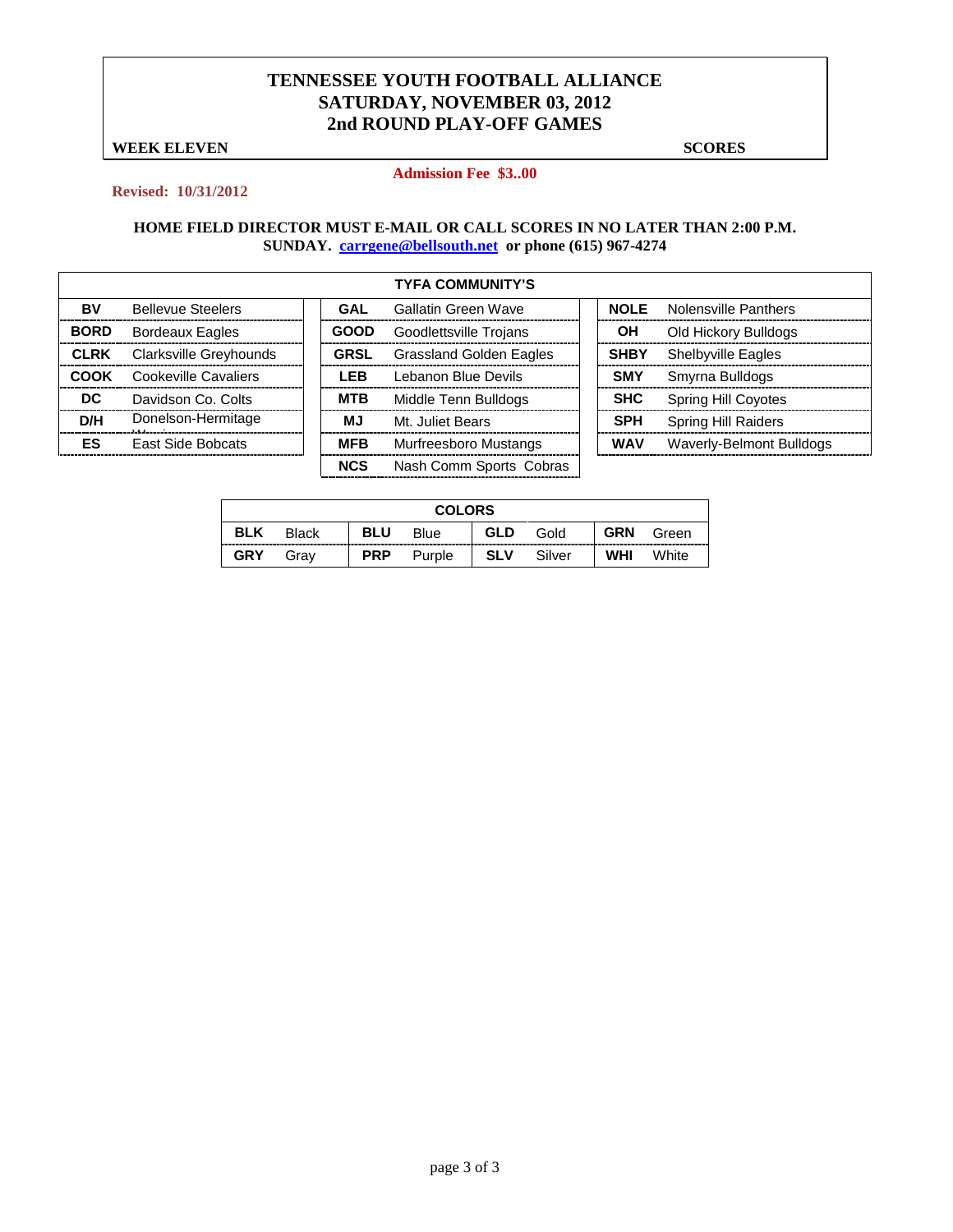# TENNESSEE YOUTH FOOTBALL ALLIANCE
## SATURDAY, NOVEMBER 03, 2012
## 2nd ROUND PLAY-OFF GAMES

**WEEK ELEVEN** **SCORES**

**Admission Fee $3..00**

**Revised: 10/31/2012**

**HOME FIELD DIRECTOR MUST E-MAIL OR CALL SCORES IN NO LATER THAN 2:00 P.M. SUNDAY. carrgene@bellsouth.net or phone (615) 967-4274**

| TYFA COMMUNITY'S | | | | | |
|---|---|---|---|---|---|
| **BV** | Bellevue Steelers | **GAL** | Gallatin Green Wave | **NOLE** | Nolensville Panthers |
| **BORD** | Bordeaux Eagles | **GOOD** | Goodlettsville Trojans | **OH** | Old Hickory Bulldogs |
| **CLRK** | Clarksville Greyhounds | **GRSL** | Grassland Golden Eagles | **SHBY** | Shelbyville Eagles |
| **COOK** | Cookeville Cavaliers | **LEB** | Lebanon Blue Devils | **SMY** | Smyrna Bulldogs |
| **DC** | Davidson Co. Colts | **MTB** | Middle Tenn Bulldogs | **SHC** | Spring Hill Coyotes |
| **D/H** | Donelson-Hermitage | **MJ** | Mt. Juliet Bears | **SPH** | Spring Hill Raiders |
| **ES** | East Side Bobcats | **MFB** | Murfreesboro Mustangs | **WAV** | Waverly-Belmont Bulldogs |
| | | **NCS** | Nash Comm Sports Cobras | | |

| COLORS | | | | | | | |
|---|---|---|---|---|---|---|---|
| **BLK** | Black | **BLU** | Blue | **GLD** | Gold | **GRN** | Green |
| **GRY** | Gray | **PRP** | Purple | **SLV** | Silver | **WHI** | White |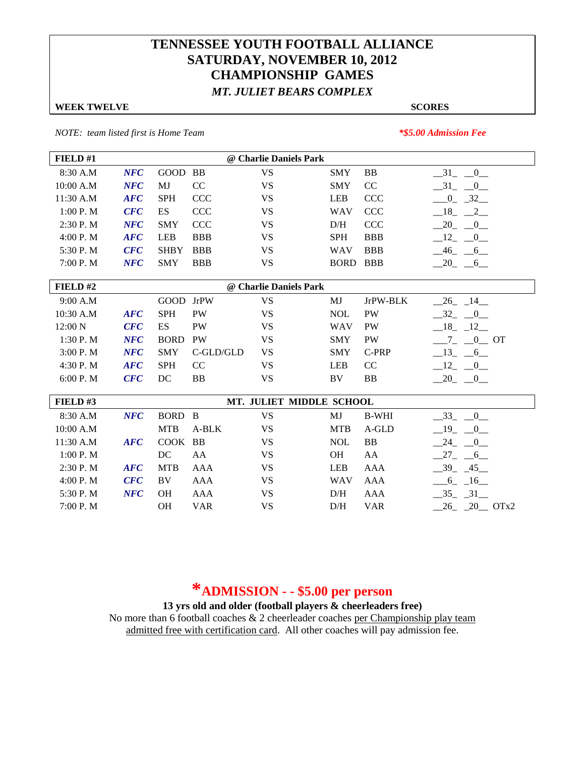# TENNESSEE YOUTH FOOTBALL ALLIANCE
## SATURDAY, NOVEMBER 10, 2012
## CHAMPIONSHIP GAMES
### *MT. JULIET BEARS COMPLEX*

**WEEK TWELVE** **SCORES**

*NOTE: team listed first is Home Team* *\*$5.00 Admission Fee*

| FIELD #1 | | | | @ Charlie Daniels Park | | | |
|---|---|---|---|---|---|---|---|
| 8:30 A.M | ***NFC*** | GOOD | BB | VS | SMY | BB | 31 0 |
| 10:00 A.M | ***NFC*** | MJ | CC | VS | SMY | CC | 31 0 |
| 11:30 A.M | ***AFC*** | SPH | CCC | VS | LEB | CCC | 0 32 |
| 1:00 P. M | ***CFC*** | ES | CCC | VS | WAV | CCC | 18 2 |
| 2:30 P. M | ***NFC*** | SMY | CCC | VS | D/H | CCC | 20 0 |
| 4:00 P. M | ***AFC*** | LEB | BBB | VS | SPH | BBB | 12 0 |
| 5:30 P. M | ***CFC*** | SHBY | BBB | VS | WAV | BBB | 46 6 |
| 7:00 P. M | ***NFC*** | SMY | BBB | VS | BORD | BBB | 20 6 |

| FIELD #2 | | | | @ Charlie Daniels Park | | | |
|---|---|---|---|---|---|---|---|
| 9:00 A.M | | GOOD | JrPW | VS | MJ | JrPW-BLK | 26 14 |
| 10:30 A.M | ***AFC*** | SPH | PW | VS | NOL | PW | 32 0 |
| 12:00 N | ***CFC*** | ES | PW | VS | WAV | PW | 18 12 |
| 1:30 P. M | ***NFC*** | BORD | PW | VS | SMY | PW | 7 0 OT |
| 3:00 P. M | ***NFC*** | SMY | C-GLD/GLD | VS | SMY | C-PRP | 13 6 |
| 4:30 P. M | ***AFC*** | SPH | CC | VS | LEB | CC | 12 0 |
| 6:00 P. M | ***CFC*** | DC | BB | VS | BV | BB | 20 0 |

| FIELD #3 | | | | MT. JULIET MIDDLE SCHOOL | | | |
|---|---|---|---|---|---|---|---|
| 8:30 A.M | ***NFC*** | BORD | B | VS | MJ | B-WHI | 33 0 |
| 10:00 A.M | | MTB | A-BLK | VS | MTB | A-GLD | 19 0 |
| 11:30 A.M | ***AFC*** | COOK | BB | VS | NOL | BB | 24 0 |
| 1:00 P. M | | DC | AA | VS | OH | AA | 27 6 |
| 2:30 P. M | ***AFC*** | MTB | AAA | VS | LEB | AAA | 39 45 |
| 4:00 P. M | ***CFC*** | BV | AAA | VS | WAV | AAA | 6 16 |
| 5:30 P. M | ***NFC*** | OH | AAA | VS | D/H | AAA | 35 31 |
| 7:00 P. M | | OH | VAR | VS | D/H | VAR | 26 20 OTx2 |

## *ADMISSION - - $5.00 per person

**13 yrs old and older (football players & cheerleaders free)**

No more than 6 football coaches & 2 cheerleader coaches per Championship play team admitted free with certification card. All other coaches will pay admission fee.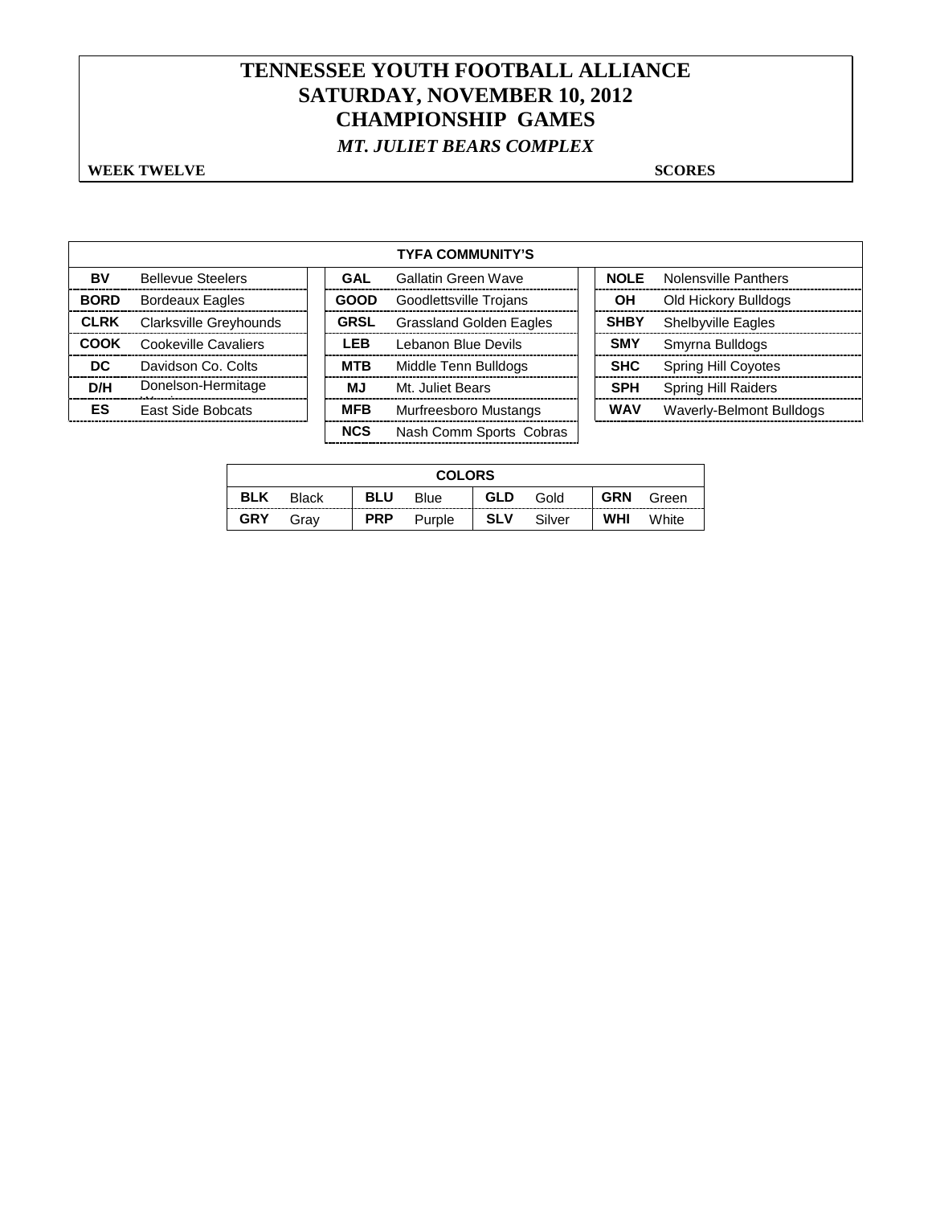# TENNESSEE YOUTH FOOTBALL ALLIANCE
## SATURDAY, NOVEMBER 10, 2012
## CHAMPIONSHIP GAMES
### *MT. JULIET BEARS COMPLEX*

**WEEK TWELVE** **SCORES**

| TYFA COMMUNITY'S | | | | | |
|---|---|---|---|---|---|
| **BV** | Bellevue Steelers | **GAL** | Gallatin Green Wave | **NOLE** | Nolensville Panthers |
| **BORD** | Bordeaux Eagles | **GOOD** | Goodlettsville Trojans | **OH** | Old Hickory Bulldogs |
| **CLRK** | Clarksville Greyhounds | **GRSL** | Grassland Golden Eagles | **SHBY** | Shelbyville Eagles |
| **COOK** | Cookeville Cavaliers | **LEB** | Lebanon Blue Devils | **SMY** | Smyrna Bulldogs |
| **DC** | Davidson Co. Colts | **MTB** | Middle Tenn Bulldogs | **SHC** | Spring Hill Coyotes |
| **D/H** | Donelson-Hermitage | **MJ** | Mt. Juliet Bears | **SPH** | Spring Hill Raiders |
| **ES** | East Side Bobcats | **MFB** | Murfreesboro Mustangs | **WAV** | Waverly-Belmont Bulldogs |
| | | **NCS** | Nash Comm Sports Cobras | | |

| COLORS | | | | | | | |
|---|---|---|---|---|---|---|---|
| **BLK** | Black | **BLU** | Blue | **GLD** | Gold | **GRN** | Green |
| **GRY** | Gray | **PRP** | Purple | **SLV** | Silver | **WHI** | White |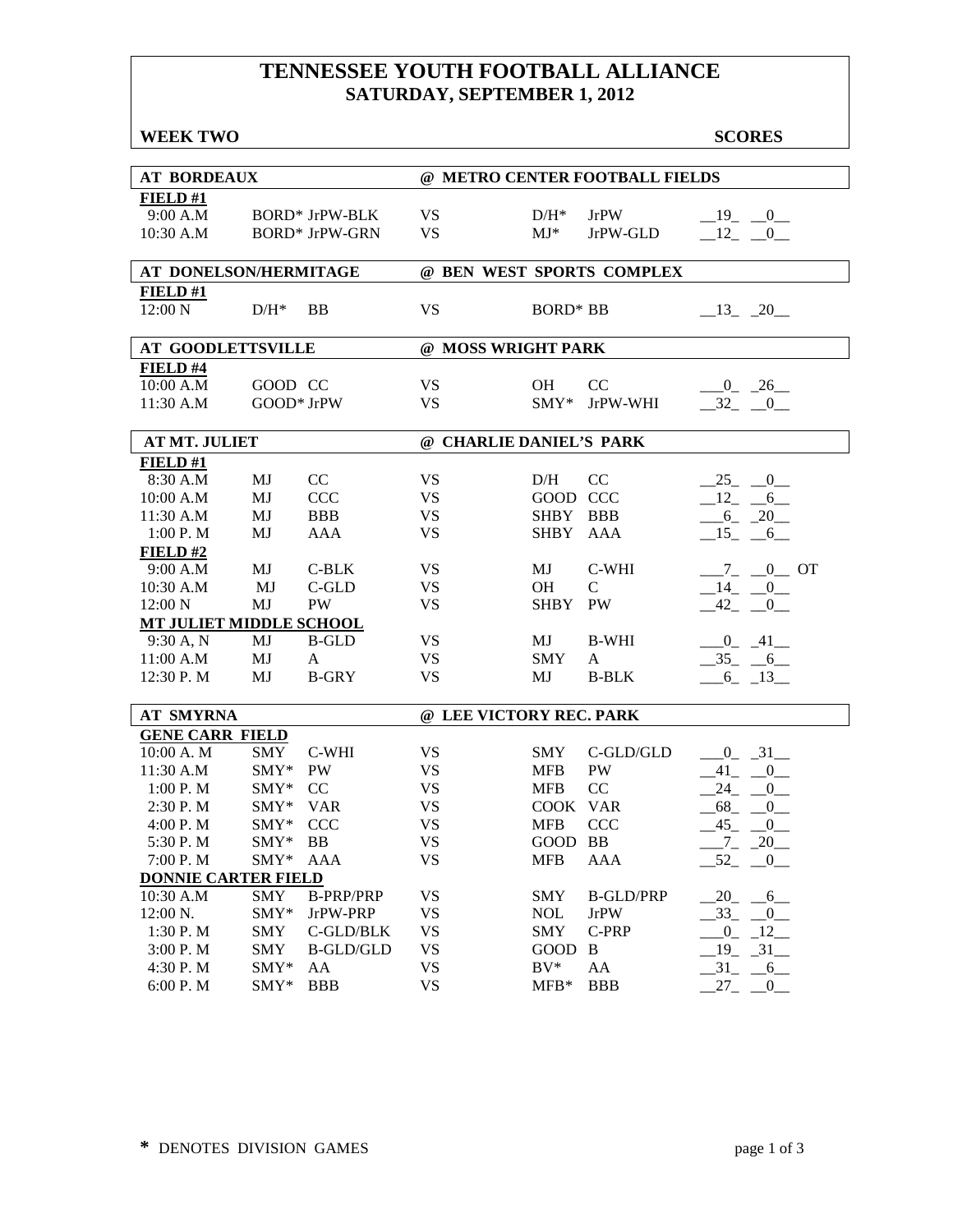# TENNESSEE YOUTH FOOTBALL ALLIANCE
## SATURDAY, SEPTEMBER 1, 2012

**WEEK TWO** **SCORES**

| AT BORDEAUX | | | @ METRO CENTER FOOTBALL FIELDS | | | |
|---|---|---|---|---|---|---|
| **FIELD #1** | | | | | | |
| 9:00 A.M | BORD* | JrPW-BLK | VS | D/H* | JrPW | 19 0 |
| 10:30 A.M | BORD* | JrPW-GRN | VS | MJ* | JrPW-GLD | 12 0 |

| AT DONELSON/HERMITAGE | | | @ BEN WEST SPORTS COMPLEX | | | |
|---|---|---|---|---|---|---|
| **FIELD #1** | | | | | | |
| 12:00 N | D/H* | BB | VS | BORD* | BB | 13 20 |

| AT GOODLETTSVILLE | | | @ MOSS WRIGHT PARK | | | |
|---|---|---|---|---|---|---|
| **FIELD #4** | | | | | | |
| 10:00 A.M | GOOD | CC | VS | OH | CC | 0 26 |
| 11:30 A.M | GOOD* | JrPW | VS | SMY* | JrPW-WHI | 32 0 |

| AT MT. JULIET | | | @ CHARLIE DANIEL'S PARK | | | |
|---|---|---|---|---|---|---|
| **FIELD #1** | | | | | | |
| 8:30 A.M | MJ | CC | VS | D/H | CC | 25 0 |
| 10:00 A.M | MJ | CCC | VS | GOOD | CCC | 12 6 |
| 11:30 A.M | MJ | BBB | VS | SHBY | BBB | 6 20 |
| 1:00 P. M | MJ | AAA | VS | SHBY | AAA | 15 6 |
| **FIELD #2** | | | | | | |
| 9:00 A.M | MJ | C-BLK | VS | MJ | C-WHI | 7 0 OT |
| 10:30 A.M | MJ | C-GLD | VS | OH | C | 14 0 |
| 12:00 N | MJ | PW | VS | SHBY | PW | 42 0 |
| **MT JULIET MIDDLE SCHOOL** | | | | | | |
| 9:30 A, N | MJ | B-GLD | VS | MJ | B-WHI | 0 41 |
| 11:00 A.M | MJ | A | VS | SMY | A | 35 6 |
| 12:30 P. M | MJ | B-GRY | VS | MJ | B-BLK | 6 13 |

| AT SMYRNA | | | @ LEE VICTORY REC. PARK | | | |
|---|---|---|---|---|---|---|
| **GENE CARR FIELD** | | | | | | |
| 10:00 A. M | SMY | C-WHI | VS | SMY | C-GLD/GLD | 0 31 |
| 11:30 A.M | SMY* | PW | VS | MFB | PW | 41 0 |
| 1:00 P. M | SMY* | CC | VS | MFB | CC | 24 0 |
| 2:30 P. M | SMY* | VAR | VS | COOK | VAR | 68 0 |
| 4:00 P. M | SMY* | CCC | VS | MFB | CCC | 45 0 |
| 5:30 P. M | SMY* | BB | VS | GOOD | BB | 7 20 |
| 7:00 P. M | SMY* | AAA | VS | MFB | AAA | 52 0 |
| **DONNIE CARTER FIELD** | | | | | | |
| 10:30 A.M | SMY | B-PRP/PRP | VS | SMY | B-GLD/PRP | 20 6 |
| 12:00 N. | SMY* | JrPW-PRP | VS | NOL | JrPW | 33 0 |
| 1:30 P. M | SMY | C-GLD/BLK | VS | SMY | C-PRP | 0 12 |
| 3:00 P. M | SMY | B-GLD/GLD | VS | GOOD | B | 19 31 |
| 4:30 P. M | SMY* | AA | VS | BV* | AA | 31 6 |
| 6:00 P. M | SMY* | BBB | VS | MFB* | BBB | 27 0 |

**\*** DENOTES DIVISION GAMES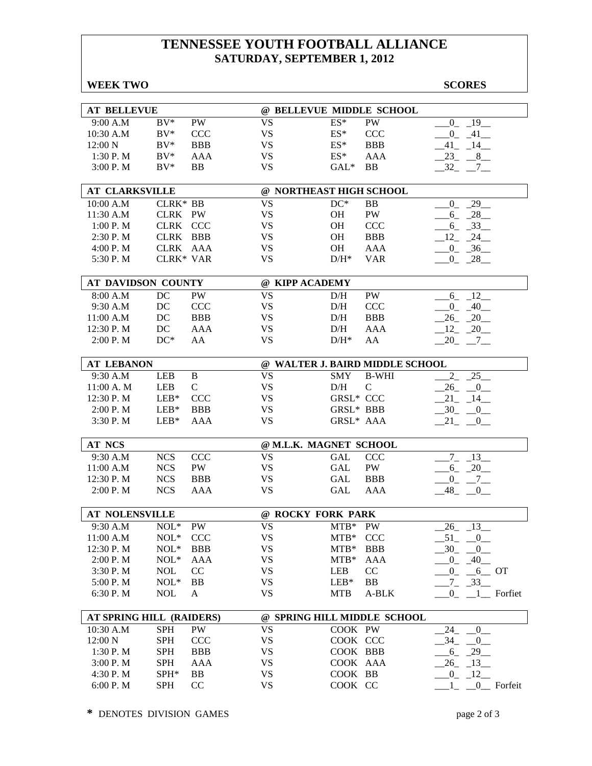# TENNESSEE YOUTH FOOTBALL ALLIANCE
## SATURDAY, SEPTEMBER 1, 2012

**WEEK TWO** **SCORES**

| AT BELLEVUE | | | @ BELLEVUE MIDDLE SCHOOL | | | |
|---|---|---|---|---|---|---|
| 9:00 A.M | BV* | PW | VS | ES* | PW | 0 19 |
| 10:30 A.M | BV* | CCC | VS | ES* | CCC | 0 41 |
| 12:00 N | BV* | BBB | VS | ES* | BBB | 41 14 |
| 1:30 P. M | BV* | AAA | VS | ES* | AAA | 23 8 |
| 3:00 P. M | BV* | BB | VS | GAL* | BB | 32 7 |

| AT CLARKSVILLE | | | @ NORTHEAST HIGH SCHOOL | | | |
|---|---|---|---|---|---|---|
| 10:00 A.M | CLRK* | BB | VS | DC* | BB | 0 29 |
| 11:30 A.M | CLRK | PW | VS | OH | PW | 6 28 |
| 1:00 P. M | CLRK | CCC | VS | OH | CCC | 6 33 |
| 2:30 P. M | CLRK | BBB | VS | OH | BBB | 12 24 |
| 4:00 P. M | CLRK | AAA | VS | OH | AAA | 0 36 |
| 5:30 P. M | CLRK* | VAR | VS | D/H* | VAR | 0 28 |

| AT DAVIDSON COUNTY | | | @ KIPP ACADEMY | | | |
|---|---|---|---|---|---|---|
| 8:00 A.M | DC | PW | VS | D/H | PW | 6 12 |
| 9:30 A.M | DC | CCC | VS | D/H | CCC | 0 40 |
| 11:00 A.M | DC | BBB | VS | D/H | BBB | 26 20 |
| 12:30 P. M | DC | AAA | VS | D/H | AAA | 12 20 |
| 2:00 P. M | DC* | AA | VS | D/H* | AA | 20 7 |

| AT LEBANON | | | @ WALTER J. BAIRD MIDDLE SCHOOL | | | |
|---|---|---|---|---|---|---|
| 9:30 A.M | LEB | B | VS | SMY | B-WHI | 2 25 |
| 11:00 A. M | LEB | C | VS | D/H | C | 26 0 |
| 12:30 P. M | LEB* | CCC | VS | GRSL* | CCC | 21 14 |
| 2:00 P. M | LEB* | BBB | VS | GRSL* | BBB | 30 0 |
| 3:30 P. M | LEB* | AAA | VS | GRSL* | AAA | 21 0 |

| AT NCS | | | @ M.L.K. MAGNET SCHOOL | | | |
|---|---|---|---|---|---|---|
| 9:30 A.M | NCS | CCC | VS | GAL | CCC | 7 13 |
| 11:00 A.M | NCS | PW | VS | GAL | PW | 6 20 |
| 12:30 P. M | NCS | BBB | VS | GAL | BBB | 0 7 |
| 2:00 P. M | NCS | AAA | VS | GAL | AAA | 48 0 |

| AT NOLENSVILLE | | | @ ROCKY FORK PARK | | | |
|---|---|---|---|---|---|---|
| 9:30 A.M | NOL* | PW | VS | MTB* | PW | 26 13 |
| 11:00 A.M | NOL* | CCC | VS | MTB* | CCC | 51 0 |
| 12:30 P. M | NOL* | BBB | VS | MTB* | BBB | 30 0 |
| 2:00 P. M | NOL* | AAA | VS | MTB* | AAA | 0 40 |
| 3:30 P. M | NOL | CC | VS | LEB | CC | 0 6 OT |
| 5:00 P. M | NOL* | BB | VS | LEB* | BB | 7 33 |
| 6:30 P. M | NOL | A | VS | MTB | A-BLK | 0 1 Forfiet |

| AT SPRING HILL (RAIDERS) | | | @ SPRING HILL MIDDLE SCHOOL | | | |
|---|---|---|---|---|---|---|
| 10:30 A.M | SPH | PW | VS | COOK | PW | 24 0 |
| 12:00 N | SPH | CCC | VS | COOK | CCC | 34 0 |
| 1:30 P. M | SPH | BBB | VS | COOK | BBB | 6 29 |
| 3:00 P. M | SPH | AAA | VS | COOK | AAA | 26 13 |
| 4:30 P. M | SPH* | BB | VS | COOK | BB | 0 12 |
| 6:00 P. M | SPH | CC | VS | COOK | CC | 1 0 Forfeit |

**\*** DENOTES DIVISION GAMES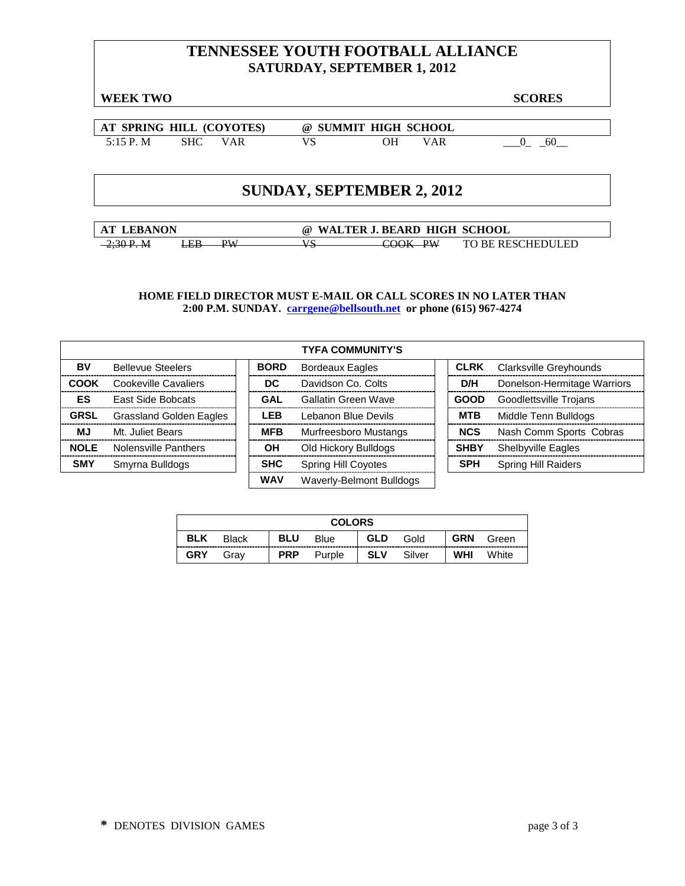# TENNESSEE YOUTH FOOTBALL ALLIANCE
## SATURDAY, SEPTEMBER 1, 2012

**WEEK TWO** **SCORES**

| AT SPRING HILL (COYOTES) | | | @ SUMMIT HIGH SCHOOL | | | |
|---|---|---|---|---|---|---|
| 5:15 P. M | SHC | VAR | VS | OH | VAR | ___0_ _60__ |

## SUNDAY, SEPTEMBER 2, 2012

| AT LEBANON | | | @ WALTER J. BEARD HIGH SCHOOL | | | |
|---|---|---|---|---|---|---|
| ~~2;30 P. M~~ | ~~LEB~~ | ~~PW~~ | ~~VS~~ | ~~COOK~~ | ~~PW~~ | TO BE RESCHEDULED |

**HOME FIELD DIRECTOR MUST E-MAIL OR CALL SCORES IN NO LATER THAN 2:00 P.M. SUNDAY. carrgene@bellsouth.net or phone (615) 967-4274**

| TYFA COMMUNITY'S | | | | | |
|---|---|---|---|---|---|
| **BV** | Bellevue Steelers | **BORD** | Bordeaux Eagles | **CLRK** | Clarksville Greyhounds |
| **COOK** | Cookeville Cavaliers | **DC** | Davidson Co. Colts | **D/H** | Donelson-Hermitage Warriors |
| **ES** | East Side Bobcats | **GAL** | Gallatin Green Wave | **GOOD** | Goodlettsville Trojans |
| **GRSL** | Grassland Golden Eagles | **LEB** | Lebanon Blue Devils | **MTB** | Middle Tenn Bulldogs |
| **MJ** | Mt. Juliet Bears | **MFB** | Murfreesboro Mustangs | **NCS** | Nash Comm Sports Cobras |
| **NOLE** | Nolensville Panthers | **OH** | Old Hickory Bulldogs | **SHBY** | Shelbyville Eagles |
| **SMY** | Smyrna Bulldogs | **SHC** | Spring Hill Coyotes | **SPH** | Spring Hill Raiders |
| | | **WAV** | Waverly-Belmont Bulldogs | | |

| COLORS | | | | | | | |
|---|---|---|---|---|---|---|---|
| **BLK** | Black | **BLU** | Blue | **GLD** | Gold | **GRN** | Green |
| **GRY** | Gray | **PRP** | Purple | **SLV** | Silver | **WHI** | White |

**\*** DENOTES DIVISION GAMES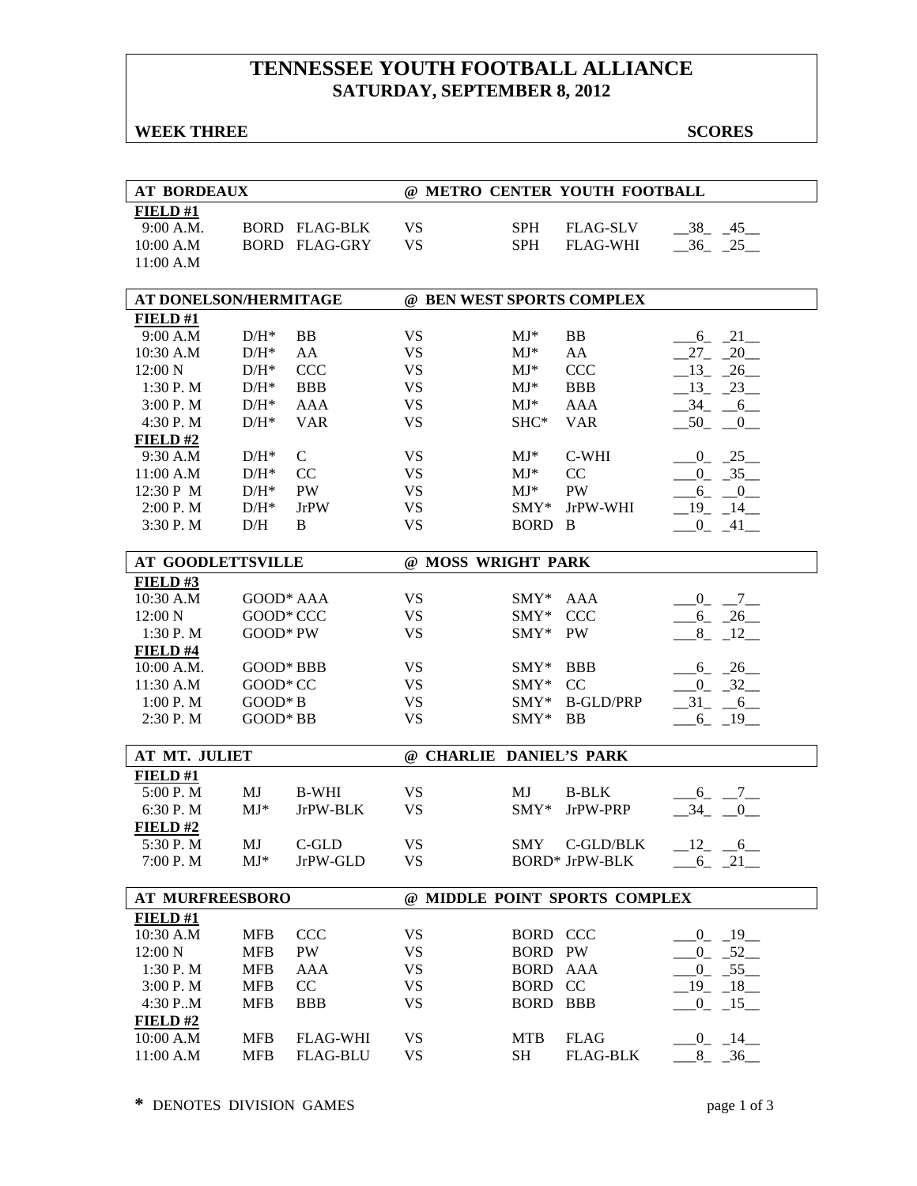# TENNESSEE YOUTH FOOTBALL ALLIANCE
## SATURDAY, SEPTEMBER 8, 2012

**WEEK THREE** **SCORES**

| AT BORDEAUX | | | @ METRO CENTER YOUTH FOOTBALL | | | |
|---|---|---|---|---|---|---|
| **FIELD #1** | | | | | | |
| 9:00 A.M. | BORD | FLAG-BLK | VS | SPH | FLAG-SLV | 38 45 |
| 10:00 A.M | BORD | FLAG-GRY | VS | SPH | FLAG-WHI | 36 25 |
| 11:00 A.M | | | | | | |

| AT DONELSON/HERMITAGE | | | @ BEN WEST SPORTS COMPLEX | | | |
|---|---|---|---|---|---|---|
| **FIELD #1** | | | | | | |
| 9:00 A.M | D/H* | BB | VS | MJ* | BB | 6 21 |
| 10:30 A.M | D/H* | AA | VS | MJ* | AA | 27 20 |
| 12:00 N | D/H* | CCC | VS | MJ* | CCC | 13 26 |
| 1:30 P. M | D/H* | BBB | VS | MJ* | BBB | 13 23 |
| 3:00 P. M | D/H* | AAA | VS | MJ* | AAA | 34 6 |
| 4:30 P. M | D/H* | VAR | VS | SHC* | VAR | 50 0 |
| **FIELD #2** | | | | | | |
| 9:30 A.M | D/H* | C | VS | MJ* | C-WHI | 0 25 |
| 11:00 A.M | D/H* | CC | VS | MJ* | CC | 0 35 |
| 12:30 P M | D/H* | PW | VS | MJ* | PW | 6 0 |
| 2:00 P. M | D/H* | JrPW | VS | SMY* | JrPW-WHI | 19 14 |
| 3:30 P. M | D/H | B | VS | BORD | B | 0 41 |

| AT GOODLETTSVILLE | | | @ MOSS WRIGHT PARK | | | |
|---|---|---|---|---|---|---|
| **FIELD #3** | | | | | | |
| 10:30 A.M | GOOD* | AAA | VS | SMY* | AAA | 0 7 |
| 12:00 N | GOOD* | CCC | VS | SMY* | CCC | 6 26 |
| 1:30 P. M | GOOD* | PW | VS | SMY* | PW | 8 12 |
| **FIELD #4** | | | | | | |
| 10:00 A.M. | GOOD* | BBB | VS | SMY* | BBB | 6 26 |
| 11:30 A.M | GOOD* | CC | VS | SMY* | CC | 0 32 |
| 1:00 P. M | GOOD* | B | VS | SMY* | B-GLD/PRP | 31 6 |
| 2:30 P. M | GOOD* | BB | VS | SMY* | BB | 6 19 |

| AT MT. JULIET | | | @ CHARLIE DANIEL'S PARK | | | |
|---|---|---|---|---|---|---|
| **FIELD #1** | | | | | | |
| 5:00 P. M | MJ | B-WHI | VS | MJ | B-BLK | 6 7 |
| 6:30 P. M | MJ* | JrPW-BLK | VS | SMY* | JrPW-PRP | 34 0 |
| **FIELD #2** | | | | | | |
| 5:30 P. M | MJ | C-GLD | VS | SMY | C-GLD/BLK | 12 6 |
| 7:00 P. M | MJ* | JrPW-GLD | VS | BORD* | JrPW-BLK | 6 21 |

| AT MURFREESBORO | | | @ MIDDLE POINT SPORTS COMPLEX | | | |
|---|---|---|---|---|---|---|
| **FIELD #1** | | | | | | |
| 10:30 A.M | MFB | CCC | VS | BORD | CCC | 0 19 |
| 12:00 N | MFB | PW | VS | BORD | PW | 0 52 |
| 1:30 P. M | MFB | AAA | VS | BORD | AAA | 0 55 |
| 3:00 P. M | MFB | CC | VS | BORD | CC | 19 18 |
| 4:30 P..M | MFB | BBB | VS | BORD | BBB | 0 15 |
| **FIELD #2** | | | | | | |
| 10:00 A.M | MFB | FLAG-WHI | VS | MTB | FLAG | 0 14 |
| 11:00 A.M | MFB | FLAG-BLU | VS | SH | FLAG-BLK | 8 36 |

**\*** DENOTES DIVISION GAMES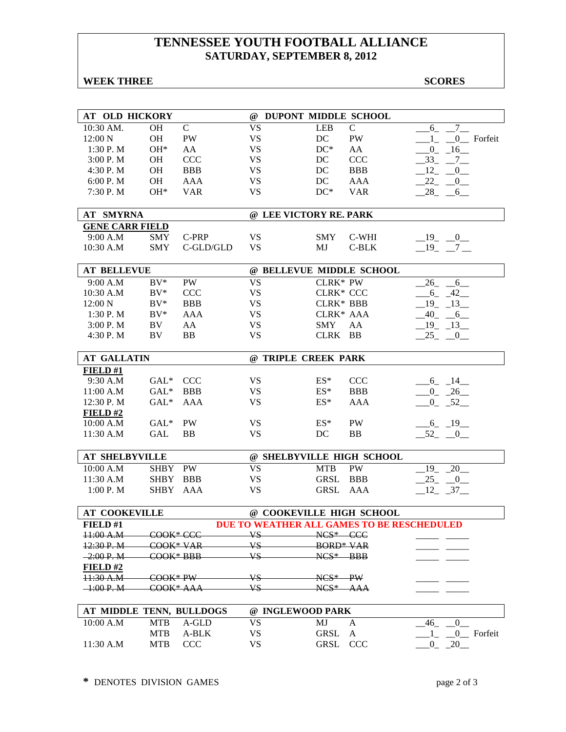# TENNESSEE YOUTH FOOTBALL ALLIANCE
## SATURDAY, SEPTEMBER 8, 2012

**WEEK THREE** **SCORES**

| AT OLD HICKORY | | | @ DUPONT MIDDLE SCHOOL | | | |
|---|---|---|---|---|---|---|
| 10:30 AM. | OH | C | VS | LEB | C | 6 7 |
| 12:00 N | OH | PW | VS | DC | PW | 1 0 Forfeit |
| 1:30 P. M | OH* | AA | VS | DC* | AA | 0 16 |
| 3:00 P. M | OH | CCC | VS | DC | CCC | 33 7 |
| 4:30 P. M | OH | BBB | VS | DC | BBB | 12 0 |
| 6:00 P. M | OH | AAA | VS | DC | AAA | 22 0 |
| 7:30 P. M | OH* | VAR | VS | DC* | VAR | 28 6 |

| AT SMYRNA | | | @ LEE VICTORY RE. PARK | | | |
|---|---|---|---|---|---|---|
| **GENE CARR FIELD** | | | | | | |
| 9:00 A.M | SMY | C-PRP | VS | SMY | C-WHI | 19 0 |
| 10:30 A.M | SMY | C-GLD/GLD | VS | MJ | C-BLK | 19 7 |

| AT BELLEVUE | | | @ BELLEVUE MIDDLE SCHOOL | | | |
|---|---|---|---|---|---|---|
| 9:00 A.M | BV* | PW | VS | CLRK* | PW | 26 6 |
| 10:30 A.M | BV* | CCC | VS | CLRK* | CCC | 6 42 |
| 12:00 N | BV* | BBB | VS | CLRK* | BBB | 19 13 |
| 1:30 P. M | BV* | AAA | VS | CLRK* | AAA | 40 6 |
| 3:00 P. M | BV | AA | VS | SMY | AA | 19 13 |
| 4:30 P. M | BV | BB | VS | CLRK | BB | 25 0 |

| AT GALLATIN | | | @ TRIPLE CREEK PARK | | | |
|---|---|---|---|---|---|---|
| **FIELD #1** | | | | | | |
| 9:30 A.M | GAL* | CCC | VS | ES* | CCC | 6 14 |
| 11:00 A.M | GAL* | BBB | VS | ES* | BBB | 0 26 |
| 12:30 P. M | GAL* | AAA | VS | ES* | AAA | 0 52 |
| **FIELD #2** | | | | | | |
| 10:00 A.M | GAL* | PW | VS | ES* | PW | 6 19 |
| 11:30 A.M | GAL | BB | VS | DC | BB | 52 0 |

| AT SHELBYVILLE | | | @ SHELBYVILLE HIGH SCHOOL | | | |
|---|---|---|---|---|---|---|
| 10:00 A.M | SHBY | PW | VS | MTB | PW | 19 20 |
| 11:30 A.M | SHBY | BBB | VS | GRSL | BBB | 25 0 |
| 1:00 P. M | SHBY | AAA | VS | GRSL | AAA | 12 37 |

| AT COOKEVILLE | | | @ COOKEVILLE HIGH SCHOOL | | | |
|---|---|---|---|---|---|---|
| **FIELD #1** | | | DUE TO WEATHER ALL GAMES TO BE RESCHEDULED | | | |
| ~~11:00 A.M~~ | ~~COOK*~~ | ~~CCC~~ | ~~VS~~ | ~~NCS*~~ | ~~CCC~~ | |
| ~~12:30 P. M~~ | ~~COOK*~~ | ~~VAR~~ | ~~VS~~ | ~~BORD*~~ | ~~VAR~~ | |
| ~~2:00 P. M~~ | ~~COOK*~~ | ~~BBB~~ | ~~VS~~ | ~~NCS*~~ | ~~BBB~~ | |
| **FIELD #2** | | | | | | |
| ~~11:30 A.M~~ | ~~COOK*~~ | ~~PW~~ | ~~VS~~ | ~~NCS*~~ | ~~PW~~ | |
| ~~1:00 P. M~~ | ~~COOK*~~ | ~~AAA~~ | ~~VS~~ | ~~NCS*~~ | ~~AAA~~ | |

| AT MIDDLE TENN, BULLDOGS | | | @ INGLEWOOD PARK | | | |
|---|---|---|---|---|---|---|
| 10:00 A.M | MTB | A-GLD | VS | MJ | A | 46 0 |
| | MTB | A-BLK | VS | GRSL | A | 1 0 Forfeit |
| 11:30 A.M | MTB | CCC | VS | GRSL | CCC | 0 20 |

**\*** DENOTES DIVISION GAMES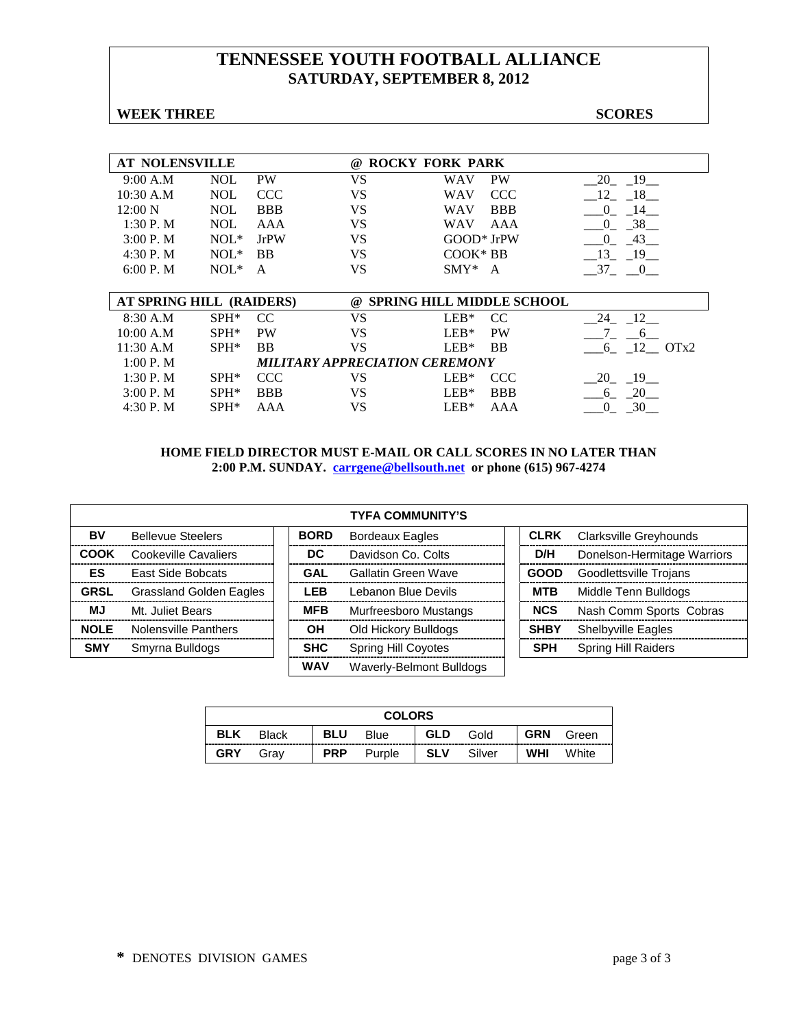# TENNESSEE YOUTH FOOTBALL ALLIANCE
## SATURDAY, SEPTEMBER 8, 2012

**WEEK THREE** **SCORES**

| AT NOLENSVILLE | | | @ ROCKY FORK PARK | | | |
|---|---|---|---|---|---|---|
| 9:00 A.M | NOL | PW | VS | WAV | PW | 20 19 |
| 10:30 A.M | NOL | CCC | VS | WAV | CCC | 12 18 |
| 12:00 N | NOL | BBB | VS | WAV | BBB | 0 14 |
| 1:30 P. M | NOL | AAA | VS | WAV | AAA | 0 38 |
| 3:00 P. M | NOL* | JrPW | VS | GOOD* | JrPW | 0 43 |
| 4:30 P. M | NOL* | BB | VS | COOK* | BB | 13 19 |
| 6:00 P. M | NOL* | A | VS | SMY* | A | 37 0 |

| AT SPRING HILL (RAIDERS) | | | @ SPRING HILL MIDDLE SCHOOL | | | |
|---|---|---|---|---|---|---|
| 8:30 A.M | SPH* | CC | VS | LEB* | CC | 24 12 |
| 10:00 A.M | SPH* | PW | VS | LEB* | PW | 7 6 |
| 11:30 A.M | SPH* | BB | VS | LEB* | BB | 6 12 OTx2 |
| 1:00 P. M | | *MILITARY APPRECIATION CEREMONY* | | | | |
| 1:30 P. M | SPH* | CCC | VS | LEB* | CCC | 20 19 |
| 3:00 P. M | SPH* | BBB | VS | LEB* | BBB | 6 20 |
| 4:30 P. M | SPH* | AAA | VS | LEB* | AAA | 0 30 |

**HOME FIELD DIRECTOR MUST E-MAIL OR CALL SCORES IN NO LATER THAN 2:00 P.M. SUNDAY. carrgene@bellsouth.net or phone (615) 967-4274**

| TYFA COMMUNITY'S | | | | | |
|---|---|---|---|---|---|
| **BV** | Bellevue Steelers | **BORD** | Bordeaux Eagles | **CLRK** | Clarksville Greyhounds |
| **COOK** | Cookeville Cavaliers | **DC** | Davidson Co. Colts | **D/H** | Donelson-Hermitage Warriors |
| **ES** | East Side Bobcats | **GAL** | Gallatin Green Wave | **GOOD** | Goodlettsville Trojans |
| **GRSL** | Grassland Golden Eagles | **LEB** | Lebanon Blue Devils | **MTB** | Middle Tenn Bulldogs |
| **MJ** | Mt. Juliet Bears | **MFB** | Murfreesboro Mustangs | **NCS** | Nash Comm Sports Cobras |
| **NOLE** | Nolensville Panthers | **OH** | Old Hickory Bulldogs | **SHBY** | Shelbyville Eagles |
| **SMY** | Smyrna Bulldogs | **SHC** | Spring Hill Coyotes | **SPH** | Spring Hill Raiders |
| | | **WAV** | Waverly-Belmont Bulldogs | | |

| COLORS | | | | | | | |
|---|---|---|---|---|---|---|---|
| **BLK** | Black | **BLU** | Blue | **GLD** | Gold | **GRN** | Green |
| **GRY** | Gray | **PRP** | Purple | **SLV** | Silver | **WHI** | White |

**\*** DENOTES DIVISION GAMES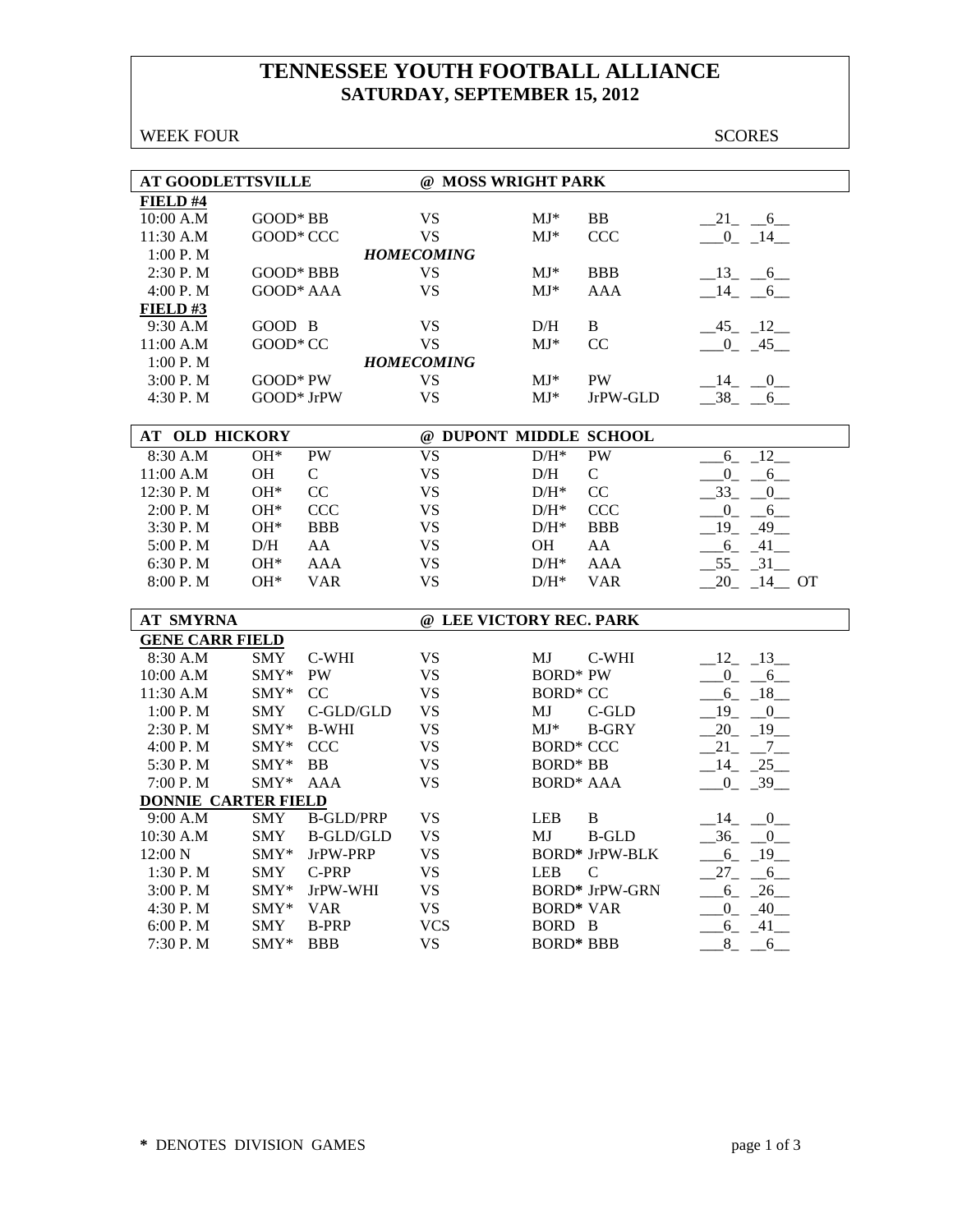# TENNESSEE YOUTH FOOTBALL ALLIANCE
## SATURDAY, SEPTEMBER 15, 2012

WEEK FOUR | SCORES

### AT GOODLETTSVILLE @ MOSS WRIGHT PARK

| Time | Home | | | Away | | Scores |
|---|---|---|---|---|---|---|
| **FIELD #4** | | | | | | |
| 10:00 A.M | GOOD* | BB | VS | MJ* | BB | 21 - 6 |
| 11:30 A.M | GOOD* | CCC | VS | MJ* | CCC | 0 - 14 |
| 1:00 P. M | | | *HOMECOMING* | | | |
| 2:30 P. M | GOOD* | BBB | VS | MJ* | BBB | 13 - 6 |
| 4:00 P. M | GOOD* | AAA | VS | MJ* | AAA | 14 - 6 |
| **FIELD #3** | | | | | | |
| 9:30 A.M | GOOD | B | VS | D/H | B | 45 - 12 |
| 11:00 A.M | GOOD* | CC | VS | MJ* | CC | 0 - 45 |
| 1:00 P. M | | | *HOMECOMING* | | | |
| 3:00 P. M | GOOD* | PW | VS | MJ* | PW | 14 - 0 |
| 4:30 P. M | GOOD* | JrPW | VS | MJ* | JrPW-GLD | 38 - 6 |

### AT OLD HICKORY @ DUPONT MIDDLE SCHOOL

| Time | Home | | | Away | | Scores |
|---|---|---|---|---|---|---|
| 8:30 A.M | OH* | PW | VS | D/H* | PW | 6 - 12 |
| 11:00 A.M | OH | C | VS | D/H | C | 0 - 6 |
| 12:30 P. M | OH* | CC | VS | D/H* | CC | 33 - 0 |
| 2:00 P. M | OH* | CCC | VS | D/H* | CCC | 0 - 6 |
| 3:30 P. M | OH* | BBB | VS | D/H* | BBB | 19 - 49 |
| 5:00 P. M | D/H | AA | VS | OH | AA | 6 - 41 |
| 6:30 P. M | OH* | AAA | VS | D/H* | AAA | 55 - 31 |
| 8:00 P. M | OH* | VAR | VS | D/H* | VAR | 20 - 14 OT |

### AT SMYRNA @ LEE VICTORY REC. PARK

| Time | Home | | | Away | | Scores |
|---|---|---|---|---|---|---|
| **GENE CARR FIELD** | | | | | | |
| 8:30 A.M | SMY | C-WHI | VS | MJ | C-WHI | 12 - 13 |
| 10:00 A.M | SMY* | PW | VS | BORD* | PW | 0 - 6 |
| 11:30 A.M | SMY* | CC | VS | BORD* | CC | 6 - 18 |
| 1:00 P. M | SMY | C-GLD/GLD | VS | MJ | C-GLD | 19 - 0 |
| 2:30 P. M | SMY* | B-WHI | VS | MJ* | B-GRY | 20 - 19 |
| 4:00 P. M | SMY* | CCC | VS | BORD* | CCC | 21 - 7 |
| 5:30 P. M | SMY* | BB | VS | BORD* | BB | 14 - 25 |
| 7:00 P. M | SMY* | AAA | VS | BORD* | AAA | 0 - 39 |
| **DONNIE CARTER FIELD** | | | | | | |
| 9:00 A.M | SMY | B-GLD/PRP | VS | LEB | B | 14 - 0 |
| 10:30 A.M | SMY | B-GLD/GLD | VS | MJ | B-GLD | 36 - 0 |
| 12:00 N | SMY* | JrPW-PRP | VS | BORD* | JrPW-BLK | 6 - 19 |
| 1:30 P. M | SMY | C-PRP | VS | LEB | C | 27 - 6 |
| 3:00 P. M | SMY* | JrPW-WHI | VS | BORD* | JrPW-GRN | 6 - 26 |
| 4:30 P. M | SMY* | VAR | VS | BORD* | VAR | 0 - 40 |
| 6:00 P. M | SMY | B-PRP | VCS | BORD | B | 6 - 41 |
| 7:30 P. M | SMY* | BBB | VS | BORD* | BBB | 8 - 6 |

\* DENOTES DIVISION GAMES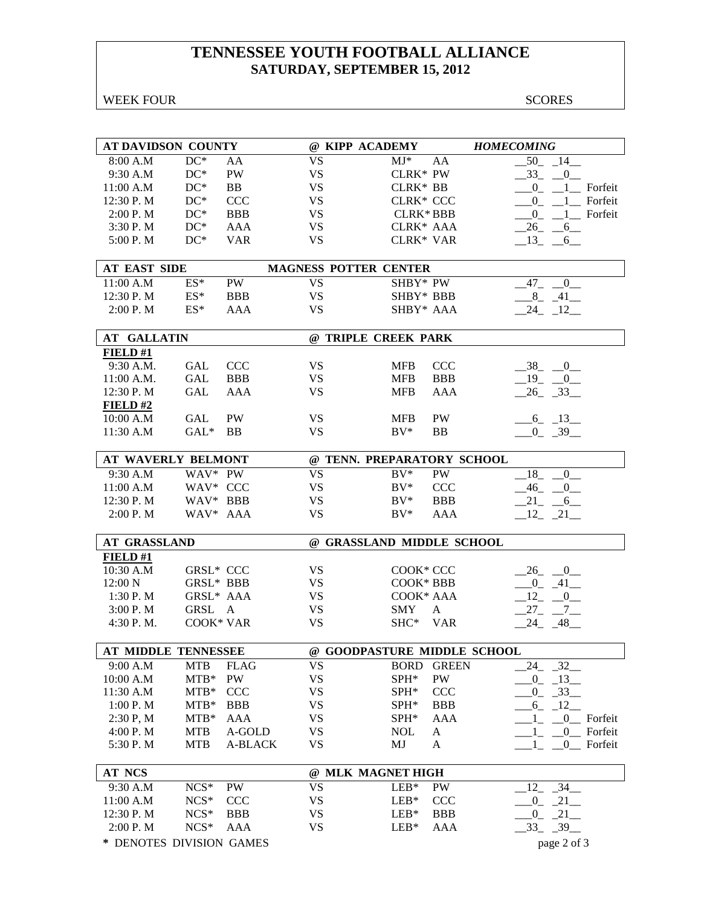# TENNESSEE YOUTH FOOTBALL ALLIANCE
## SATURDAY, SEPTEMBER 15, 2012

WEEK FOUR SCORES

| AT DAVIDSON COUNTY | | | @ KIPP ACADEMY | | | *HOMECOMING* | |
|---|---|---|---|---|---|---|---|
| 8:00 A.M | DC* | AA | VS | MJ* | AA | 50 14 | |
| 9:30 A.M | DC* | PW | VS | CLRK* | PW | 33 0 | |
| 11:00 A.M | DC* | BB | VS | CLRK* | BB | 0 1 | Forfeit |
| 12:30 P. M | DC* | CCC | VS | CLRK* | CCC | 0 1 | Forfeit |
| 2:00 P. M | DC* | BBB | VS | CLRK* | BBB | 0 1 | Forfeit |
| 3:30 P. M | DC* | AAA | VS | CLRK* | AAA | 26 6 | |
| 5:00 P. M | DC* | VAR | VS | CLRK* | VAR | 13 6 | |

| AT EAST SIDE | | | MAGNESS POTTER CENTER | | | |
|---|---|---|---|---|---|---|
| 11:00 A.M | ES* | PW | VS | SHBY* | PW | 47 0 |
| 12:30 P. M | ES* | BBB | VS | SHBY* | BBB | 8 41 |
| 2:00 P. M | ES* | AAA | VS | SHBY* | AAA | 24 12 |

| AT GALLATIN | | | @ TRIPLE CREEK PARK | | | |
|---|---|---|---|---|---|---|
| **FIELD #1** | | | | | | |
| 9:30 A.M. | GAL | CCC | VS | MFB | CCC | 38 0 |
| 11:00 A.M. | GAL | BBB | VS | MFB | BBB | 19 0 |
| 12:30 P. M | GAL | AAA | VS | MFB | AAA | 26 33 |
| **FIELD #2** | | | | | | |
| 10:00 A.M | GAL | PW | VS | MFB | PW | 6 13 |
| 11:30 A.M | GAL* | BB | VS | BV* | BB | 0 39 |

| AT WAVERLY BELMONT | | | @ TENN. PREPARATORY SCHOOL | | | |
|---|---|---|---|---|---|---|
| 9:30 A.M | WAV* | PW | VS | BV* | PW | 18 0 |
| 11:00 A.M | WAV* | CCC | VS | BV* | CCC | 46 0 |
| 12:30 P. M | WAV* | BBB | VS | BV* | BBB | 21 6 |
| 2:00 P. M | WAV* | AAA | VS | BV* | AAA | 12 21 |

| AT GRASSLAND | | | @ GRASSLAND MIDDLE SCHOOL | | | |
|---|---|---|---|---|---|---|
| **FIELD #1** | | | | | | |
| 10:30 A.M | GRSL* | CCC | VS | COOK* | CCC | 26 0 |
| 12:00 N | GRSL* | BBB | VS | COOK* | BBB | 0 41 |
| 1:30 P. M | GRSL* | AAA | VS | COOK* | AAA | 12 0 |
| 3:00 P. M | GRSL | A | VS | SMY | A | 27 7 |
| 4:30 P. M. | COOK* | VAR | VS | SHC* | VAR | 24 48 |

| AT MIDDLE TENNESSEE | | | @ GOODPASTURE MIDDLE SCHOOL | | | | |
|---|---|---|---|---|---|---|---|
| 9:00 A.M | MTB | FLAG | VS | BORD | GREEN | 24 32 | |
| 10:00 A.M | MTB* | PW | VS | SPH* | PW | 0 13 | |
| 11:30 A.M | MTB* | CCC | VS | SPH* | CCC | 0 33 | |
| 1:00 P. M | MTB* | BBB | VS | SPH* | BBB | 6 12 | |
| 2:30 P, M | MTB* | AAA | VS | SPH* | AAA | 1 0 | Forfeit |
| 4:00 P. M | MTB | A-GOLD | VS | NOL | A | 1 0 | Forfeit |
| 5:30 P. M | MTB | A-BLACK | VS | MJ | A | 1 0 | Forfeit |

| AT NCS | | | @ MLK MAGNET HIGH | | | |
|---|---|---|---|---|---|---|
| 9:30 A.M | NCS* | PW | VS | LEB* | PW | 12 34 |
| 11:00 A.M | NCS* | CCC | VS | LEB* | CCC | 0 21 |
| 12:30 P. M | NCS* | BBB | VS | LEB* | BBB | 0 21 |
| 2:00 P. M | NCS* | AAA | VS | LEB* | AAA | 33 39 |

\* DENOTES DIVISION GAMES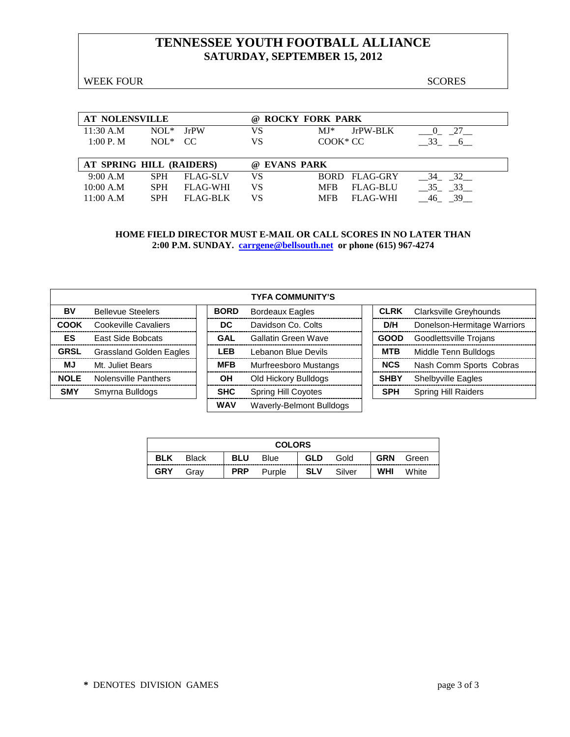# TENNESSEE YOUTH FOOTBALL ALLIANCE
## SATURDAY, SEPTEMBER 15, 2012

WEEK FOUR SCORES

| AT NOLENSVILLE | | | @ ROCKY FORK PARK | | | |
|---|---|---|---|---|---|---|
| 11:30 A.M | NOL* | JrPW | VS | MJ* | JrPW-BLK | 0 27 |
| 1:00 P. M | NOL* | CC | VS | COOK* | CC | 33 6 |

| AT SPRING HILL (RAIDERS) | | | @ EVANS PARK | | | |
|---|---|---|---|---|---|---|
| 9:00 A.M | SPH | FLAG-SLV | VS | BORD | FLAG-GRY | 34 32 |
| 10:00 A.M | SPH | FLAG-WHI | VS | MFB | FLAG-BLU | 35 33 |
| 11:00 A.M | SPH | FLAG-BLK | VS | MFB | FLAG-WHI | 46 39 |

**HOME FIELD DIRECTOR MUST E-MAIL OR CALL SCORES IN NO LATER THAN 2:00 P.M. SUNDAY. carrgene@bellsouth.net or phone (615) 967-4274**

| TYFA COMMUNITY'S | | | | | |
|---|---|---|---|---|---|
| **BV** | Bellevue Steelers | **BORD** | Bordeaux Eagles | **CLRK** | Clarksville Greyhounds |
| **COOK** | Cookeville Cavaliers | **DC** | Davidson Co. Colts | **D/H** | Donelson-Hermitage Warriors |
| **ES** | East Side Bobcats | **GAL** | Gallatin Green Wave | **GOOD** | Goodlettsville Trojans |
| **GRSL** | Grassland Golden Eagles | **LEB** | Lebanon Blue Devils | **MTB** | Middle Tenn Bulldogs |
| **MJ** | Mt. Juliet Bears | **MFB** | Murfreesboro Mustangs | **NCS** | Nash Comm Sports Cobras |
| **NOLE** | Nolensville Panthers | **OH** | Old Hickory Bulldogs | **SHBY** | Shelbyville Eagles |
| **SMY** | Smyrna Bulldogs | **SHC** | Spring Hill Coyotes | **SPH** | Spring Hill Raiders |
| | | **WAV** | Waverly-Belmont Bulldogs | | |

| COLORS | | | | | | | |
|---|---|---|---|---|---|---|---|
| **BLK** | Black | **BLU** | Blue | **GLD** | Gold | **GRN** | Green |
| **GRY** | Gray | **PRP** | Purple | **SLV** | Silver | **WHI** | White |

**\*** DENOTES DIVISION GAMES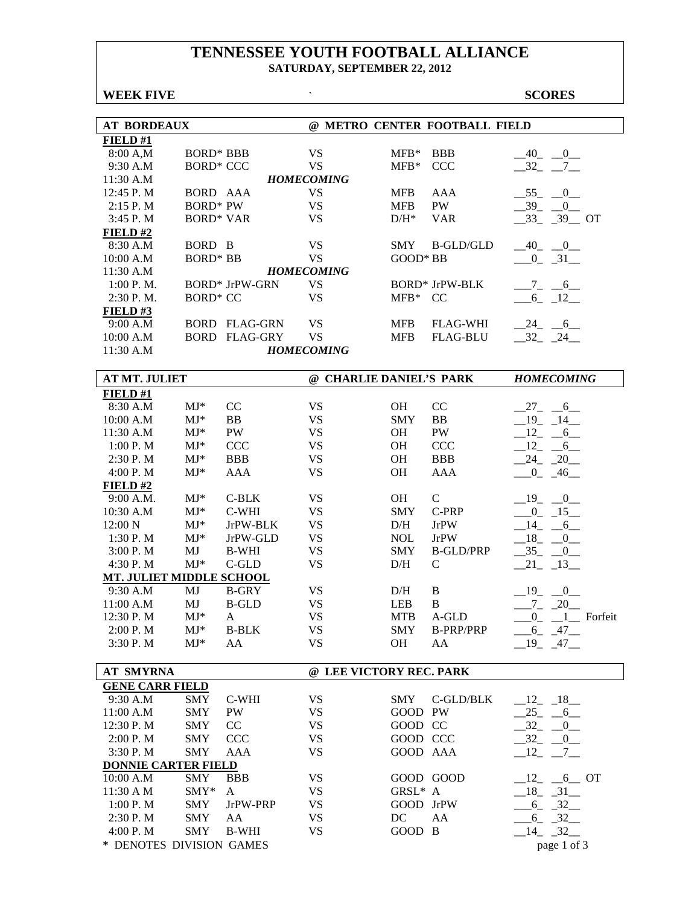# TENNESSEE YOUTH FOOTBALL ALLIANCE

**SATURDAY, SEPTEMBER 22, 2012**

**WEEK FIVE** ` **SCORES**

## AT BORDEAUX @ METRO CENTER FOOTBALL FIELD

| Time | Team | Division | | Team | Division | Score |
|---|---|---|---|---|---|---|
| **FIELD #1** | | | | | | |
| 8:00 A,M | BORD* | BBB | VS | MFB* | BBB | 40 0 |
| 9:30 A.M | BORD* | CCC | VS | MFB* | CCC | 32 7 |
| 11:30 A.M | | | *HOMECOMING* | | | |
| 12:45 P. M | BORD | AAA | VS | MFB | AAA | 55 0 |
| 2:15 P. M | BORD* | PW | VS | MFB | PW | 39 0 |
| 3:45 P. M | BORD* | VAR | VS | D/H* | VAR | 33 39 OT |
| **FIELD #2** | | | | | | |
| 8:30 A.M | BORD | B | VS | SMY | B-GLD/GLD | 40 0 |
| 10:00 A.M | BORD* | BB | VS | GOOD* | BB | 0 31 |
| 11:30 A.M | | | *HOMECOMING* | | | |
| 1:00 P. M. | BORD* | JrPW-GRN | VS | BORD* | JrPW-BLK | 7 6 |
| 2:30 P. M. | BORD* | CC | VS | MFB* | CC | 6 12 |
| **FIELD #3** | | | | | | |
| 9:00 A.M | BORD | FLAG-GRN | VS | MFB | FLAG-WHI | 24 6 |
| 10:00 A.M | BORD | FLAG-GRY | VS | MFB | FLAG-BLU | 32 24 |
| 11:30 A.M | | | *HOMECOMING* | | | |

## AT MT. JULIET @ CHARLIE DANIEL'S PARK *HOMECOMING*

| Time | Team | Division | | Team | Division | Score |
|---|---|---|---|---|---|---|
| **FIELD #1** | | | | | | |
| 8:30 A.M | MJ* | CC | VS | OH | CC | 27 6 |
| 10:00 A.M | MJ* | BB | VS | SMY | BB | 19 14 |
| 11:30 A.M | MJ* | PW | VS | OH | PW | 12 6 |
| 1:00 P. M | MJ* | CCC | VS | OH | CCC | 12 6 |
| 2:30 P. M | MJ* | BBB | VS | OH | BBB | 24 20 |
| 4:00 P. M | MJ* | AAA | VS | OH | AAA | 0 46 |
| **FIELD #2** | | | | | | |
| 9:00 A.M. | MJ* | C-BLK | VS | OH | C | 19 0 |
| 10:30 A.M | MJ* | C-WHI | VS | SMY | C-PRP | 0 15 |
| 12:00 N | MJ* | JrPW-BLK | VS | D/H | JrPW | 14 6 |
| 1:30 P. M | MJ* | JrPW-GLD | VS | NOL | JrPW | 18 0 |
| 3:00 P. M | MJ | B-WHI | VS | SMY | B-GLD/PRP | 35 0 |
| 4:30 P. M | MJ* | C-GLD | VS | D/H | C | 21 13 |
| **MT. JULIET MIDDLE SCHOOL** | | | | | | |
| 9:30 A.M | MJ | B-GRY | VS | D/H | B | 19 0 |
| 11:00 A.M | MJ | B-GLD | VS | LEB | B | 7 20 |
| 12:30 P. M | MJ* | A | VS | MTB | A-GLD | 0 1 Forfeit |
| 2:00 P. M | MJ* | B-BLK | VS | SMY | B-PRP/PRP | 6 47 |
| 3:30 P. M | MJ* | AA | VS | OH | AA | 19 47 |

## AT SMYRNA @ LEE VICTORY REC. PARK

| Time | Team | Division | | Team | Division | Score |
|---|---|---|---|---|---|---|
| **GENE CARR FIELD** | | | | | | |
| 9:30 A.M | SMY | C-WHI | VS | SMY | C-GLD/BLK | 12 18 |
| 11:00 A.M | SMY | PW | VS | GOOD | PW | 25 6 |
| 12:30 P. M | SMY | CC | VS | GOOD | CC | 32 0 |
| 2:00 P. M | SMY | CCC | VS | GOOD | CCC | 32 0 |
| 3:30 P. M | SMY | AAA | VS | GOOD | AAA | 12 7 |
| **DONNIE CARTER FIELD** | | | | | | |
| 10:00 A.M | SMY | BBB | VS | GOOD | GOOD | 12 6 OT |
| 11:30 A M | SMY* | A | VS | GRSL* | A | 18 31 |
| 1:00 P. M | SMY | JrPW-PRP | VS | GOOD | JrPW | 6 32 |
| 2:30 P. M | SMY | AA | VS | DC | AA | 6 32 |
| 4:00 P. M | SMY | B-WHI | VS | GOOD | B | 14 32 |

\* DENOTES DIVISION GAMES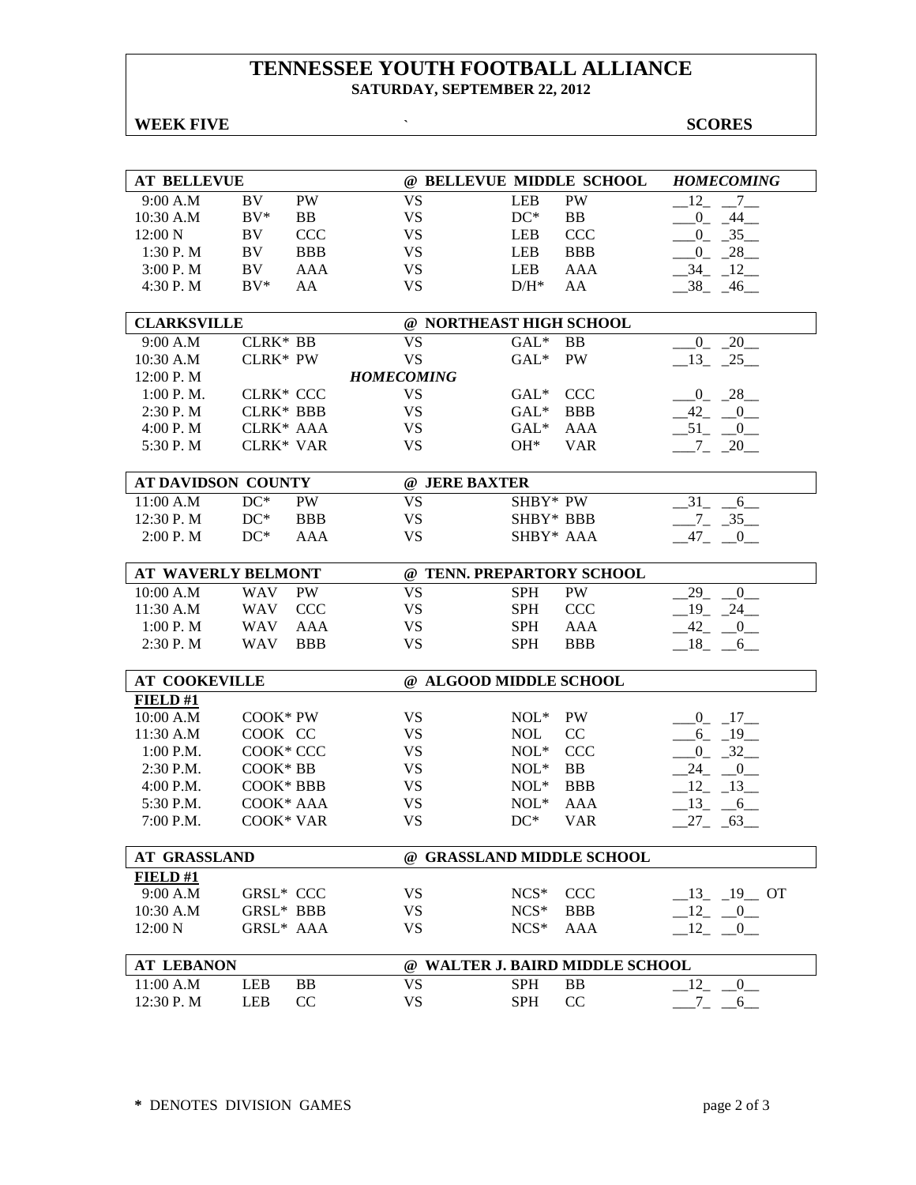# TENNESSEE YOUTH FOOTBALL ALLIANCE

**SATURDAY, SEPTEMBER 22, 2012**

**WEEK FIVE** ` **SCORES**

| AT BELLEVUE | | | @ BELLEVUE MIDDLE SCHOOL | | | *HOMECOMING* |
|---|---|---|---|---|---|---|
| 9:00 A.M | BV | PW | VS | LEB | PW | 12 7 |
| 10:30 A.M | BV* | BB | VS | DC* | BB | 0 44 |
| 12:00 N | BV | CCC | VS | LEB | CCC | 0 35 |
| 1:30 P. M | BV | BBB | VS | LEB | BBB | 0 28 |
| 3:00 P. M | BV | AAA | VS | LEB | AAA | 34 12 |
| 4:30 P. M | BV* | AA | VS | D/H* | AA | 38 46 |

| CLARKSVILLE | | | @ NORTHEAST HIGH SCHOOL | | | |
|---|---|---|---|---|---|---|
| 9:00 A.M | CLRK* | BB | VS | GAL* | BB | 0 20 |
| 10:30 A.M | CLRK* | PW | VS | GAL* | PW | 13 25 |
| 12:00 P. M | | | *HOMECOMING* | | | |
| 1:00 P. M. | CLRK* | CCC | VS | GAL* | CCC | 0 28 |
| 2:30 P. M | CLRK* | BBB | VS | GAL* | BBB | 42 0 |
| 4:00 P. M | CLRK* | AAA | VS | GAL* | AAA | 51 0 |
| 5:30 P. M | CLRK* | VAR | VS | OH* | VAR | 7 20 |

| AT DAVIDSON COUNTY | | | @ JERE BAXTER | | | |
|---|---|---|---|---|---|---|
| 11:00 A.M | DC* | PW | VS | SHBY* | PW | 31 6 |
| 12:30 P. M | DC* | BBB | VS | SHBY* | BBB | 7 35 |
| 2:00 P. M | DC* | AAA | VS | SHBY* | AAA | 47 0 |

| AT WAVERLY BELMONT | | | @ TENN. PREPARTORY SCHOOL | | | |
|---|---|---|---|---|---|---|
| 10:00 A.M | WAV | PW | VS | SPH | PW | 29 0 |
| 11:30 A.M | WAV | CCC | VS | SPH | CCC | 19 24 |
| 1:00 P. M | WAV | AAA | VS | SPH | AAA | 42 0 |
| 2:30 P. M | WAV | BBB | VS | SPH | BBB | 18 6 |

| AT COOKEVILLE | | | @ ALGOOD MIDDLE SCHOOL | | | |
|---|---|---|---|---|---|---|
| **FIELD #1** | | | | | | |
| 10:00 A.M | COOK* | PW | VS | NOL* | PW | 0 17 |
| 11:30 A.M | COOK | CC | VS | NOL | CC | 6 19 |
| 1:00 P.M. | COOK* | CCC | VS | NOL* | CCC | 0 32 |
| 2:30 P.M. | COOK* | BB | VS | NOL* | BB | 24 0 |
| 4:00 P.M. | COOK* | BBB | VS | NOL* | BBB | 12 13 |
| 5:30 P.M. | COOK* | AAA | VS | NOL* | AAA | 13 6 |
| 7:00 P.M. | COOK* | VAR | VS | DC* | VAR | 27 63 |

| AT GRASSLAND | | | @ GRASSLAND MIDDLE SCHOOL | | | |
|---|---|---|---|---|---|---|
| **FIELD #1** | | | | | | |
| 9:00 A.M | GRSL* | CCC | VS | NCS* | CCC | 13 19 OT |
| 10:30 A.M | GRSL* | BBB | VS | NCS* | BBB | 12 0 |
| 12:00 N | GRSL* | AAA | VS | NCS* | AAA | 12 0 |

| AT LEBANON | | | @ WALTER J. BAIRD MIDDLE SCHOOL | | | |
|---|---|---|---|---|---|---|
| 11:00 A.M | LEB | BB | VS | SPH | BB | 12 0 |
| 12:30 P. M | LEB | CC | VS | SPH | CC | 7 6 |

**\*** DENOTES DIVISION GAMES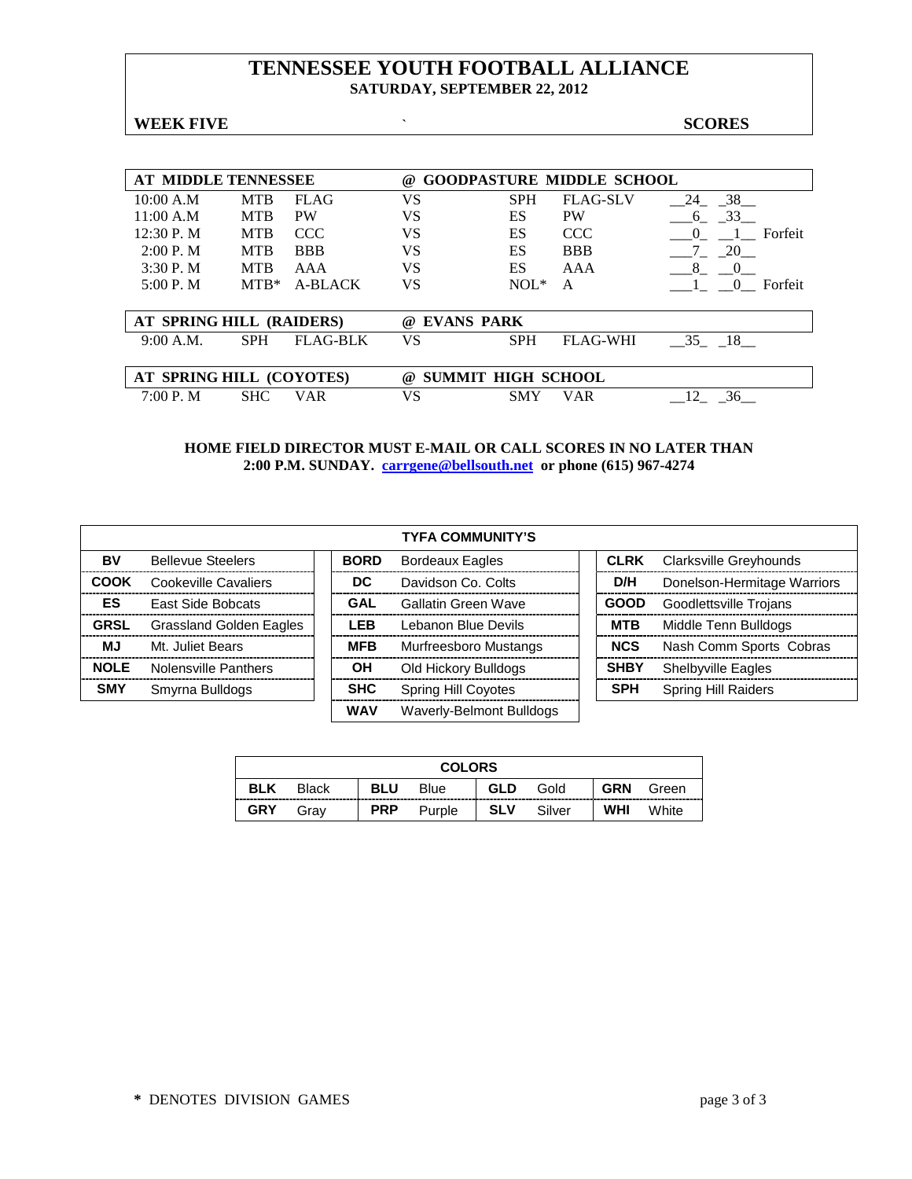# TENNESSEE YOUTH FOOTBALL ALLIANCE

**SATURDAY, SEPTEMBER 22, 2012**

**WEEK FIVE** ` **SCORES**

| AT MIDDLE TENNESSEE | | | @ GOODPASTURE MIDDLE SCHOOL | | | | |
|---|---|---|---|---|---|---|---|
| 10:00 A.M | MTB | FLAG | VS | SPH | FLAG-SLV | __24_ _38__ | |
| 11:00 A.M | MTB | PW | VS | ES | PW | ___6_ _33__ | |
| 12:30 P. M | MTB | CCC | VS | ES | CCC | ___0_ __1__ | Forfeit |
| 2:00 P. M | MTB | BBB | VS | ES | BBB | ___7_ _20__ | |
| 3:30 P. M | MTB | AAA | VS | ES | AAA | ___8_ __0__ | |
| 5:00 P. M | MTB* | A-BLACK | VS | NOL* | A | ___1_ __0__ | Forfeit |

| AT SPRING HILL (RAIDERS) | | | @ EVANS PARK | | | |
|---|---|---|---|---|---|---|
| 9:00 A.M. | SPH | FLAG-BLK | VS | SPH | FLAG-WHI | __35_ _18__ |

| AT SPRING HILL (COYOTES) | | | @ SUMMIT HIGH SCHOOL | | | |
|---|---|---|---|---|---|---|
| 7:00 P. M | SHC | VAR | VS | SMY | VAR | __12_ _36__ |

**HOME FIELD DIRECTOR MUST E-MAIL OR CALL SCORES IN NO LATER THAN 2:00 P.M. SUNDAY. carrgene@bellsouth.net or phone (615) 967-4274**

| TYFA COMMUNITY'S | | | | | |
|---|---|---|---|---|---|
| **BV** | Bellevue Steelers | **BORD** | Bordeaux Eagles | **CLRK** | Clarksville Greyhounds |
| **COOK** | Cookeville Cavaliers | **DC** | Davidson Co. Colts | **D/H** | Donelson-Hermitage Warriors |
| **ES** | East Side Bobcats | **GAL** | Gallatin Green Wave | **GOOD** | Goodlettsville Trojans |
| **GRSL** | Grassland Golden Eagles | **LEB** | Lebanon Blue Devils | **MTB** | Middle Tenn Bulldogs |
| **MJ** | Mt. Juliet Bears | **MFB** | Murfreesboro Mustangs | **NCS** | Nash Comm Sports Cobras |
| **NOLE** | Nolensville Panthers | **OH** | Old Hickory Bulldogs | **SHBY** | Shelbyville Eagles |
| **SMY** | Smyrna Bulldogs | **SHC** | Spring Hill Coyotes | **SPH** | Spring Hill Raiders |
| | | **WAV** | Waverly-Belmont Bulldogs | | |

| COLORS | | | | | | | |
|---|---|---|---|---|---|---|---|
| **BLK** | Black | **BLU** | Blue | **GLD** | Gold | **GRN** | Green |
| **GRY** | Gray | **PRP** | Purple | **SLV** | Silver | **WHI** | White |

\* DENOTES DIVISION GAMES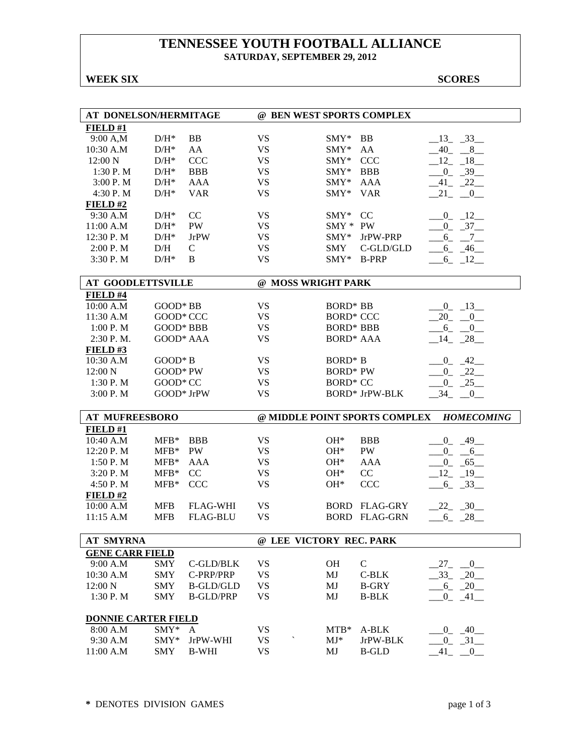# TENNESSEE YOUTH FOOTBALL ALLIANCE

**SATURDAY, SEPTEMBER 29, 2012**

**WEEK SIX** **SCORES**

| AT DONELSON/HERMITAGE | | | | @ BEN WEST SPORTS COMPLEX | | |
|---|---|---|---|---|---|---|
| **FIELD #1** | | | | | | |
| 9:00 A,M | D/H* | BB | VS | SMY* | BB | 13 33 |
| 10:30 A.M | D/H* | AA | VS | SMY* | AA | 40 8 |
| 12:00 N | D/H* | CCC | VS | SMY* | CCC | 12 18 |
| 1:30 P. M | D/H* | BBB | VS | SMY* | BBB | 0 39 |
| 3:00 P. M | D/H* | AAA | VS | SMY* | AAA | 41 22 |
| 4:30 P. M | D/H* | VAR | VS | SMY* | VAR | 21 0 |
| **FIELD #2** | | | | | | |
| 9:30 A.M | D/H* | CC | VS | SMY* | CC | 0 12 |
| 11:00 A.M | D/H* | PW | VS | SMY * | PW | 0 37 |
| 12:30 P. M | D/H* | JrPW | VS | SMY* | JrPW-PRP | 6 7 |
| 2:00 P. M | D/H | C | VS | SMY | C-GLD/GLD | 6 46 |
| 3:30 P. M | D/H* | B | VS | SMY* | B-PRP | 6 12 |

| AT GOODLETTSVILLE | | | @ MOSS WRIGHT PARK | |
|---|---|---|---|---|
| **FIELD #4** | | | | |
| 10:00 A.M | GOOD* BB | VS | BORD* BB | 0 13 |
| 11:30 A.M | GOOD* CCC | VS | BORD* CCC | 20 0 |
| 1:00 P. M | GOOD* BBB | VS | BORD* BBB | 6 0 |
| 2:30 P. M. | GOOD* AAA | VS | BORD* AAA | 14 28 |
| **FIELD #3** | | | | |
| 10:30 A.M | GOOD* B | VS | BORD* B | 0 42 |
| 12:00 N | GOOD* PW | VS | BORD* PW | 0 22 |
| 1:30 P. M | GOOD* CC | VS | BORD* CC | 0 25 |
| 3:00 P. M | GOOD* JrPW | VS | BORD* JrPW-BLK | 34 0 |

| AT MUFREESBORO | | | | @ MIDDLE POINT SPORTS COMPLEX | | *HOMECOMING* |
|---|---|---|---|---|---|---|
| **FIELD #1** | | | | | | |
| 10:40 A.M | MFB* | BBB | VS | OH* | BBB | 0 49 |
| 12:20 P. M | MFB* | PW | VS | OH* | PW | 0 6 |
| 1:50 P. M | MFB* | AAA | VS | OH* | AAA | 0 65 |
| 3:20 P. M | MFB* | CC | VS | OH* | CC | 12 19 |
| 4:50 P. M | MFB* | CCC | VS | OH* | CCC | 6 33 |
| **FIELD #2** | | | | | | |
| 10:00 A.M | MFB | FLAG-WHI | VS | BORD | FLAG-GRY | 22 30 |
| 11:15 A.M | MFB | FLAG-BLU | VS | BORD | FLAG-GRN | 6 28 |

| AT SMYRNA | | | | @ LEE VICTORY REC. PARK | | |
|---|---|---|---|---|---|---|
| **GENE CARR FIELD** | | | | | | |
| 9:00 A.M | SMY | C-GLD/BLK | VS | OH | C | 27 0 |
| 10:30 A.M | SMY | C-PRP/PRP | VS | MJ | C-BLK | 33 20 |
| 12:00 N | SMY | B-GLD/GLD | VS | MJ | B-GRY | 6 20 |
| 1:30 P. M | SMY | B-GLD/PRP | VS | MJ | B-BLK | 0 41 |
| **DONNIE CARTER FIELD** | | | | | | |
| 8:00 A.M | SMY* | A | VS | MTB* | A-BLK | 0 40 |
| 9:30 A.M | SMY* | JrPW-WHI | VS | MJ* | JrPW-BLK | 0 31 |
| 11:00 A.M | SMY | B-WHI | VS | MJ | B-GLD | 41 0 |

**\*** DENOTES DIVISION GAMES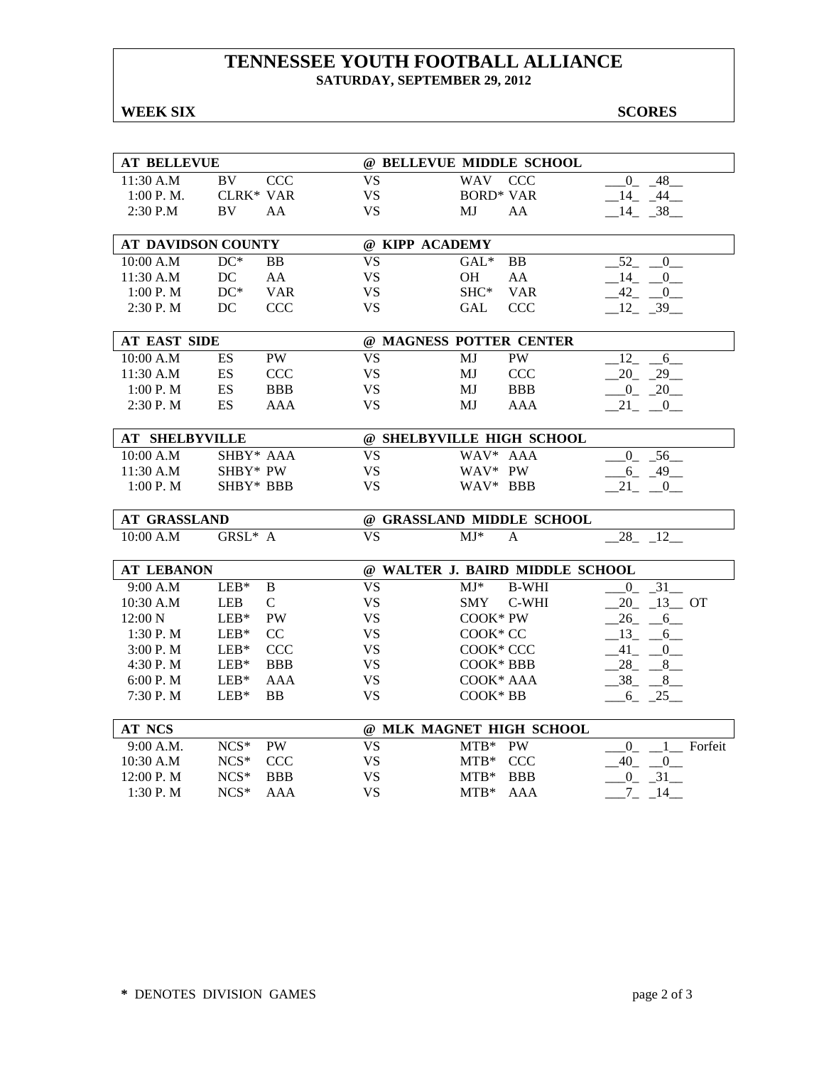# TENNESSEE YOUTH FOOTBALL ALLIANCE

**SATURDAY, SEPTEMBER 29, 2012**

**WEEK SIX** **SCORES**

| **AT BELLEVUE** | | | **@ BELLEVUE MIDDLE SCHOOL** | | | |
|---|---|---|---|---|---|---|
| 11:30 A.M | BV | CCC | VS | WAV | CCC | 0 48 |
| 1:00 P. M. | CLRK* | VAR | VS | BORD* | VAR | 14 44 |
| 2:30 P.M | BV | AA | VS | MJ | AA | 14 38 |

| **AT DAVIDSON COUNTY** | | | **@ KIPP ACADEMY** | | | |
|---|---|---|---|---|---|---|
| 10:00 A.M | DC* | BB | VS | GAL* | BB | 52 0 |
| 11:30 A.M | DC | AA | VS | OH | AA | 14 0 |
| 1:00 P. M | DC* | VAR | VS | SHC* | VAR | 42 0 |
| 2:30 P. M | DC | CCC | VS | GAL | CCC | 12 39 |

| **AT EAST SIDE** | | | **@ MAGNESS POTTER CENTER** | | | |
|---|---|---|---|---|---|---|
| 10:00 A.M | ES | PW | VS | MJ | PW | 12 6 |
| 11:30 A.M | ES | CCC | VS | MJ | CCC | 20 29 |
| 1:00 P. M | ES | BBB | VS | MJ | BBB | 0 20 |
| 2:30 P. M | ES | AAA | VS | MJ | AAA | 21 0 |

| **AT SHELBYVILLE** | | | **@ SHELBYVILLE HIGH SCHOOL** | | | |
|---|---|---|---|---|---|---|
| 10:00 A.M | SHBY* | AAA | VS | WAV* | AAA | 0 56 |
| 11:30 A.M | SHBY* | PW | VS | WAV* | PW | 6 49 |
| 1:00 P. M | SHBY* | BBB | VS | WAV* | BBB | 21 0 |

| **AT GRASSLAND** | | | **@ GRASSLAND MIDDLE SCHOOL** | | | |
|---|---|---|---|---|---|---|
| 10:00 A.M | GRSL* | A | VS | MJ* | A | 28 12 |

| **AT LEBANON** | | | **@ WALTER J. BAIRD MIDDLE SCHOOL** | | | |
|---|---|---|---|---|---|---|
| 9:00 A.M | LEB* | B | VS | MJ* | B-WHI | 0 31 |
| 10:30 A.M | LEB | C | VS | SMY | C-WHI | 20 13 OT |
| 12:00 N | LEB* | PW | VS | COOK* | PW | 26 6 |
| 1:30 P. M | LEB* | CC | VS | COOK* | CC | 13 6 |
| 3:00 P. M | LEB* | CCC | VS | COOK* | CCC | 41 0 |
| 4:30 P. M | LEB* | BBB | VS | COOK* | BBB | 28 8 |
| 6:00 P. M | LEB* | AAA | VS | COOK* | AAA | 38 8 |
| 7:30 P. M | LEB* | BB | VS | COOK* | BB | 6 25 |

| **AT NCS** | | | **@ MLK MAGNET HIGH SCHOOL** | | | |
|---|---|---|---|---|---|---|
| 9:00 A.M. | NCS* | PW | VS | MTB* | PW | 0 1 Forfeit |
| 10:30 A.M | NCS* | CCC | VS | MTB* | CCC | 40 0 |
| 12:00 P. M | NCS* | BBB | VS | MTB* | BBB | 0 31 |
| 1:30 P. M | NCS* | AAA | VS | MTB* | AAA | 7 14 |

**\*** DENOTES DIVISION GAMES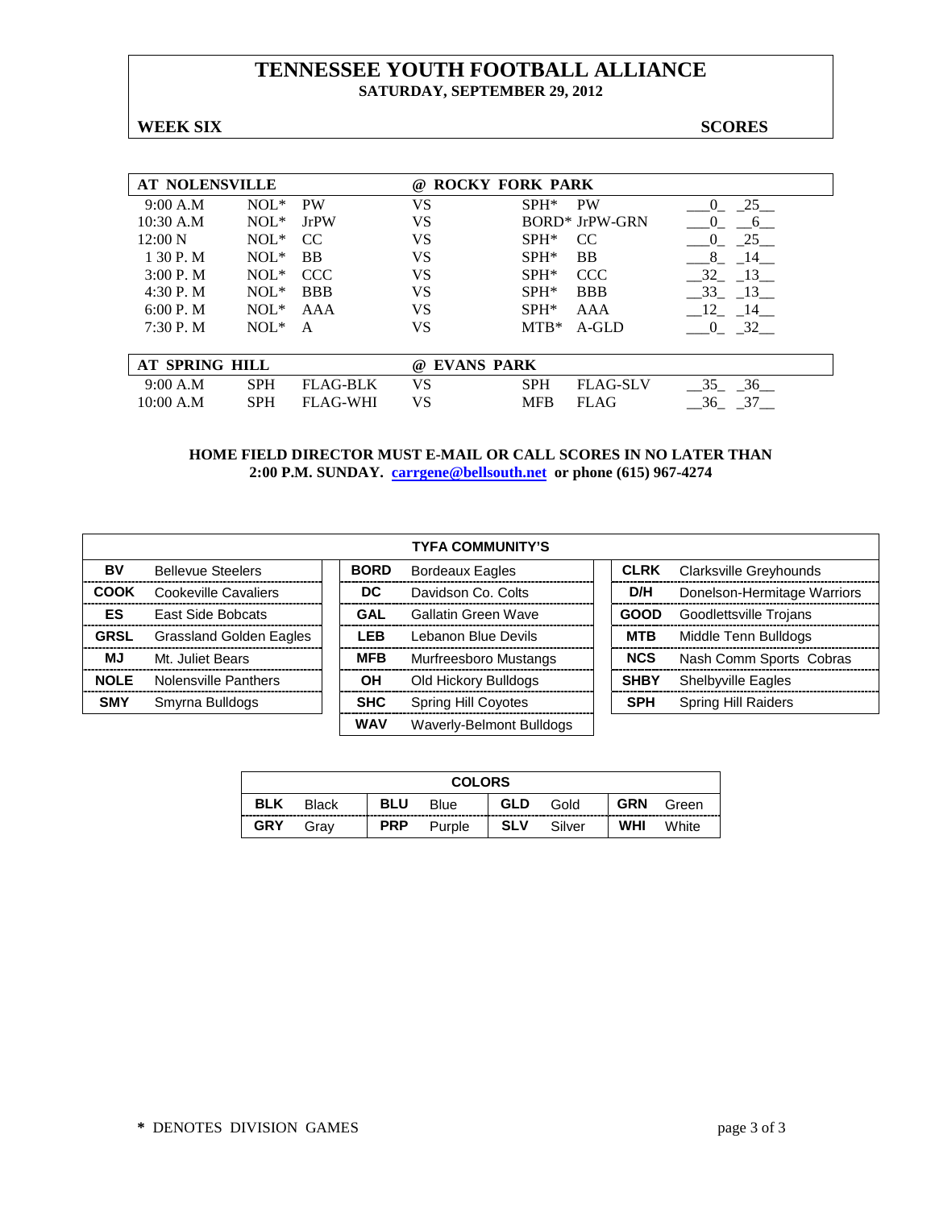# TENNESSEE YOUTH FOOTBALL ALLIANCE

**SATURDAY, SEPTEMBER 29, 2012**

**WEEK SIX** **SCORES**

| AT NOLENSVILLE | | | @ ROCKY FORK PARK | | | |
|---|---|---|---|---|---|---|
| 9:00 A.M | NOL* | PW | VS | SPH* | PW | 0 25 |
| 10:30 A.M | NOL* | JrPW | VS | BORD* | JrPW-GRN | 0 6 |
| 12:00 N | NOL* | CC | VS | SPH* | CC | 0 25 |
| 1 30 P. M | NOL* | BB | VS | SPH* | BB | 8 14 |
| 3:00 P. M | NOL* | CCC | VS | SPH* | CCC | 32 13 |
| 4:30 P. M | NOL* | BBB | VS | SPH* | BBB | 33 13 |
| 6:00 P. M | NOL* | AAA | VS | SPH* | AAA | 12 14 |
| 7:30 P. M | NOL* | A | VS | MTB* | A-GLD | 0 32 |

| AT SPRING HILL | | | @ EVANS PARK | | | |
|---|---|---|---|---|---|---|
| 9:00 A.M | SPH | FLAG-BLK | VS | SPH | FLAG-SLV | 35 36 |
| 10:00 A.M | SPH | FLAG-WHI | VS | MFB | FLAG | 36 37 |

**HOME FIELD DIRECTOR MUST E-MAIL OR CALL SCORES IN NO LATER THAN 2:00 P.M. SUNDAY. carrgene@bellsouth.net or phone (615) 967-4274**

| TYFA COMMUNITY'S | | | | | |
|---|---|---|---|---|---|
| BV | Bellevue Steelers | BORD | Bordeaux Eagles | CLRK | Clarksville Greyhounds |
| COOK | Cookeville Cavaliers | DC | Davidson Co. Colts | D/H | Donelson-Hermitage Warriors |
| ES | East Side Bobcats | GAL | Gallatin Green Wave | GOOD | Goodlettsville Trojans |
| GRSL | Grassland Golden Eagles | LEB | Lebanon Blue Devils | MTB | Middle Tenn Bulldogs |
| MJ | Mt. Juliet Bears | MFB | Murfreesboro Mustangs | NCS | Nash Comm Sports Cobras |
| NOLE | Nolensville Panthers | OH | Old Hickory Bulldogs | SHBY | Shelbyville Eagles |
| SMY | Smyrna Bulldogs | SHC | Spring Hill Coyotes | SPH | Spring Hill Raiders |
| | | WAV | Waverly-Belmont Bulldogs | | |

| COLORS | | | | | | | |
|---|---|---|---|---|---|---|---|
| BLK | Black | BLU | Blue | GLD | Gold | GRN | Green |
| GRY | Gray | PRP | Purple | SLV | Silver | WHI | White |

\* DENOTES DIVISION GAMES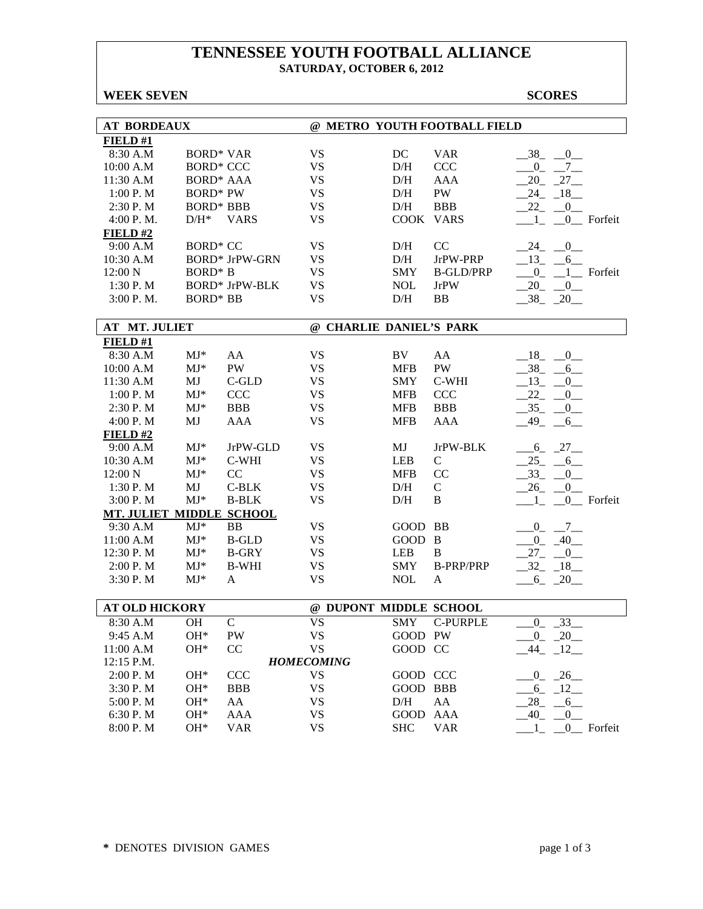# TENNESSEE YOUTH FOOTBALL ALLIANCE

**SATURDAY, OCTOBER 6, 2012**

**WEEK SEVEN** **SCORES**

## AT BORDEAUX @ METRO YOUTH FOOTBALL FIELD

**FIELD #1**

| Time | Team | Div | | Team | Div | Score | | |
|---|---|---|---|---|---|---|---|---|
| 8:30 A.M | BORD* | VAR | VS | DC | VAR | 38 | 0 | |
| 10:00 A.M | BORD* | CCC | VS | D/H | CCC | 0 | 7 | |
| 11:30 A.M | BORD* | AAA | VS | D/H | AAA | 20 | 27 | |
| 1:00 P. M | BORD* | PW | VS | D/H | PW | 24 | 18 | |
| 2:30 P. M | BORD* | BBB | VS | D/H | BBB | 22 | 0 | |
| 4:00 P. M. | D/H* | VARS | VS | COOK | VARS | 1 | 0 | Forfeit |

**FIELD #2**

| Time | Team | Div | | Team | Div | Score | | |
|---|---|---|---|---|---|---|---|---|
| 9:00 A.M | BORD* | CC | VS | D/H | CC | 24 | 0 | |
| 10:30 A.M | BORD* | JrPW-GRN | VS | D/H | JrPW-PRP | 13 | 6 | |
| 12:00 N | BORD* | B | VS | SMY | B-GLD/PRP | 0 | 1 | Forfeit |
| 1:30 P. M | BORD* | JrPW-BLK | VS | NOL | JrPW | 20 | 0 | |
| 3:00 P. M. | BORD* | BB | VS | D/H | BB | 38 | 20 | |

## AT MT. JULIET @ CHARLIE DANIEL'S PARK

**FIELD #1**

| Time | Team | Div | | Team | Div | Score | | |
|---|---|---|---|---|---|---|---|---|
| 8:30 A.M | MJ* | AA | VS | BV | AA | 18 | 0 | |
| 10:00 A.M | MJ* | PW | VS | MFB | PW | 38 | 6 | |
| 11:30 A.M | MJ | C-GLD | VS | SMY | C-WHI | 13 | 0 | |
| 1:00 P. M | MJ* | CCC | VS | MFB | CCC | 22 | 0 | |
| 2:30 P. M | MJ* | BBB | VS | MFB | BBB | 35 | 0 | |
| 4:00 P. M | MJ | AAA | VS | MFB | AAA | 49 | 6 | |

**FIELD #2**

| Time | Team | Div | | Team | Div | Score | | |
|---|---|---|---|---|---|---|---|---|
| 9:00 A.M | MJ* | JrPW-GLD | VS | MJ | JrPW-BLK | 6 | 27 | |
| 10:30 A.M | MJ* | C-WHI | VS | LEB | C | 25 | 6 | |
| 12:00 N | MJ* | CC | VS | MFB | CC | 33 | 0 | |
| 1:30 P. M | MJ | C-BLK | VS | D/H | C | 26 | 0 | |
| 3:00 P. M | MJ* | B-BLK | VS | D/H | B | 1 | 0 | Forfeit |

**MT. JULIET MIDDLE SCHOOL**

| Time | Team | Div | | Team | Div | Score | |
|---|---|---|---|---|---|---|---|
| 9:30 A.M | MJ* | BB | VS | GOOD | BB | 0 | 7 |
| 11:00 A.M | MJ* | B-GLD | VS | GOOD | B | 0 | 40 |
| 12:30 P. M | MJ* | B-GRY | VS | LEB | B | 27 | 0 |
| 2:00 P. M | MJ* | B-WHI | VS | SMY | B-PRP/PRP | 32 | 18 |
| 3:30 P. M | MJ* | A | VS | NOL | A | 6 | 20 |

## AT OLD HICKORY @ DUPONT MIDDLE SCHOOL

| Time | Team | Div | | Team | Div | Score | | |
|---|---|---|---|---|---|---|---|---|
| 8:30 A.M | OH | C | VS | SMY | C-PURPLE | 0 | 33 | |
| 9:45 A.M | OH* | PW | VS | GOOD | PW | 0 | 20 | |
| 11:00 A.M | OH* | CC | VS | GOOD | CC | 44 | 12 | |
| 12:15 P.M. | | | ***HOMECOMING*** | | | | | |
| 2:00 P. M | OH* | CCC | VS | GOOD | CCC | 0 | 26 | |
| 3:30 P. M | OH* | BBB | VS | GOOD | BBB | 6 | 12 | |
| 5:00 P. M | OH* | AA | VS | D/H | AA | 28 | 6 | |
| 6:30 P. M | OH* | AAA | VS | GOOD | AAA | 40 | 0 | |
| 8:00 P. M | OH* | VAR | VS | SHC | VAR | 1 | 0 | Forfeit |

**\*** DENOTES DIVISION GAMES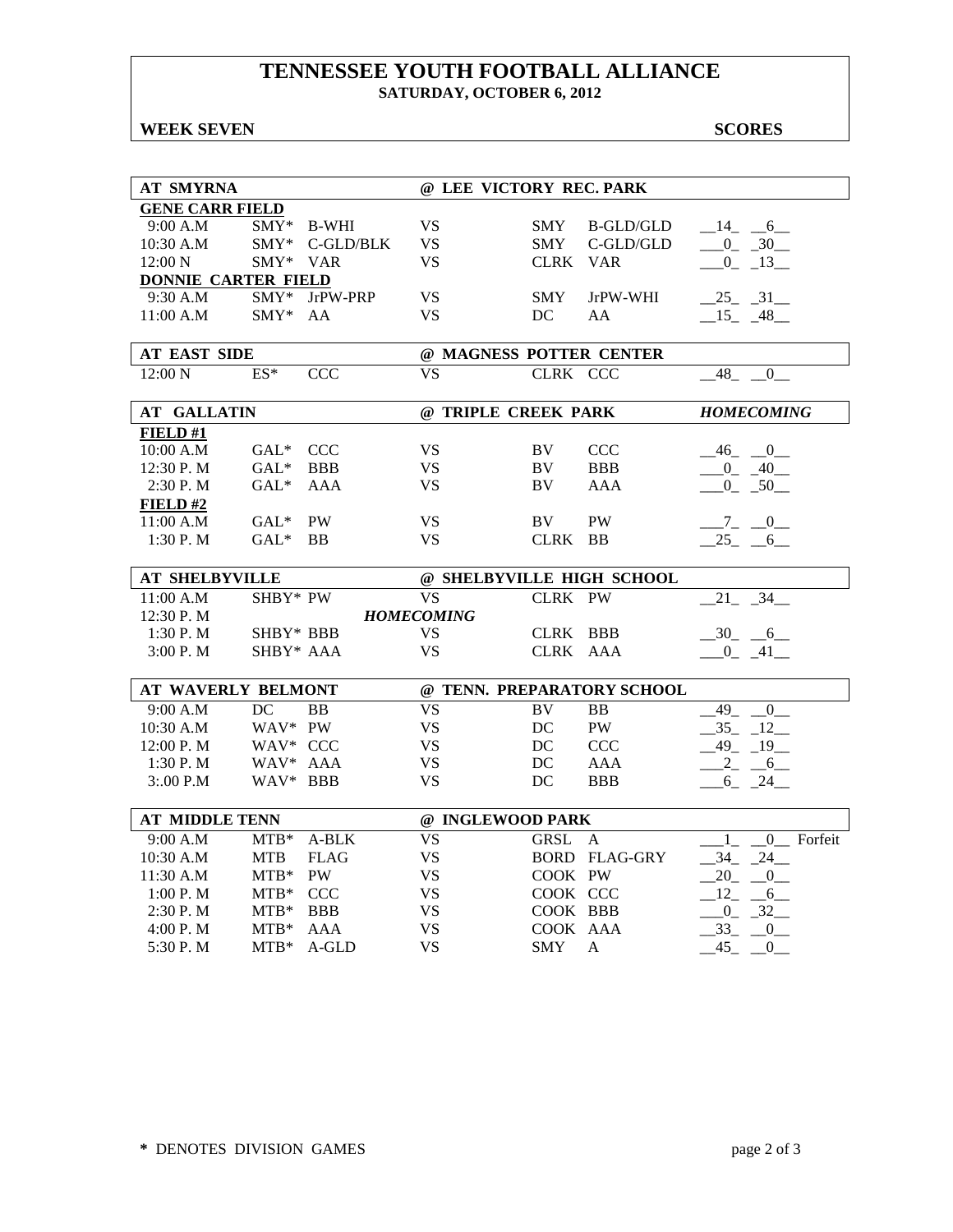# TENNESSEE YOUTH FOOTBALL ALLIANCE

**SATURDAY, OCTOBER 6, 2012**

**WEEK SEVEN** **SCORES**

| **AT SMYRNA** | | | @ LEE VICTORY REC. PARK | | | |
|---|---|---|---|---|---|---|
| **GENE CARR FIELD** | | | | | | |
| 9:00 A.M | SMY* | B-WHI | VS | SMY | B-GLD/GLD | 14 6 |
| 10:30 A.M | SMY* | C-GLD/BLK | VS | SMY | C-GLD/GLD | 0 30 |
| 12:00 N | SMY* | VAR | VS | CLRK | VAR | 0 13 |
| **DONNIE CARTER FIELD** | | | | | | |
| 9:30 A.M | SMY* | JrPW-PRP | VS | SMY | JrPW-WHI | 25 31 |
| 11:00 A.M | SMY* | AA | VS | DC | AA | 15 48 |

| **AT EAST SIDE** | | | @ MAGNESS POTTER CENTER | | | |
|---|---|---|---|---|---|---|
| 12:00 N | ES* | CCC | VS | CLRK | CCC | 48 0 |

| **AT GALLATIN** | | | @ TRIPLE CREEK PARK | | | *HOMECOMING* |
|---|---|---|---|---|---|---|
| **FIELD #1** | | | | | | |
| 10:00 A.M | GAL* | CCC | VS | BV | CCC | 46 0 |
| 12:30 P. M | GAL* | BBB | VS | BV | BBB | 0 40 |
| 2:30 P. M | GAL* | AAA | VS | BV | AAA | 0 50 |
| **FIELD #2** | | | | | | |
| 11:00 A.M | GAL* | PW | VS | BV | PW | 7 0 |
| 1:30 P. M | GAL* | BB | VS | CLRK | BB | 25 6 |

| **AT SHELBYVILLE** | | | @ SHELBYVILLE HIGH SCHOOL | | | |
|---|---|---|---|---|---|---|
| 11:00 A.M | SHBY* | PW | VS | CLRK | PW | 21 34 |
| 12:30 P. M | | | *HOMECOMING* | | | |
| 1:30 P. M | SHBY* | BBB | VS | CLRK | BBB | 30 6 |
| 3:00 P. M | SHBY* | AAA | VS | CLRK | AAA | 0 41 |

| **AT WAVERLY BELMONT** | | | @ TENN. PREPARATORY SCHOOL | | | |
|---|---|---|---|---|---|---|
| 9:00 A.M | DC | BB | VS | BV | BB | 49 0 |
| 10:30 A.M | WAV* | PW | VS | DC | PW | 35 12 |
| 12:00 P. M | WAV* | CCC | VS | DC | CCC | 49 19 |
| 1:30 P. M | WAV* | AAA | VS | DC | AAA | 2 6 |
| 3:.00 P.M | WAV* | BBB | VS | DC | BBB | 6 24 |

| **AT MIDDLE TENN** | | | @ INGLEWOOD PARK | | | |
|---|---|---|---|---|---|---|
| 9:00 A.M | MTB* | A-BLK | VS | GRSL | A | 1 0 Forfeit |
| 10:30 A.M | MTB | FLAG | VS | BORD | FLAG-GRY | 34 24 |
| 11:30 A.M | MTB* | PW | VS | COOK | PW | 20 0 |
| 1:00 P. M | MTB* | CCC | VS | COOK | CCC | 12 6 |
| 2:30 P. M | MTB* | BBB | VS | COOK | BBB | 0 32 |
| 4:00 P. M | MTB* | AAA | VS | COOK | AAA | 33 0 |
| 5:30 P. M | MTB* | A-GLD | VS | SMY | A | 45 0 |

**\*** DENOTES DIVISION GAMES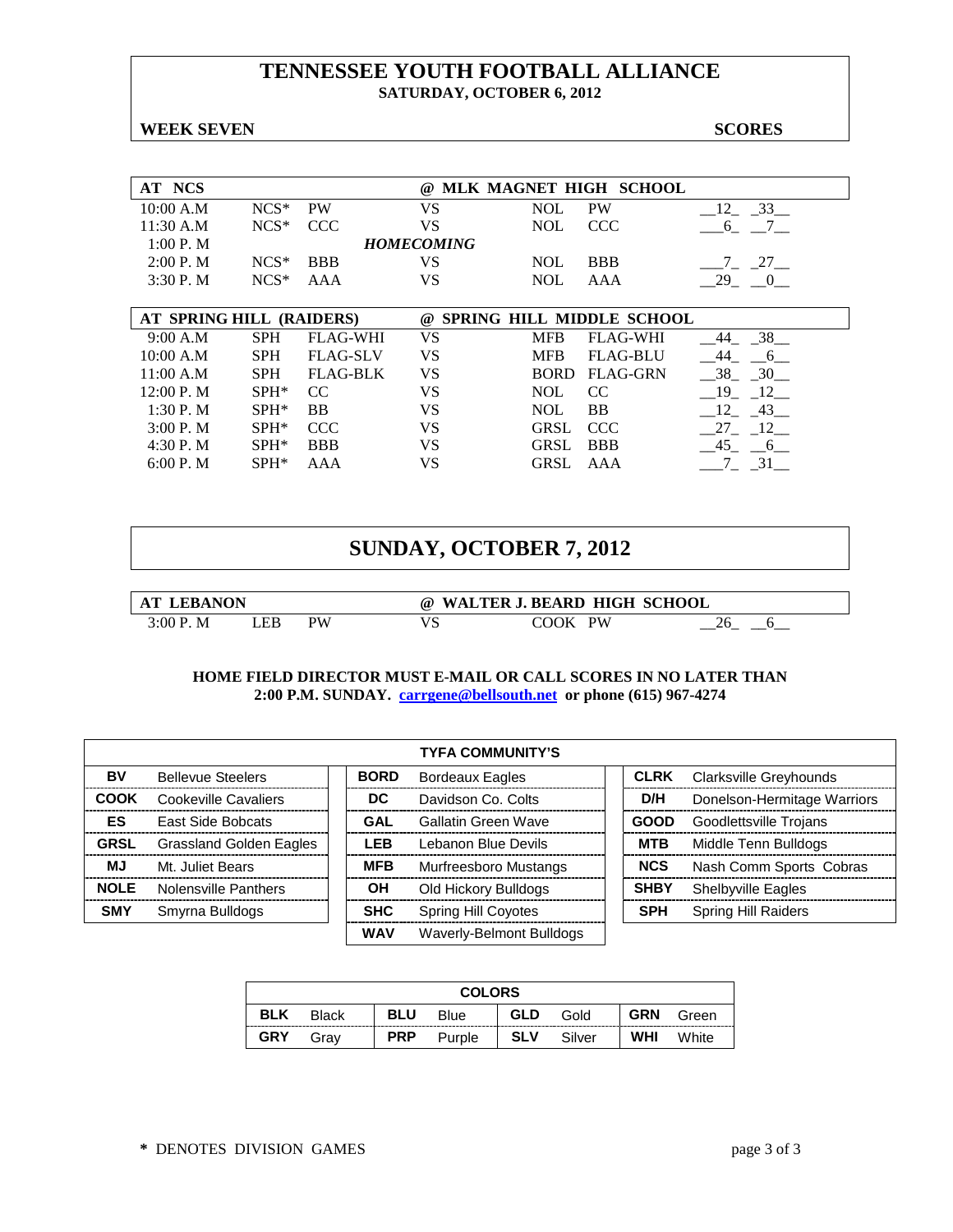# TENNESSEE YOUTH FOOTBALL ALLIANCE

**SATURDAY, OCTOBER 6, 2012**

**WEEK SEVEN** **SCORES**

| AT NCS | | | @ MLK MAGNET HIGH SCHOOL | | | |
|---|---|---|---|---|---|---|
| 10:00 A.M | NCS* | PW | VS | NOL | PW | 12 33 |
| 11:30 A.M | NCS* | CCC | VS | NOL | CCC | 6 7 |
| 1:00 P. M | | | *HOMECOMING* | | | |
| 2:00 P. M | NCS* | BBB | VS | NOL | BBB | 7 27 |
| 3:30 P. M | NCS* | AAA | VS | NOL | AAA | 29 0 |

| AT SPRING HILL (RAIDERS) | | | @ SPRING HILL MIDDLE SCHOOL | | | |
|---|---|---|---|---|---|---|
| 9:00 A.M | SPH | FLAG-WHI | VS | MFB | FLAG-WHI | 44 38 |
| 10:00 A.M | SPH | FLAG-SLV | VS | MFB | FLAG-BLU | 44 6 |
| 11:00 A.M | SPH | FLAG-BLK | VS | BORD | FLAG-GRN | 38 30 |
| 12:00 P. M | SPH* | CC | VS | NOL | CC | 19 12 |
| 1:30 P. M | SPH* | BB | VS | NOL | BB | 12 43 |
| 3:00 P. M | SPH* | CCC | VS | GRSL | CCC | 27 12 |
| 4:30 P. M | SPH* | BBB | VS | GRSL | BBB | 45 6 |
| 6:00 P. M | SPH* | AAA | VS | GRSL | AAA | 7 31 |

## SUNDAY, OCTOBER 7, 2012

| AT LEBANON | | | @ WALTER J. BEARD HIGH SCHOOL | | | |
|---|---|---|---|---|---|---|
| 3:00 P. M | LEB | PW | VS | COOK | PW | 26 6 |

**HOME FIELD DIRECTOR MUST E-MAIL OR CALL SCORES IN NO LATER THAN 2:00 P.M. SUNDAY. carrgene@bellsouth.net or phone (615) 967-4274**

| TYFA COMMUNITY'S | | | | | |
|---|---|---|---|---|---|
| **BV** | Bellevue Steelers | **BORD** | Bordeaux Eagles | **CLRK** | Clarksville Greyhounds |
| **COOK** | Cookeville Cavaliers | **DC** | Davidson Co. Colts | **D/H** | Donelson-Hermitage Warriors |
| **ES** | East Side Bobcats | **GAL** | Gallatin Green Wave | **GOOD** | Goodlettsville Trojans |
| **GRSL** | Grassland Golden Eagles | **LEB** | Lebanon Blue Devils | **MTB** | Middle Tenn Bulldogs |
| **MJ** | Mt. Juliet Bears | **MFB** | Murfreesboro Mustangs | **NCS** | Nash Comm Sports Cobras |
| **NOLE** | Nolensville Panthers | **OH** | Old Hickory Bulldogs | **SHBY** | Shelbyville Eagles |
| **SMY** | Smyrna Bulldogs | **SHC** | Spring Hill Coyotes | **SPH** | Spring Hill Raiders |
| | | **WAV** | Waverly-Belmont Bulldogs | | |

| COLORS | | | | | | | |
|---|---|---|---|---|---|---|---|
| **BLK** | Black | **BLU** | Blue | **GLD** | Gold | **GRN** | Green |
| **GRY** | Gray | **PRP** | Purple | **SLV** | Silver | **WHI** | White |

**\*** DENOTES DIVISION GAMES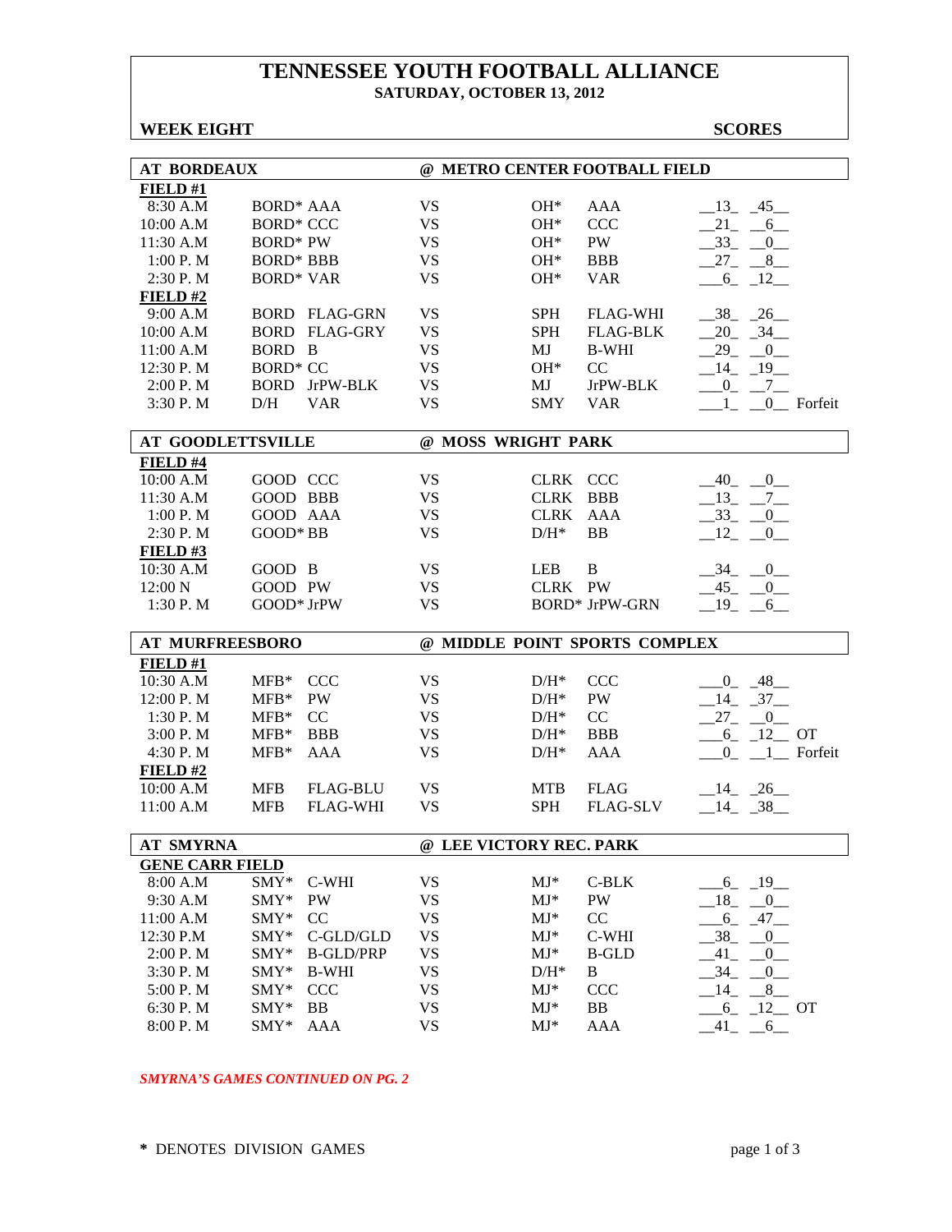# TENNESSEE YOUTH FOOTBALL ALLIANCE

**SATURDAY, OCTOBER 13, 2012**

**WEEK EIGHT** **SCORES**

| **AT BORDEAUX** | | | | | | | |
|---|---|---|---|---|---|---|---|
| | | | **@ METRO CENTER FOOTBALL FIELD** | | | | |
| **FIELD #1** | | | | | | | |
| 8:30 A.M | BORD* | AAA | VS | OH* | AAA | 13 45 | |
| 10:00 A.M | BORD* | CCC | VS | OH* | CCC | 21 6 | |
| 11:30 A.M | BORD* | PW | VS | OH* | PW | 33 0 | |
| 1:00 P. M | BORD* | BBB | VS | OH* | BBB | 27 8 | |
| 2:30 P. M | BORD* | VAR | VS | OH* | VAR | 6 12 | |
| **FIELD #2** | | | | | | | |
| 9:00 A.M | BORD | FLAG-GRN | VS | SPH | FLAG-WHI | 38 26 | |
| 10:00 A.M | BORD | FLAG-GRY | VS | SPH | FLAG-BLK | 20 34 | |
| 11:00 A.M | BORD | B | VS | MJ | B-WHI | 29 0 | |
| 12:30 P. M | BORD* | CC | VS | OH* | CC | 14 19 | |
| 2:00 P. M | BORD | JrPW-BLK | VS | MJ | JrPW-BLK | 0 7 | |
| 3:30 P. M | D/H | VAR | VS | SMY | VAR | 1 0 | Forfeit |

| **AT GOODLETTSVILLE** | | | | | | | |
|---|---|---|---|---|---|---|---|
| | | | **@ MOSS WRIGHT PARK** | | | | |
| **FIELD #4** | | | | | | | |
| 10:00 A.M | GOOD | CCC | VS | CLRK | CCC | 40 0 | |
| 11:30 A.M | GOOD | BBB | VS | CLRK | BBB | 13 7 | |
| 1:00 P. M | GOOD | AAA | VS | CLRK | AAA | 33 0 | |
| 2:30 P. M | GOOD* | BB | VS | D/H* | BB | 12 0 | |
| **FIELD #3** | | | | | | | |
| 10:30 A.M | GOOD | B | VS | LEB | B | 34 0 | |
| 12:00 N | GOOD | PW | VS | CLRK | PW | 45 0 | |
| 1:30 P. M | GOOD* | JrPW | VS | BORD* | JrPW-GRN | 19 6 | |

| **AT MURFREESBORO** | | | | | | | |
|---|---|---|---|---|---|---|---|
| | | | **@ MIDDLE POINT SPORTS COMPLEX** | | | | |
| **FIELD #1** | | | | | | | |
| 10:30 A.M | MFB* | CCC | VS | D/H* | CCC | 0 48 | |
| 12:00 P. M | MFB* | PW | VS | D/H* | PW | 14 37 | |
| 1:30 P. M | MFB* | CC | VS | D/H* | CC | 27 0 | |
| 3:00 P. M | MFB* | BBB | VS | D/H* | BBB | 6 12 | OT |
| 4:30 P. M | MFB* | AAA | VS | D/H* | AAA | 0 1 | Forfeit |
| **FIELD #2** | | | | | | | |
| 10:00 A.M | MFB | FLAG-BLU | VS | MTB | FLAG | 14 26 | |
| 11:00 A.M | MFB | FLAG-WHI | VS | SPH | FLAG-SLV | 14 38 | |

| **AT SMYRNA** | | | | | | | |
|---|---|---|---|---|---|---|---|
| | | | **@ LEE VICTORY REC. PARK** | | | | |
| **GENE CARR FIELD** | | | | | | | |
| 8:00 A.M | SMY* | C-WHI | VS | MJ* | C-BLK | 6 19 | |
| 9:30 A.M | SMY* | PW | VS | MJ* | PW | 18 0 | |
| 11:00 A.M | SMY* | CC | VS | MJ* | CC | 6 47 | |
| 12:30 P.M | SMY* | C-GLD/GLD | VS | MJ* | C-WHI | 38 0 | |
| 2:00 P. M | SMY* | B-GLD/PRP | VS | MJ* | B-GLD | 41 0 | |
| 3:30 P. M | SMY* | B-WHI | VS | D/H* | B | 34 0 | |
| 5:00 P. M | SMY* | CCC | VS | MJ* | CCC | 14 8 | |
| 6:30 P. M | SMY* | BB | VS | MJ* | BB | 6 12 | OT |
| 8:00 P. M | SMY* | AAA | VS | MJ* | AAA | 41 6 | |

***SMYRNA'S GAMES CONTINUED ON PG. 2***

\* DENOTES DIVISION GAMES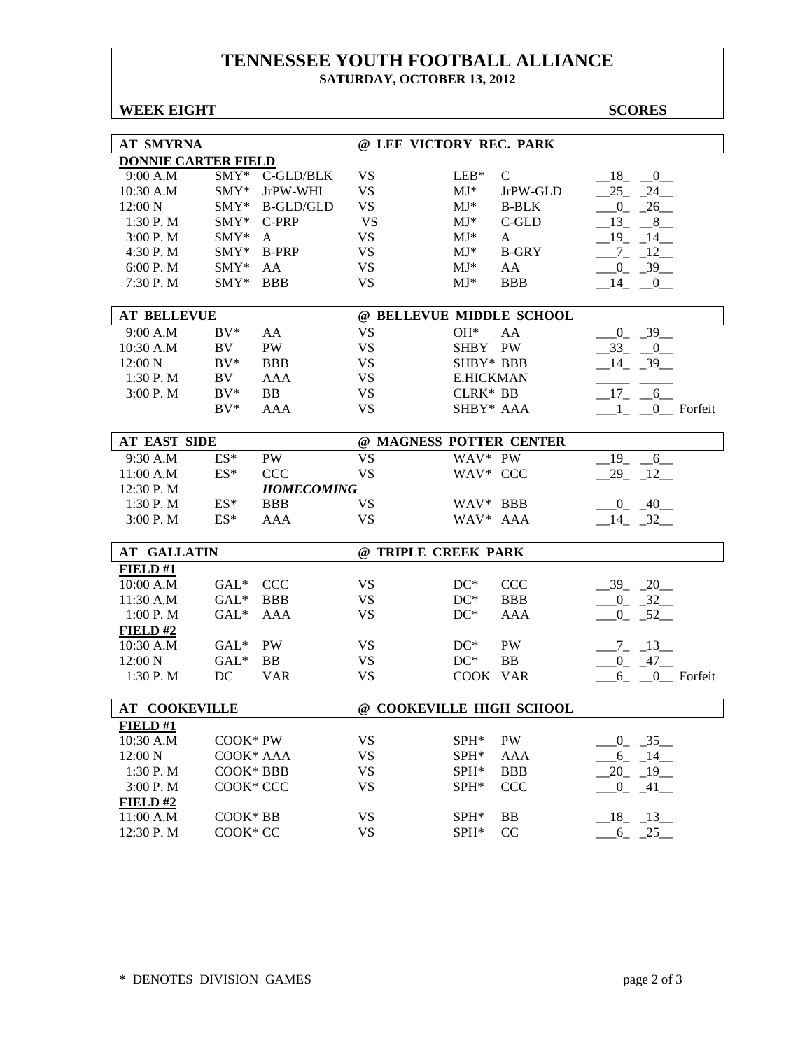# TENNESSEE YOUTH FOOTBALL ALLIANCE

**SATURDAY, OCTOBER 13, 2012**

**WEEK EIGHT** **SCORES**

| AT SMYRNA | | | @ LEE VICTORY REC. PARK | | | |
|---|---|---|---|---|---|---|
| **DONNIE CARTER FIELD** | | | | | | |
| 9:00 A.M | SMY* | C-GLD/BLK | VS | LEB* | C | 18 0 |
| 10:30 A.M | SMY* | JrPW-WHI | VS | MJ* | JrPW-GLD | 25 24 |
| 12:00 N | SMY* | B-GLD/GLD | VS | MJ* | B-BLK | 0 26 |
| 1:30 P. M | SMY* | C-PRP | VS | MJ* | C-GLD | 13 8 |
| 3:00 P. M | SMY* | A | VS | MJ* | A | 19 14 |
| 4:30 P. M | SMY* | B-PRP | VS | MJ* | B-GRY | 7 12 |
| 6:00 P. M | SMY* | AA | VS | MJ* | AA | 0 39 |
| 7:30 P. M | SMY* | BBB | VS | MJ* | BBB | 14 0 |

| AT BELLEVUE | | | @ BELLEVUE MIDDLE SCHOOL | | | |
|---|---|---|---|---|---|---|
| 9:00 A.M | BV* | AA | VS | OH* | AA | 0 39 |
| 10:30 A.M | BV | PW | VS | SHBY | PW | 33 0 |
| 12:00 N | BV* | BBB | VS | SHBY* | BBB | 14 39 |
| 1:30 P. M | BV | AAA | VS | E.HICKMAN | | |
| 3:00 P. M | BV* | BB | VS | CLRK* | BB | 17 6 |
| | BV* | AAA | VS | SHBY* | AAA | 1 0 Forfeit |

| AT EAST SIDE | | | @ MAGNESS POTTER CENTER | | | |
|---|---|---|---|---|---|---|
| 9:30 A.M | ES* | PW | VS | WAV* | PW | 19 6 |
| 11:00 A.M | ES* | CCC | VS | WAV* | CCC | 29 12 |
| 12:30 P. M | | *HOMECOMING* | | | | |
| 1:30 P. M | ES* | BBB | VS | WAV* | BBB | 0 40 |
| 3:00 P. M | ES* | AAA | VS | WAV* | AAA | 14 32 |

| AT GALLATIN | | | @ TRIPLE CREEK PARK | | | |
|---|---|---|---|---|---|---|
| **FIELD #1** | | | | | | |
| 10:00 A.M | GAL* | CCC | VS | DC* | CCC | 39 20 |
| 11:30 A.M | GAL* | BBB | VS | DC* | BBB | 0 32 |
| 1:00 P. M | GAL* | AAA | VS | DC* | AAA | 0 52 |
| **FIELD #2** | | | | | | |
| 10:30 A.M | GAL* | PW | VS | DC* | PW | 7 13 |
| 12:00 N | GAL* | BB | VS | DC* | BB | 0 47 |
| 1:30 P. M | DC | VAR | VS | COOK | VAR | 6 0 Forfeit |

| AT COOKEVILLE | | | @ COOKEVILLE HIGH SCHOOL | | | |
|---|---|---|---|---|---|---|
| **FIELD #1** | | | | | | |
| 10:30 A.M | COOK* | PW | VS | SPH* | PW | 0 35 |
| 12:00 N | COOK* | AAA | VS | SPH* | AAA | 6 14 |
| 1:30 P. M | COOK* | BBB | VS | SPH* | BBB | 20 19 |
| 3:00 P. M | COOK* | CCC | VS | SPH* | CCC | 0 41 |
| **FIELD #2** | | | | | | |
| 11:00 A.M | COOK* | BB | VS | SPH* | BB | 18 13 |
| 12:30 P. M | COOK* | CC | VS | SPH* | CC | 6 25 |

**\*** DENOTES DIVISION GAMES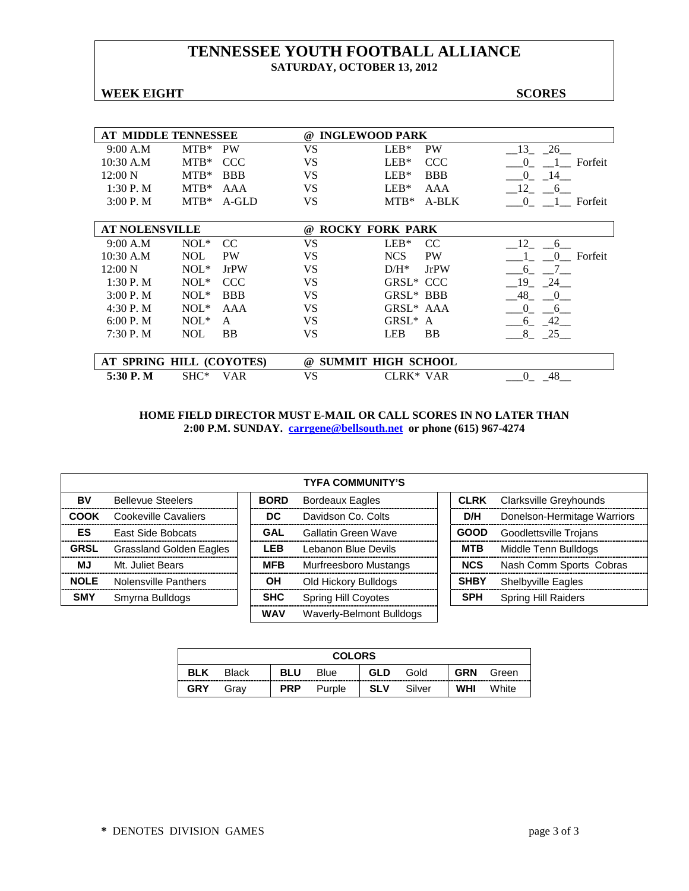# TENNESSEE YOUTH FOOTBALL ALLIANCE

**SATURDAY, OCTOBER 13, 2012**

**WEEK EIGHT** **SCORES**

| AT MIDDLE TENNESSEE | | | @ INGLEWOOD PARK | | | |
|---|---|---|---|---|---|---|
| 9:00 A.M | MTB* | PW | VS | LEB* | PW | 13 26 |
| 10:30 A.M | MTB* | CCC | VS | LEB* | CCC | 0 1 Forfeit |
| 12:00 N | MTB* | BBB | VS | LEB* | BBB | 0 14 |
| 1:30 P. M | MTB* | AAA | VS | LEB* | AAA | 12 6 |
| 3:00 P. M | MTB* | A-GLD | VS | MTB* | A-BLK | 0 1 Forfeit |

| AT NOLENSVILLE | | | @ ROCKY FORK PARK | | | |
|---|---|---|---|---|---|---|
| 9:00 A.M | NOL* | CC | VS | LEB* | CC | 12 6 |
| 10:30 A.M | NOL | PW | VS | NCS | PW | 1 0 Forfeit |
| 12:00 N | NOL* | JrPW | VS | D/H* | JrPW | 6 7 |
| 1:30 P. M | NOL* | CCC | VS | GRSL* | CCC | 19 24 |
| 3:00 P. M | NOL* | BBB | VS | GRSL* | BBB | 48 0 |
| 4:30 P. M | NOL* | AAA | VS | GRSL* | AAA | 0 6 |
| 6:00 P. M | NOL* | A | VS | GRSL* | A | 6 42 |
| 7:30 P. M | NOL | BB | VS | LEB | BB | 8 25 |

| AT SPRING HILL (COYOTES) | | | @ SUMMIT HIGH SCHOOL | | | |
|---|---|---|---|---|---|---|
| **5:30 P. M** | SHC* | VAR | VS | CLRK* | VAR | 0 48 |

**HOME FIELD DIRECTOR MUST E-MAIL OR CALL SCORES IN NO LATER THAN 2:00 P.M. SUNDAY. carrgene@bellsouth.net or phone (615) 967-4274**

| TYFA COMMUNITY'S | | | | | |
|---|---|---|---|---|---|
| **BV** | Bellevue Steelers | **BORD** | Bordeaux Eagles | **CLRK** | Clarksville Greyhounds |
| **COOK** | Cookeville Cavaliers | **DC** | Davidson Co. Colts | **D/H** | Donelson-Hermitage Warriors |
| **ES** | East Side Bobcats | **GAL** | Gallatin Green Wave | **GOOD** | Goodlettsville Trojans |
| **GRSL** | Grassland Golden Eagles | **LEB** | Lebanon Blue Devils | **MTB** | Middle Tenn Bulldogs |
| **MJ** | Mt. Juliet Bears | **MFB** | Murfreesboro Mustangs | **NCS** | Nash Comm Sports Cobras |
| **NOLE** | Nolensville Panthers | **OH** | Old Hickory Bulldogs | **SHBY** | Shelbyville Eagles |
| **SMY** | Smyrna Bulldogs | **SHC** | Spring Hill Coyotes | **SPH** | Spring Hill Raiders |
| | | **WAV** | Waverly-Belmont Bulldogs | | |

| COLORS | | | | | | | |
|---|---|---|---|---|---|---|---|
| **BLK** | Black | **BLU** | Blue | **GLD** | Gold | **GRN** | Green |
| **GRY** | Gray | **PRP** | Purple | **SLV** | Silver | **WHI** | White |

\* DENOTES DIVISION GAMES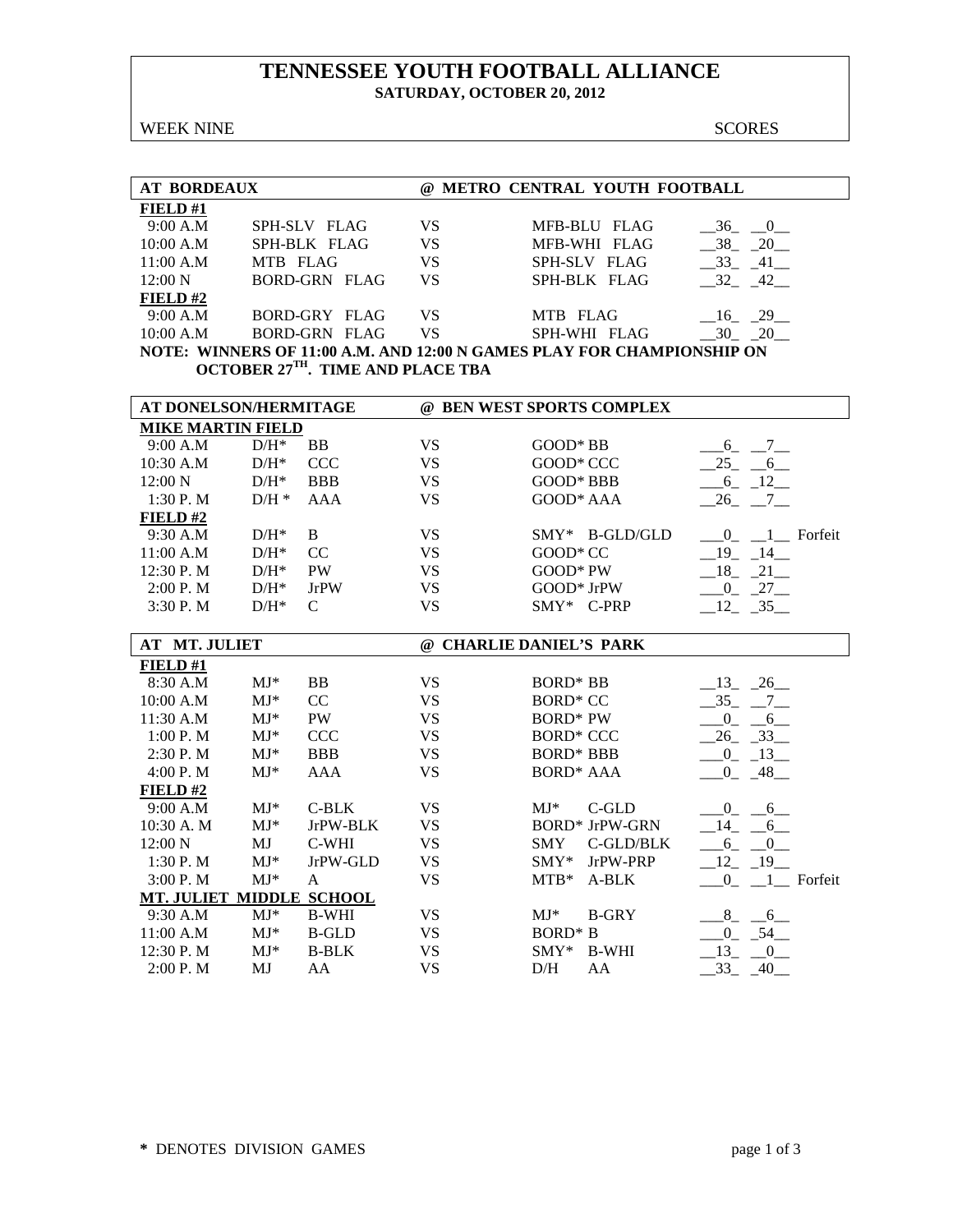# TENNESSEE YOUTH FOOTBALL ALLIANCE

**SATURDAY, OCTOBER 20, 2012**

WEEK NINE — SCORES

| AT BORDEAUX | | @ METRO CENTRAL YOUTH FOOTBALL | | |
|---|---|---|---|---|
| **FIELD #1** | | | | |
| 9:00 A.M | SPH-SLV FLAG | VS | MFB-BLU FLAG | 36 0 |
| 10:00 A.M | SPH-BLK FLAG | VS | MFB-WHI FLAG | 38 20 |
| 11:00 A.M | MTB FLAG | VS | SPH-SLV FLAG | 33 41 |
| 12:00 N | BORD-GRN FLAG | VS | SPH-BLK FLAG | 32 42 |
| **FIELD #2** | | | | |
| 9:00 A.M | BORD-GRY FLAG | VS | MTB FLAG | 16 29 |
| 10:00 A.M | BORD-GRN FLAG | VS | SPH-WHI FLAG | 30 20 |

**NOTE: WINNERS OF 11:00 A.M. AND 12:00 N GAMES PLAY FOR CHAMPIONSHIP ON OCTOBER 27TH. TIME AND PLACE TBA**

| AT DONELSON/HERMITAGE | | | @ BEN WEST SPORTS COMPLEX | |
|---|---|---|---|---|
| **MIKE MARTIN FIELD** | | | | |
| 9:00 A.M | D/H* BB | VS | GOOD* BB | 6 7 |
| 10:30 A.M | D/H* CCC | VS | GOOD* CCC | 25 6 |
| 12:00 N | D/H* BBB | VS | GOOD* BBB | 6 12 |
| 1:30 P. M | D/H * AAA | VS | GOOD* AAA | 26 7 |
| **FIELD #2** | | | | |
| 9:30 A.M | D/H* B | VS | SMY* B-GLD/GLD | 0 1 Forfeit |
| 11:00 A.M | D/H* CC | VS | GOOD* CC | 19 14 |
| 12:30 P. M | D/H* PW | VS | GOOD* PW | 18 21 |
| 2:00 P. M | D/H* JrPW | VS | GOOD* JrPW | 0 27 |
| 3:30 P. M | D/H* C | VS | SMY* C-PRP | 12 35 |

| AT MT. JULIET | | | @ CHARLIE DANIEL'S PARK | |
|---|---|---|---|---|
| **FIELD #1** | | | | |
| 8:30 A.M | MJ* BB | VS | BORD* BB | 13 26 |
| 10:00 A.M | MJ* CC | VS | BORD* CC | 35 7 |
| 11:30 A.M | MJ* PW | VS | BORD* PW | 0 6 |
| 1:00 P. M | MJ* CCC | VS | BORD* CCC | 26 33 |
| 2:30 P. M | MJ* BBB | VS | BORD* BBB | 0 13 |
| 4:00 P. M | MJ* AAA | VS | BORD* AAA | 0 48 |
| **FIELD #2** | | | | |
| 9:00 A.M | MJ* C-BLK | VS | MJ* C-GLD | 0 6 |
| 10:30 A. M | MJ* JrPW-BLK | VS | BORD* JrPW-GRN | 14 6 |
| 12:00 N | MJ C-WHI | VS | SMY C-GLD/BLK | 6 0 |
| 1:30 P. M | MJ* JrPW-GLD | VS | SMY* JrPW-PRP | 12 19 |
| 3:00 P. M | MJ* A | VS | MTB* A-BLK | 0 1 Forfeit |
| **MT. JULIET MIDDLE SCHOOL** | | | | |
| 9:30 A.M | MJ* B-WHI | VS | MJ* B-GRY | 8 6 |
| 11:00 A.M | MJ* B-GLD | VS | BORD* B | 0 54 |
| 12:30 P. M | MJ* B-BLK | VS | SMY* B-WHI | 13 0 |
| 2:00 P. M | MJ AA | VS | D/H AA | 33 40 |

**\*** DENOTES DIVISION GAMES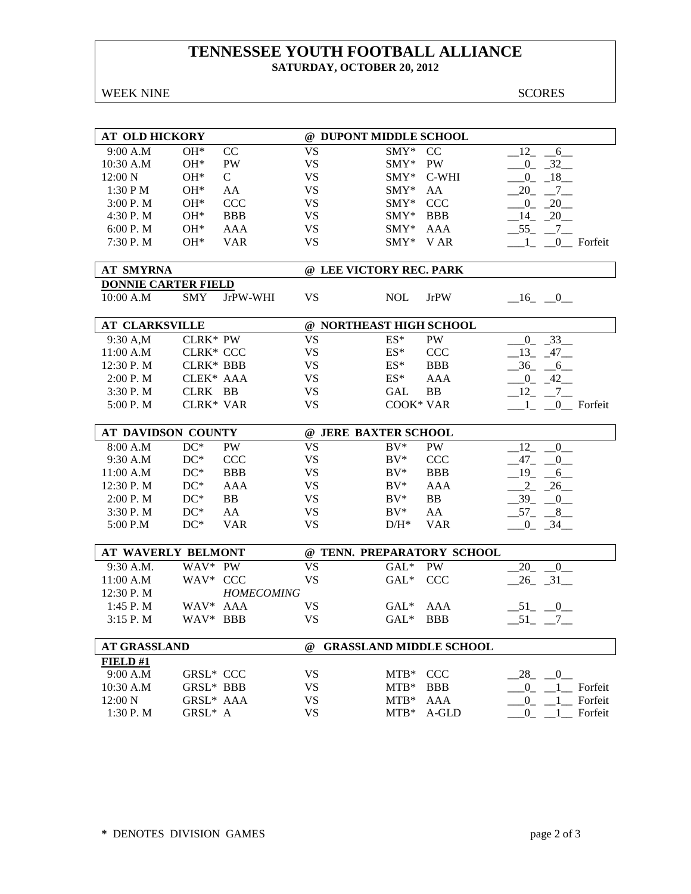# TENNESSEE YOUTH FOOTBALL ALLIANCE

**SATURDAY, OCTOBER 20, 2012**

WEEK NINE — SCORES

| AT OLD HICKORY | | | | @ DUPONT MIDDLE SCHOOL | | |
|---|---|---|---|---|---|---|
| 9:00 A.M | OH* | CC | VS | SMY* | CC | 12 6 |
| 10:30 A.M | OH* | PW | VS | SMY* | PW | 0 32 |
| 12:00 N | OH* | C | VS | SMY* | C-WHI | 0 18 |
| 1:30 P M | OH* | AA | VS | SMY* | AA | 20 7 |
| 3:00 P. M | OH* | CCC | VS | SMY* | CCC | 0 20 |
| 4:30 P. M | OH* | BBB | VS | SMY* | BBB | 14 20 |
| 6:00 P. M | OH* | AAA | VS | SMY* | AAA | 55 7 |
| 7:30 P. M | OH* | VAR | VS | SMY* | V AR | 1 0 Forfeit |

| AT SMYRNA | | | | @ LEE VICTORY REC. PARK | | |
|---|---|---|---|---|---|---|
| **DONNIE CARTER FIELD** | | | | | | |
| 10:00 A.M | SMY | JrPW-WHI | VS | NOL | JrPW | 16 0 |

| AT CLARKSVILLE | | | | @ NORTHEAST HIGH SCHOOL | | |
|---|---|---|---|---|---|---|
| 9:30 A,M | CLRK* | PW | VS | ES* | PW | 0 33 |
| 11:00 A.M | CLRK* | CCC | VS | ES* | CCC | 13 47 |
| 12:30 P. M | CLRK* | BBB | VS | ES* | BBB | 36 6 |
| 2:00 P. M | CLEK* | AAA | VS | ES* | AAA | 0 42 |
| 3:30 P. M | CLRK | BB | VS | GAL | BB | 12 7 |
| 5:00 P. M | CLRK* | VAR | VS | COOK* | VAR | 1 0 Forfeit |

| AT DAVIDSON COUNTY | | | | @ JERE BAXTER SCHOOL | | |
|---|---|---|---|---|---|---|
| 8:00 A.M | DC* | PW | VS | BV* | PW | 12 0 |
| 9:30 A.M | DC* | CCC | VS | BV* | CCC | 47 0 |
| 11:00 A.M | DC* | BBB | VS | BV* | BBB | 19 6 |
| 12:30 P. M | DC* | AAA | VS | BV* | AAA | 2 26 |
| 2:00 P. M | DC* | BB | VS | BV* | BB | 39 0 |
| 3:30 P. M | DC* | AA | VS | BV* | AA | 57 8 |
| 5:00 P.M | DC* | VAR | VS | D/H* | VAR | 0 34 |

| AT WAVERLY BELMONT | | | | @ TENN. PREPARATORY SCHOOL | | |
|---|---|---|---|---|---|---|
| 9:30 A.M. | WAV* | PW | VS | GAL* | PW | 20 0 |
| 11:00 A.M | WAV* | CCC | VS | GAL* | CCC | 26 31 |
| 12:30 P. M | | *HOMECOMING* | | | | |
| 1:45 P. M | WAV* | AAA | VS | GAL* | AAA | 51 0 |
| 3:15 P. M | WAV* | BBB | VS | GAL* | BBB | 51 7 |

| AT GRASSLAND | | | | @ GRASSLAND MIDDLE SCHOOL | | |
|---|---|---|---|---|---|---|
| **FIELD #1** | | | | | | |
| 9:00 A.M | GRSL* | CCC | VS | MTB* | CCC | 28 0 |
| 10:30 A.M | GRSL* | BBB | VS | MTB* | BBB | 0 1 Forfeit |
| 12:00 N | GRSL* | AAA | VS | MTB* | AAA | 0 1 Forfeit |
| 1:30 P. M | GRSL* | A | VS | MTB* | A-GLD | 0 1 Forfeit |

**\*** DENOTES DIVISION GAMES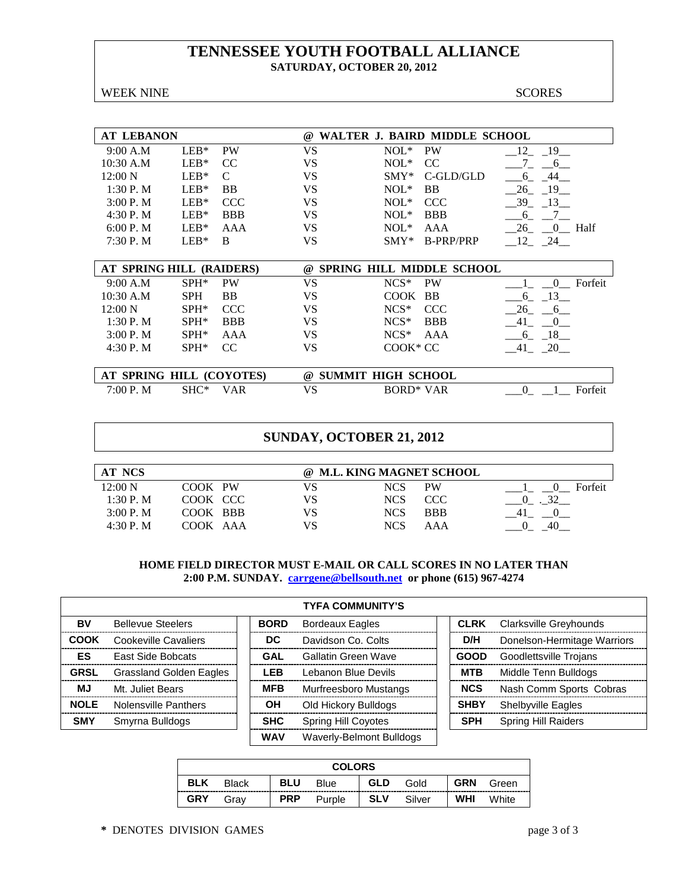# TENNESSEE YOUTH FOOTBALL ALLIANCE
**SATURDAY, OCTOBER 20, 2012**

WEEK NINE SCORES

| AT LEBANON | | | | @ WALTER J. BAIRD MIDDLE SCHOOL | | | | |
|---|---|---|---|---|---|---|---|---|
| 9:00 A.M | LEB* | PW | VS | NOL* | PW | 12 | 19 | |
| 10:30 A.M | LEB* | CC | VS | NOL* | CC | 7 | 6 | |
| 12:00 N | LEB* | C | VS | SMY* | C-GLD/GLD | 6 | 44 | |
| 1:30 P. M | LEB* | BB | VS | NOL* | BB | 26 | 19 | |
| 3:00 P. M | LEB* | CCC | VS | NOL* | CCC | 39 | 13 | |
| 4:30 P. M | LEB* | BBB | VS | NOL* | BBB | 6 | 7 | |
| 6:00 P. M | LEB* | AAA | VS | NOL* | AAA | 26 | 0 | Half |
| 7:30 P. M | LEB* | B | VS | SMY* | B-PRP/PRP | 12 | 24 | |

| AT SPRING HILL (RAIDERS) | | | | @ SPRING HILL MIDDLE SCHOOL | | | | |
|---|---|---|---|---|---|---|---|---|
| 9:00 A.M | SPH* | PW | VS | NCS* | PW | 1 | 0 | Forfeit |
| 10:30 A.M | SPH | BB | VS | COOK | BB | 6 | 13 | |
| 12:00 N | SPH* | CCC | VS | NCS* | CCC | 26 | 6 | |
| 1:30 P. M | SPH* | BBB | VS | NCS* | BBB | 41 | 0 | |
| 3:00 P. M | SPH* | AAA | VS | NCS* | AAA | 6 | 18 | |
| 4:30 P. M | SPH* | CC | VS | COOK* | CC | 41 | 20 | |

| AT SPRING HILL (COYOTES) | | | | @ SUMMIT HIGH SCHOOL | | | | |
|---|---|---|---|---|---|---|---|---|
| 7:00 P. M | SHC* | VAR | VS | BORD* | VAR | 0 | 1 | Forfeit |

## SUNDAY, OCTOBER 21, 2012

| AT NCS | | | | @ M.L. KING MAGNET SCHOOL | | | | |
|---|---|---|---|---|---|---|---|---|
| 12:00 N | COOK | PW | VS | NCS | PW | 1 | 0 | Forfeit |
| 1:30 P. M | COOK | CCC | VS | NCS | CCC | 0 | 32 | |
| 3:00 P. M | COOK | BBB | VS | NCS | BBB | 41 | 0 | |
| 4:30 P. M | COOK | AAA | VS | NCS | AAA | 0 | 40 | |

**HOME FIELD DIRECTOR MUST E-MAIL OR CALL SCORES IN NO LATER THAN 2:00 P.M. SUNDAY. carrgene@bellsouth.net or phone (615) 967-4274**

| TYFA COMMUNITY'S | | | | | |
|---|---|---|---|---|---|
| **BV** | Bellevue Steelers | **BORD** | Bordeaux Eagles | **CLRK** | Clarksville Greyhounds |
| **COOK** | Cookeville Cavaliers | **DC** | Davidson Co. Colts | **D/H** | Donelson-Hermitage Warriors |
| **ES** | East Side Bobcats | **GAL** | Gallatin Green Wave | **GOOD** | Goodlettsville Trojans |
| **GRSL** | Grassland Golden Eagles | **LEB** | Lebanon Blue Devils | **MTB** | Middle Tenn Bulldogs |
| **MJ** | Mt. Juliet Bears | **MFB** | Murfreesboro Mustangs | **NCS** | Nash Comm Sports Cobras |
| **NOLE** | Nolensville Panthers | **OH** | Old Hickory Bulldogs | **SHBY** | Shelbyville Eagles |
| **SMY** | Smyrna Bulldogs | **SHC** | Spring Hill Coyotes | **SPH** | Spring Hill Raiders |
| | | **WAV** | Waverly-Belmont Bulldogs | | |

| COLORS | | | | | | | |
|---|---|---|---|---|---|---|---|
| **BLK** | Black | **BLU** | Blue | **GLD** | Gold | **GRN** | Green |
| **GRY** | Gray | **PRP** | Purple | **SLV** | Silver | **WHI** | White |

* DENOTES DIVISION GAMES